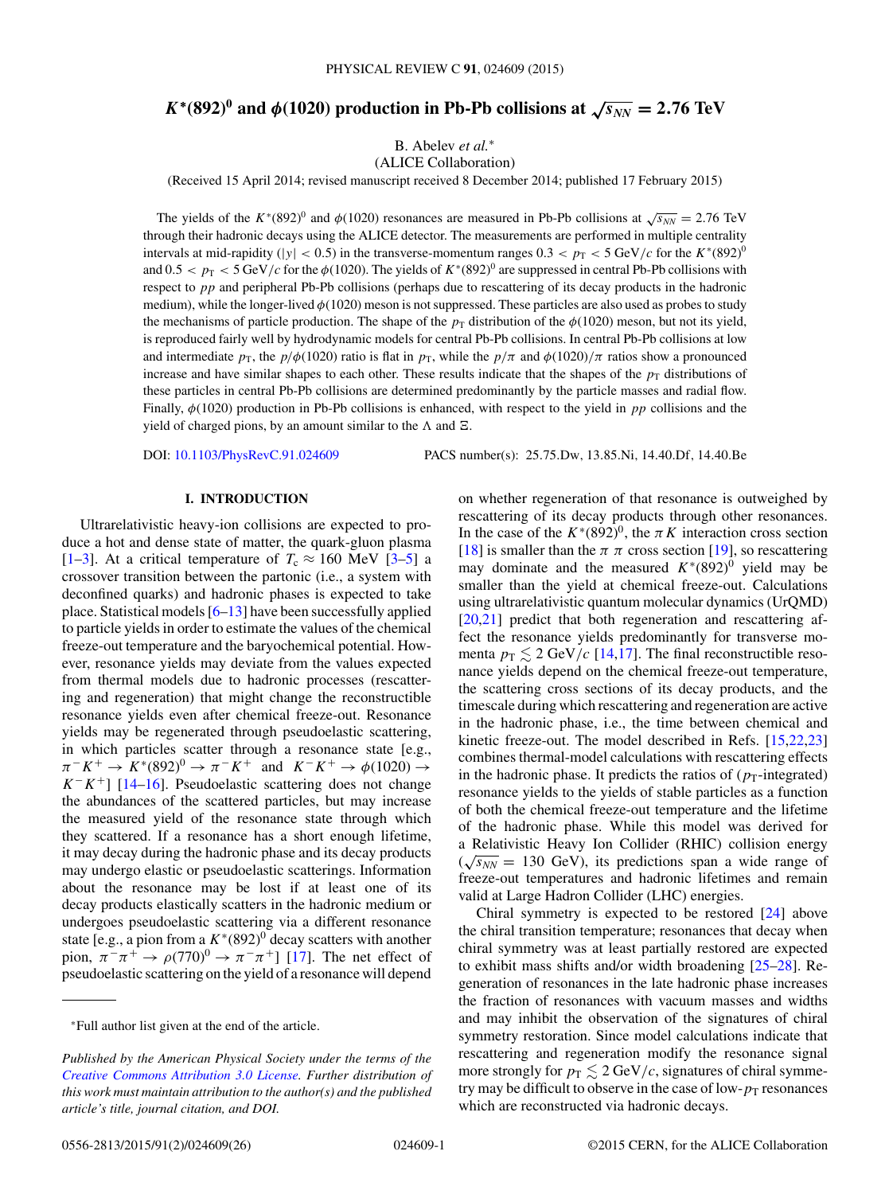# $K^*(892)^0$ and $\phi(1020)$ production in Pb-Pb collisions at $\sqrt{s_{NN}} = 2.76$ TeV

B. Abelev *et al.*[*]
(ALICE Collaboration)

(Received 15 April 2014; revised manuscript received 8 December 2014; published 17 February 2015)

The yields of the $K^*(892)^0$ and $\phi(1020)$ resonances are measured in Pb-Pb collisions at $\sqrt{s_{NN}} = 2.76$ TeV through their hadronic decays using the ALICE detector. The measurements are performed in multiple centrality intervals at mid-rapidity ($|y| < 0.5$) in the transverse-momentum ranges $0.3 < p_T < 5$ GeV/$c$ for the $K^*(892)^0$ and $0.5 < p_T < 5$ GeV/$c$ for the $\phi(1020)$. The yields of $K^*(892)^0$ are suppressed in central Pb-Pb collisions with respect to $pp$ and peripheral Pb-Pb collisions (perhaps due to rescattering of its decay products in the hadronic medium), while the longer-lived $\phi(1020)$ meson is not suppressed. These particles are also used as probes to study the mechanisms of particle production. The shape of the $p_T$ distribution of the $\phi(1020)$ meson, but not its yield, is reproduced fairly well by hydrodynamic models for central Pb-Pb collisions. In central Pb-Pb collisions at low and intermediate $p_T$, the $p/\phi(1020)$ ratio is flat in $p_T$, while the $p/\pi$ and $\phi(1020)/\pi$ ratios show a pronounced increase and have similar shapes to each other. These results indicate that the shapes of the $p_T$ distributions of these particles in central Pb-Pb collisions are determined predominantly by the particle masses and radial flow. Finally, $\phi(1020)$ production in Pb-Pb collisions is enhanced, with respect to the yield in $pp$ collisions and the yield of charged pions, by an amount similar to the $\Lambda$ and $\Xi$.

DOI: 10.1103/PhysRevC.91.024609 PACS number(s): 25.75.Dw, 13.85.Ni, 14.40.Df, 14.40.Be

## I. INTRODUCTION

Ultrarelativistic heavy-ion collisions are expected to produce a hot and dense state of matter, the quark-gluon plasma [1–3]. At a critical temperature of $T_c \approx 160$ MeV [3–5] a crossover transition between the partonic (i.e., a system with deconfined quarks) and hadronic phases is expected to take place. Statistical models [6–13] have been successfully applied to particle yields in order to estimate the values of the chemical freeze-out temperature and the baryochemical potential. However, resonance yields may deviate from the values expected from thermal models due to hadronic processes (rescattering and regeneration) that might change the reconstructible resonance yields even after chemical freeze-out. Resonance yields may be regenerated through pseudoelastic scattering, in which particles scatter through a resonance state [e.g., $\pi^- K^+ \to K^*(892)^0 \to \pi^- K^+$ and $K^- K^+ \to \phi(1020) \to K^- K^+$] [14–16]. Pseudoelastic scattering does not change the abundances of the scattered particles, but may increase the measured yield of the resonance state through which they scattered. If a resonance has a short enough lifetime, it may decay during the hadronic phase and its decay products may undergo elastic or pseudoelastic scatterings. Information about the resonance may be lost if at least one of its decay products elastically scatters in the hadronic medium or undergoes pseudoelastic scattering via a different resonance state [e.g., a pion from a $K^*(892)^0$ decay scatters with another pion, $\pi^-\pi^+ \to \rho(770)^0 \to \pi^-\pi^+$] [17]. The net effect of pseudoelastic scattering on the yield of a resonance will depend on whether regeneration of that resonance is outweighed by rescattering of its decay products through other resonances. In the case of the $K^*(892)^0$, the $\pi K$ interaction cross section [18] is smaller than the $\pi\ \pi$ cross section [19], so rescattering may dominate and the measured $K^*(892)^0$ yield may be smaller than the yield at chemical freeze-out. Calculations using ultrarelativistic quantum molecular dynamics (UrQMD) [20,21] predict that both regeneration and rescattering affect the resonance yields predominantly for transverse momenta $p_T \lesssim 2$ GeV/$c$ [14,17]. The final reconstructible resonance yields depend on the chemical freeze-out temperature, the scattering cross sections of its decay products, and the timescale during which rescattering and regeneration are active in the hadronic phase, i.e., the time between chemical and kinetic freeze-out. The model described in Refs. [15,22,23] combines thermal-model calculations with rescattering effects in the hadronic phase. It predicts the ratios of ($p_T$-integrated) resonance yields to the yields of stable particles as a function of both the chemical freeze-out temperature and the lifetime of the hadronic phase. While this model was derived for a Relativistic Heavy Ion Collider (RHIC) collision energy ($\sqrt{s_{NN}} = 130$ GeV), its predictions span a wide range of freeze-out temperatures and hadronic lifetimes and remain valid at Large Hadron Collider (LHC) energies.

Chiral symmetry is expected to be restored [24] above the chiral transition temperature; resonances that decay when chiral symmetry was at least partially restored are expected to exhibit mass shifts and/or width broadening [25–28]. Regeneration of resonances in the late hadronic phase increases the fraction of resonances with vacuum masses and widths and may inhibit the observation of the signatures of chiral symmetry restoration. Since model calculations indicate that rescattering and regeneration modify the resonance signal more strongly for $p_T \lesssim 2$ GeV/$c$, signatures of chiral symmetry may be difficult to observe in the case of low-$p_T$ resonances which are reconstructed via hadronic decays.

[*]Full author list given at the end of the article.

*Published by the American Physical Society under the terms of the Creative Commons Attribution 3.0 License. Further distribution of this work must maintain attribution to the author(s) and the published article's title, journal citation, and DOI.*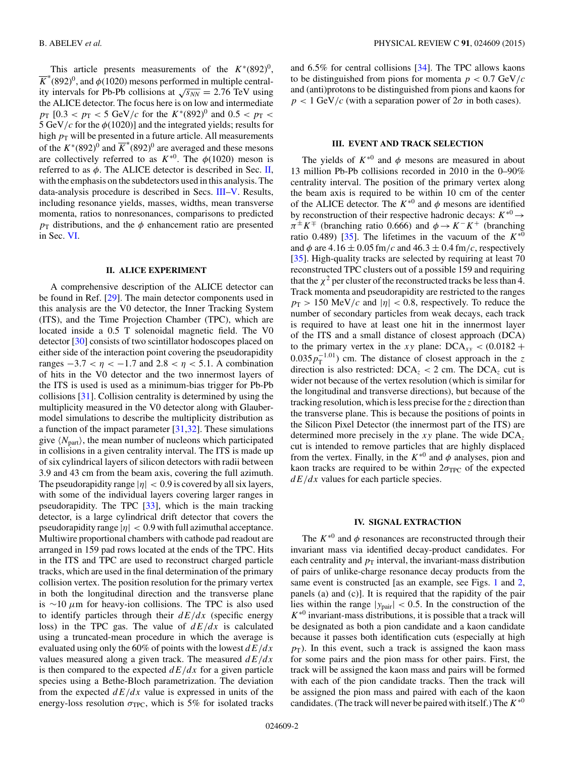This article presents measurements of the $K^*(892)^0$, $\overline{K}^*(892)^0$, and $\phi(1020)$ mesons performed in multiple centrality intervals for Pb-Pb collisions at $\sqrt{s_{NN}} = 2.76$ TeV using the ALICE detector. The focus here is on low and intermediate $p_T$ [$0.3 < p_T < 5$ GeV/$c$ for the $K^*(892)^0$ and $0.5 < p_T < 5$ GeV/$c$ for the $\phi(1020)$] and the integrated yields; results for high $p_T$ will be presented in a future article. All measurements of the $K^*(892)^0$ and $\overline{K}^*(892)^0$ are averaged and these mesons are collectively referred to as $K^{*0}$. The $\phi(1020)$ meson is referred to as $\phi$. The ALICE detector is described in Sec. II, with the emphasis on the subdetectors used in this analysis. The data-analysis procedure is described in Secs. III–V. Results, including resonance yields, masses, widths, mean transverse momenta, ratios to nonresonances, comparisons to predicted $p_T$ distributions, and the $\phi$ enhancement ratio are presented in Sec. VI.

## II. ALICE EXPERIMENT

A comprehensive description of the ALICE detector can be found in Ref. [29]. The main detector components used in this analysis are the V0 detector, the Inner Tracking System (ITS), and the Time Projection Chamber (TPC), which are located inside a 0.5 T solenoidal magnetic field. The V0 detector [30] consists of two scintillator hodoscopes placed on either side of the interaction point covering the pseudorapidity ranges $-3.7 < \eta < -1.7$ and $2.8 < \eta < 5.1$. A combination of hits in the V0 detector and the two innermost layers of the ITS is used as a minimum-bias trigger for Pb-Pb collisions [31]. Collision centrality is determined by using the multiplicity measured in the V0 detector along with Glauber-model simulations to describe the multiplicity distribution as a function of the impact parameter [31,32]. These simulations give $\langle N_{\text{part}} \rangle$, the mean number of nucleons which participated in collisions in a given centrality interval. The ITS is made up of six cylindrical layers of silicon detectors with radii between 3.9 and 43 cm from the beam axis, covering the full azimuth. The pseudorapidity range $|\eta| < 0.9$ is covered by all six layers, with some of the individual layers covering larger ranges in pseudorapidity. The TPC [33], which is the main tracking detector, is a large cylindrical drift detector that covers the pseudorapidity range $|\eta| < 0.9$ with full azimuthal acceptance. Multiwire proportional chambers with cathode pad readout are arranged in 159 pad rows located at the ends of the TPC. Hits in the ITS and TPC are used to reconstruct charged particle tracks, which are used in the final determination of the primary collision vertex. The position resolution for the primary vertex in both the longitudinal direction and the transverse plane is $\sim$10 $\mu$m for heavy-ion collisions. The TPC is also used to identify particles through their $dE/dx$ (specific energy loss) in the TPC gas. The value of $dE/dx$ is calculated using a truncated-mean procedure in which the average is evaluated using only the 60% of points with the lowest $dE/dx$ values measured along a given track. The measured $dE/dx$ is then compared to the expected $dE/dx$ for a given particle species using a Bethe-Bloch parametrization. The deviation from the expected $dE/dx$ value is expressed in units of the energy-loss resolution $\sigma_{\text{TPC}}$, which is 5% for isolated tracks and 6.5% for central collisions [34]. The TPC allows kaons to be distinguished from pions for momenta $p < 0.7$ GeV/$c$ and (anti)protons to be distinguished from pions and kaons for $p < 1$ GeV/$c$ (with a separation power of $2\sigma$ in both cases).

## III. EVENT AND TRACK SELECTION

The yields of $K^{*0}$ and $\phi$ mesons are measured in about 13 million Pb-Pb collisions recorded in 2010 in the 0–90% centrality interval. The position of the primary vertex along the beam axis is required to be within 10 cm of the center of the ALICE detector. The $K^{*0}$ and $\phi$ mesons are identified by reconstruction of their respective hadronic decays: $K^{*0} \to \pi^{\pm}K^{\mp}$ (branching ratio 0.666) and $\phi \to K^-K^+$ (branching ratio 0.489) [35]. The lifetimes in the vacuum of the $K^{*0}$ and $\phi$ are $4.16 \pm 0.05$ fm/$c$ and $46.3 \pm 0.4$ fm/$c$, respectively [35]. High-quality tracks are selected by requiring at least 70 reconstructed TPC clusters out of a possible 159 and requiring that the $\chi^2$ per cluster of the reconstructed tracks be less than 4. Track momenta and pseudorapidity are restricted to the ranges $p_T > 150$ MeV/$c$ and $|\eta| < 0.8$, respectively. To reduce the number of secondary particles from weak decays, each track is required to have at least one hit in the innermost layer of the ITS and a small distance of closest approach (DCA) to the primary vertex in the $xy$ plane: $\text{DCA}_{xy} < (0.0182 + 0.035 p_T^{-1.01})$ cm. The distance of closest approach in the $z$ direction is also restricted: $\text{DCA}_z < 2$ cm. The $\text{DCA}_z$ cut is wider not because of the vertex resolution (which is similar for the longitudinal and transverse directions), but because of the tracking resolution, which is less precise for the $z$ direction than the transverse plane. This is because the positions of points in the Silicon Pixel Detector (the innermost part of the ITS) are determined more precisely in the $xy$ plane. The wide $\text{DCA}_z$ cut is intended to remove particles that are highly displaced from the vertex. Finally, in the $K^{*0}$ and $\phi$ analyses, pion and kaon tracks are required to be within $2\sigma_{\text{TPC}}$ of the expected $dE/dx$ values for each particle species.

## IV. SIGNAL EXTRACTION

The $K^{*0}$ and $\phi$ resonances are reconstructed through their invariant mass via identified decay-product candidates. For each centrality and $p_T$ interval, the invariant-mass distribution of pairs of unlike-charge resonance decay products from the same event is constructed [as an example, see Figs. 1 and 2, panels (a) and (c)]. It is required that the rapidity of the pair lies within the range $|y_{\text{pair}}| < 0.5$. In the construction of the $K^{*0}$ invariant-mass distributions, it is possible that a track will be designated as both a pion candidate and a kaon candidate because it passes both identification cuts (especially at high $p_T$). In this event, such a track is assigned the kaon mass for some pairs and the pion mass for other pairs. First, the track will be assigned the kaon mass and pairs will be formed with each of the pion candidate tracks. Then the track will be assigned the pion mass and paired with each of the kaon candidates. (The track will never be paired with itself.) The $K^{*0}$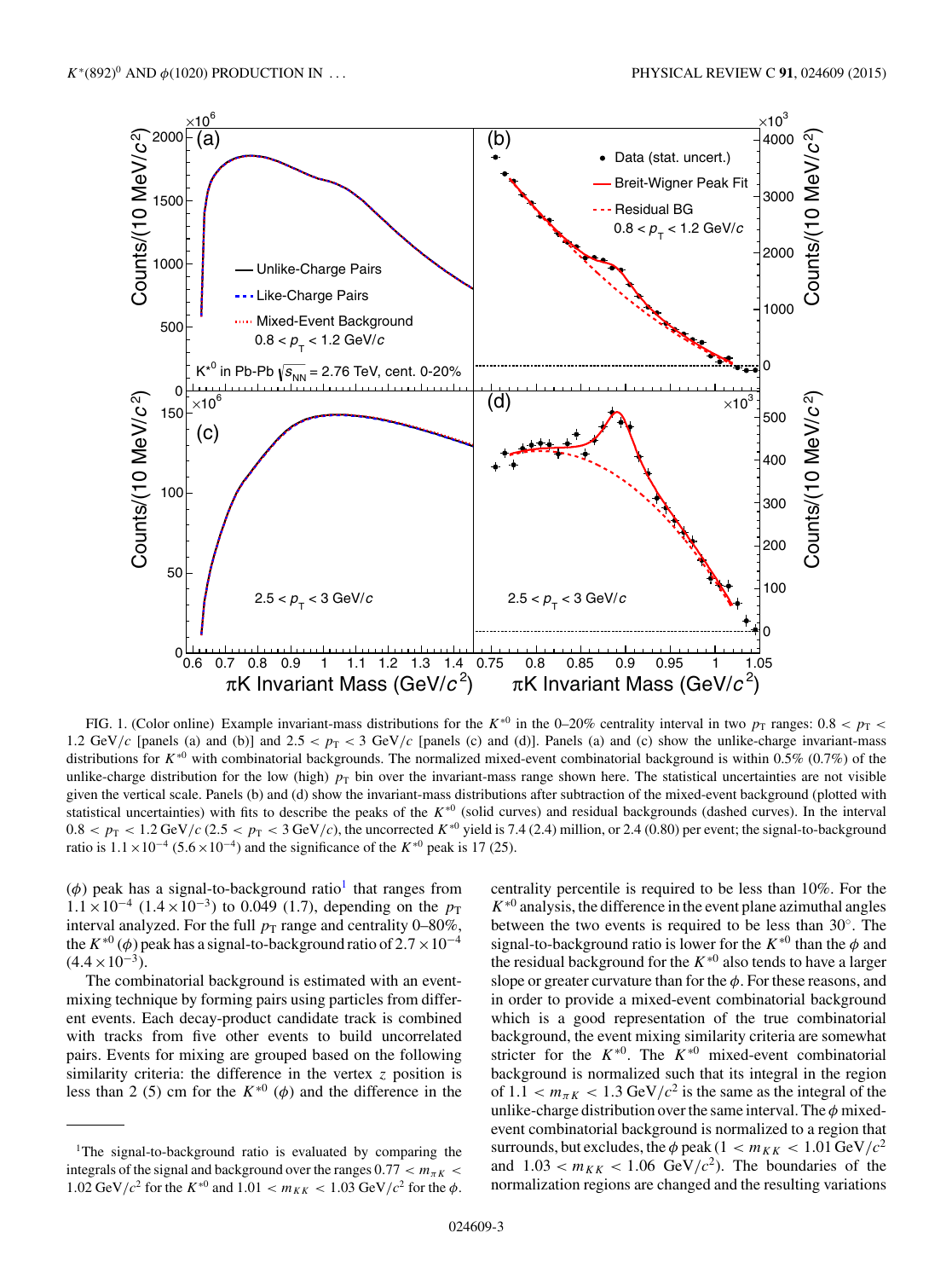FIG. 1. (Color online) Example invariant-mass distributions for the $K^{*0}$ in the 0–20% centrality interval in two $p_T$ ranges: $0.8 < p_T < 1.2$ GeV/$c$ [panels (a) and (b)] and $2.5 < p_T < 3$ GeV/$c$ [panels (c) and (d)]. Panels (a) and (c) show the unlike-charge invariant-mass distributions for $K^{*0}$ with combinatorial backgrounds. The normalized mixed-event combinatorial background is within 0.5% (0.7%) of the unlike-charge distribution for the low (high) $p_T$ bin over the invariant-mass range shown here. The statistical uncertainties are not visible given the vertical scale. Panels (b) and (d) show the invariant-mass distributions after subtraction of the mixed-event background (plotted with statistical uncertainties) with fits to describe the peaks of the $K^{*0}$ (solid curves) and residual backgrounds (dashed curves). In the interval $0.8 < p_T < 1.2$ GeV/$c$ ($2.5 < p_T < 3$ GeV/$c$), the uncorrected $K^{*0}$ yield is 7.4 (2.4) million, or 2.4 (0.80) per event; the signal-to-background ratio is $1.1 \times 10^{-4}$ ($5.6 \times 10^{-4}$) and the significance of the $K^{*0}$ peak is 17 (25).

($\phi$) peak has a signal-to-background ratio[1] that ranges from $1.1 \times 10^{-4}$ ($1.4 \times 10^{-3}$) to 0.049 (1.7), depending on the $p_T$ interval analyzed. For the full $p_T$ range and centrality 0–80%, the $K^{*0}$ ($\phi$) peak has a signal-to-background ratio of $2.7 \times 10^{-4}$ ($4.4 \times 10^{-3}$).

The combinatorial background is estimated with an event-mixing technique by forming pairs using particles from different events. Each decay-product candidate track is combined with tracks from five other events to build uncorrelated pairs. Events for mixing are grouped based on the following similarity criteria: the difference in the vertex $z$ position is less than 2 (5) cm for the $K^{*0}$ ($\phi$) and the difference in the centrality percentile is required to be less than 10%. For the $K^{*0}$ analysis, the difference in the event plane azimuthal angles between the two events is required to be less than 30°. The signal-to-background ratio is lower for the $K^{*0}$ than the $\phi$ and the residual background for the $K^{*0}$ also tends to have a larger slope or greater curvature than for the $\phi$. For these reasons, and in order to provide a mixed-event combinatorial background which is a good representation of the true combinatorial background, the event mixing similarity criteria are somewhat stricter for the $K^{*0}$. The $K^{*0}$ mixed-event combinatorial background is normalized such that its integral in the region of $1.1 < m_{\pi K} < 1.3$ GeV/$c^2$ is the same as the integral of the unlike-charge distribution over the same interval. The $\phi$ mixed-event combinatorial background is normalized to a region that surrounds, but excludes, the $\phi$ peak ($1 < m_{KK} < 1.01$ GeV/$c^2$ and $1.03 < m_{KK} < 1.06$ GeV/$c^2$). The boundaries of the normalization regions are changed and the resulting variations

[1] The signal-to-background ratio is evaluated by comparing the integrals of the signal and background over the ranges $0.77 < m_{\pi K} < 1.02$ GeV/$c^2$ for the $K^{*0}$ and $1.01 < m_{KK} < 1.03$ GeV/$c^2$ for the $\phi$.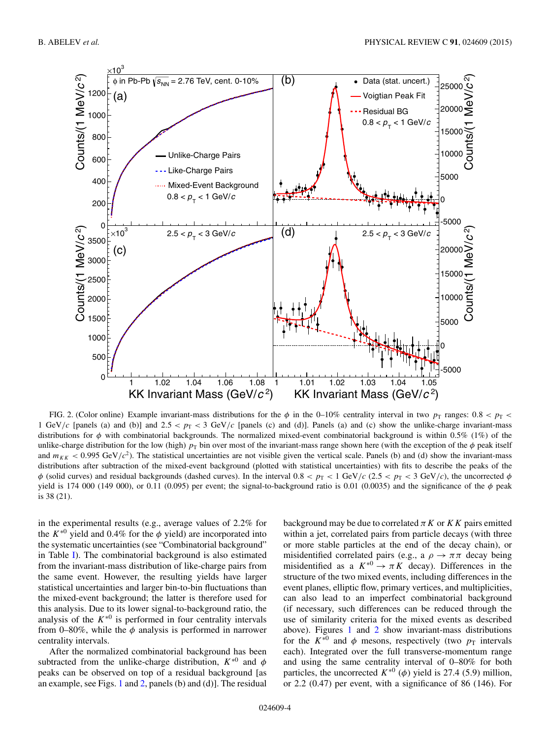FIG. 2. (Color online) Example invariant-mass distributions for the $\phi$ in the 0–10% centrality interval in two $p_{\mathrm{T}}$ ranges: $0.8 < p_{\mathrm{T}} < 1$ GeV/$c$ [panels (a) and (b)] and $2.5 < p_{\mathrm{T}} < 3$ GeV/$c$ [panels (c) and (d)]. Panels (a) and (c) show the unlike-charge invariant-mass distributions for $\phi$ with combinatorial backgrounds. The normalized mixed-event combinatorial background is within 0.5% (1%) of the unlike-charge distribution for the low (high) $p_{\mathrm{T}}$ bin over most of the invariant-mass range shown here (with the exception of the $\phi$ peak itself and $m_{KK} < 0.995$ GeV/$c^2$). The statistical uncertainties are not visible given the vertical scale. Panels (b) and (d) show the invariant-mass distributions after subtraction of the mixed-event background (plotted with statistical uncertainties) with fits to describe the peaks of the $\phi$ (solid curves) and residual backgrounds (dashed curves). In the interval $0.8 < p_{\mathrm{T}} < 1$ GeV/$c$ ($2.5 < p_{\mathrm{T}} < 3$ GeV/$c$), the uncorrected $\phi$ yield is 174 000 (149 000), or 0.11 (0.095) per event; the signal-to-background ratio is 0.01 (0.0035) and the significance of the $\phi$ peak is 38 (21).

in the experimental results (e.g., average values of 2.2% for the $K^{*0}$ yield and 0.4% for the $\phi$ yield) are incorporated into the systematic uncertainties (see "Combinatorial background" in Table I). The combinatorial background is also estimated from the invariant-mass distribution of like-charge pairs from the same event. However, the resulting yields have larger statistical uncertainties and larger bin-to-bin fluctuations than the mixed-event background; the latter is therefore used for this analysis. Due to its lower signal-to-background ratio, the analysis of the $K^{*0}$ is performed in four centrality intervals from 0–80%, while the $\phi$ analysis is performed in narrower centrality intervals.

After the normalized combinatorial background has been subtracted from the unlike-charge distribution, $K^{*0}$ and $\phi$ peaks can be observed on top of a residual background [as an example, see Figs. 1 and 2, panels (b) and (d)]. The residual background may be due to correlated $\pi K$ or $KK$ pairs emitted within a jet, correlated pairs from particle decays (with three or more stable particles at the end of the decay chain), or misidentified correlated pairs (e.g., a $\rho \rightarrow \pi\pi$ decay being misidentified as a $K^{*0} \rightarrow \pi K$ decay). Differences in the structure of the two mixed events, including differences in the event planes, elliptic flow, primary vertices, and multiplicities, can also lead to an imperfect combinatorial background (if necessary, such differences can be reduced through the use of similarity criteria for the mixed events as described above). Figures 1 and 2 show invariant-mass distributions for the $K^{*0}$ and $\phi$ mesons, respectively (two $p_{\mathrm{T}}$ intervals each). Integrated over the full transverse-momentum range and using the same centrality interval of 0–80% for both particles, the uncorrected $K^{*0}$ ($\phi$) yield is 27.4 (5.9) million, or 2.2 (0.47) per event, with a significance of 86 (146). For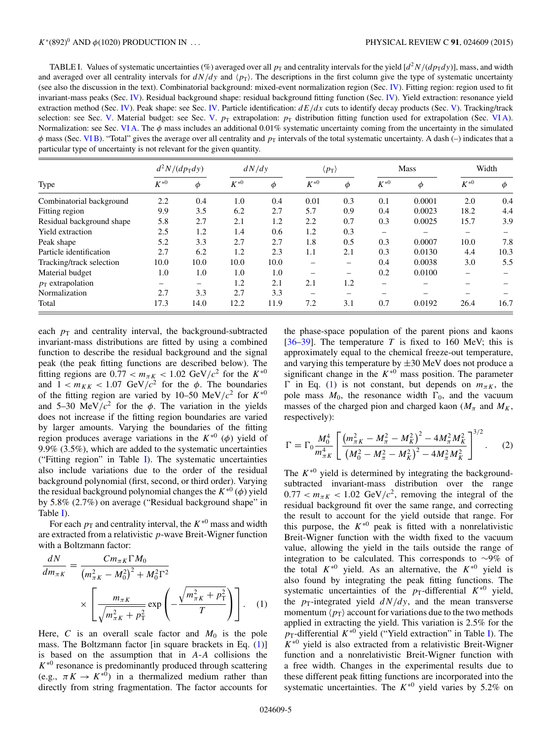TABLE I. Values of systematic uncertainties (%) averaged over all $p_T$ and centrality intervals for the yield $[d^2N/(dp_T dy)]$, mass, and width and averaged over all centrality intervals for $dN/dy$ and $\langle p_T \rangle$. The descriptions in the first column give the type of systematic uncertainty (see also the discussion in the text). Combinatorial background: mixed-event normalization region (Sec. IV). Fitting region: region used to fit invariant-mass peaks (Sec. IV). Residual background shape: residual background fitting function (Sec. IV). Yield extraction: resonance yield extraction method (Sec. IV). Peak shape: see Sec. IV. Particle identification: $dE/dx$ cuts to identify decay products (Sec. V). Tracking/track selection: see Sec. V. Material budget: see Sec. V. $p_T$ extrapolation: $p_T$ distribution fitting function used for extrapolation (Sec. VI A). Normalization: see Sec. VI A. The $\phi$ mass includes an additional 0.01% systematic uncertainty coming from the uncertainty in the simulated $\phi$ mass (Sec. VI B). "Total" gives the average over all centrality and $p_T$ intervals of the total systematic uncertainty. A dash (–) indicates that a particular type of uncertainty is not relevant for the given quantity.

| Type | $d^2N/(dp_T dy)$ | | $dN/dy$ | | $\langle p_T \rangle$ | | Mass | | Width | |
|---|---|---|---|---|---|---|---|---|---|---|
| | $K^{*0}$ | $\phi$ | $K^{*0}$ | $\phi$ | $K^{*0}$ | $\phi$ | $K^{*0}$ | $\phi$ | $K^{*0}$ | $\phi$ |
| Combinatorial background | 2.2 | 0.4 | 1.0 | 0.4 | 0.01 | 0.3 | 0.1 | 0.0001 | 2.0 | 0.4 |
| Fitting region | 9.9 | 3.5 | 6.2 | 2.7 | 5.7 | 0.9 | 0.4 | 0.0023 | 18.2 | 4.4 |
| Residual background shape | 5.8 | 2.7 | 2.1 | 1.2 | 2.2 | 0.7 | 0.3 | 0.0025 | 15.7 | 3.9 |
| Yield extraction | 2.5 | 1.2 | 1.4 | 0.6 | 1.2 | 0.3 | – | – | – | – |
| Peak shape | 5.2 | 3.3 | 2.7 | 2.7 | 1.8 | 0.5 | 0.3 | 0.0007 | 10.0 | 7.8 |
| Particle identification | 2.7 | 6.2 | 1.2 | 2.3 | 1.1 | 2.1 | 0.3 | 0.0130 | 4.4 | 10.3 |
| Tracking/track selection | 10.0 | 10.0 | 10.0 | 10.0 | – | – | 0.4 | 0.0038 | 3.0 | 5.5 |
| Material budget | 1.0 | 1.0 | 1.0 | 1.0 | – | – | 0.2 | 0.0100 | – | – |
| $p_T$ extrapolation | – | – | 1.2 | 2.1 | 2.1 | 1.2 | – | – | – | – |
| Normalization | 2.7 | 3.3 | 2.7 | 3.3 | – | – | – | – | – | – |
| Total | 17.3 | 14.0 | 12.2 | 11.9 | 7.2 | 3.1 | 0.7 | 0.0192 | 26.4 | 16.7 |

each $p_T$ and centrality interval, the background-subtracted invariant-mass distributions are fitted by using a combined function to describe the residual background and the signal peak (the peak fitting functions are described below). The fitting regions are $0.77 < m_{\pi K} < 1.02$ GeV/$c^2$ for the $K^{*0}$ and $1 < m_{KK} < 1.07$ GeV/$c^2$ for the $\phi$. The boundaries of the fitting region are varied by 10–50 MeV/$c^2$ for $K^{*0}$ and 5–30 MeV/$c^2$ for the $\phi$. The variation in the yields does not increase if the fitting region boundaries are varied by larger amounts. Varying the boundaries of the fitting region produces average variations in the $K^{*0}$ ($\phi$) yield of 9.9% (3.5%), which are added to the systematic uncertainties ("Fitting region" in Table I). The systematic uncertainties also include variations due to the order of the residual background polynomial (first, second, or third order). Varying the residual background polynomial changes the $K^{*0}$ ($\phi$) yield by 5.8% (2.7%) on average ("Residual background shape" in Table I).

For each $p_T$ and centrality interval, the $K^{*0}$ mass and width are extracted from a relativistic $p$-wave Breit-Wigner function with a Boltzmann factor:

$$\frac{dN}{dm_{\pi K}} = \frac{C m_{\pi K} \Gamma M_0}{\left(m_{\pi K}^2 - M_0^2\right)^2 + M_0^2 \Gamma^2} \times \left[ \frac{m_{\pi K}}{\sqrt{m_{\pi K}^2 + p_T^2}} \exp\left( - \frac{\sqrt{m_{\pi K}^2 + p_T^2}}{T} \right) \right]. \quad (1)$$

Here, $C$ is an overall scale factor and $M_0$ is the pole mass. The Boltzmann factor [in square brackets in Eq. (1)] is based on the assumption that in $A$-$A$ collisions the $K^{*0}$ resonance is predominantly produced through scattering (e.g., $\pi K \to K^{*0}$) in a thermalized medium rather than directly from string fragmentation. The factor accounts for the phase-space population of the parent pions and kaons [36–39]. The temperature $T$ is fixed to 160 MeV; this is approximately equal to the chemical freeze-out temperature, and varying this temperature by $\pm 30$ MeV does not produce a significant change in the $K^{*0}$ mass position. The parameter $\Gamma$ in Eq. (1) is not constant, but depends on $m_{\pi K}$, the pole mass $M_0$, the resonance width $\Gamma_0$, and the vacuum masses of the charged pion and charged kaon ($M_\pi$ and $M_K$, respectively):

$$\Gamma = \Gamma_0 \frac{M_0^4}{m_{\pi K}^4} \left[ \frac{\left(m_{\pi K}^2 - M_\pi^2 - M_K^2\right)^2 - 4M_\pi^2 M_K^2}{\left(M_0^2 - M_\pi^2 - M_K^2\right)^2 - 4M_\pi^2 M_K^2} \right]^{3/2}. \quad (2)$$

The $K^{*0}$ yield is determined by integrating the background-subtracted invariant-mass distribution over the range $0.77 < m_{\pi K} < 1.02$ GeV/$c^2$, removing the integral of the residual background fit over the same range, and correcting the result to account for the yield outside that range. For this purpose, the $K^{*0}$ peak is fitted with a nonrelativistic Breit-Wigner function with the width fixed to the vacuum value, allowing the yield in the tails outside the range of integration to be calculated. This corresponds to ~9% of the total $K^{*0}$ yield. As an alternative, the $K^{*0}$ yield is also found by integrating the peak fitting functions. The systematic uncertainties of the $p_T$-differential $K^{*0}$ yield, the $p_T$-integrated yield $dN/dy$, and the mean transverse momentum $\langle p_T \rangle$ account for variations due to the two methods applied in extracting the yield. This variation is 2.5% for the $p_T$-differential $K^{*0}$ yield ("Yield extraction" in Table I). The $K^{*0}$ yield is also extracted from a relativistic Breit-Wigner function and a nonrelativistic Breit-Wigner function with a free width. Changes in the experimental results due to these different peak fitting functions are incorporated into the systematic uncertainties. The $K^{*0}$ yield varies by 5.2% on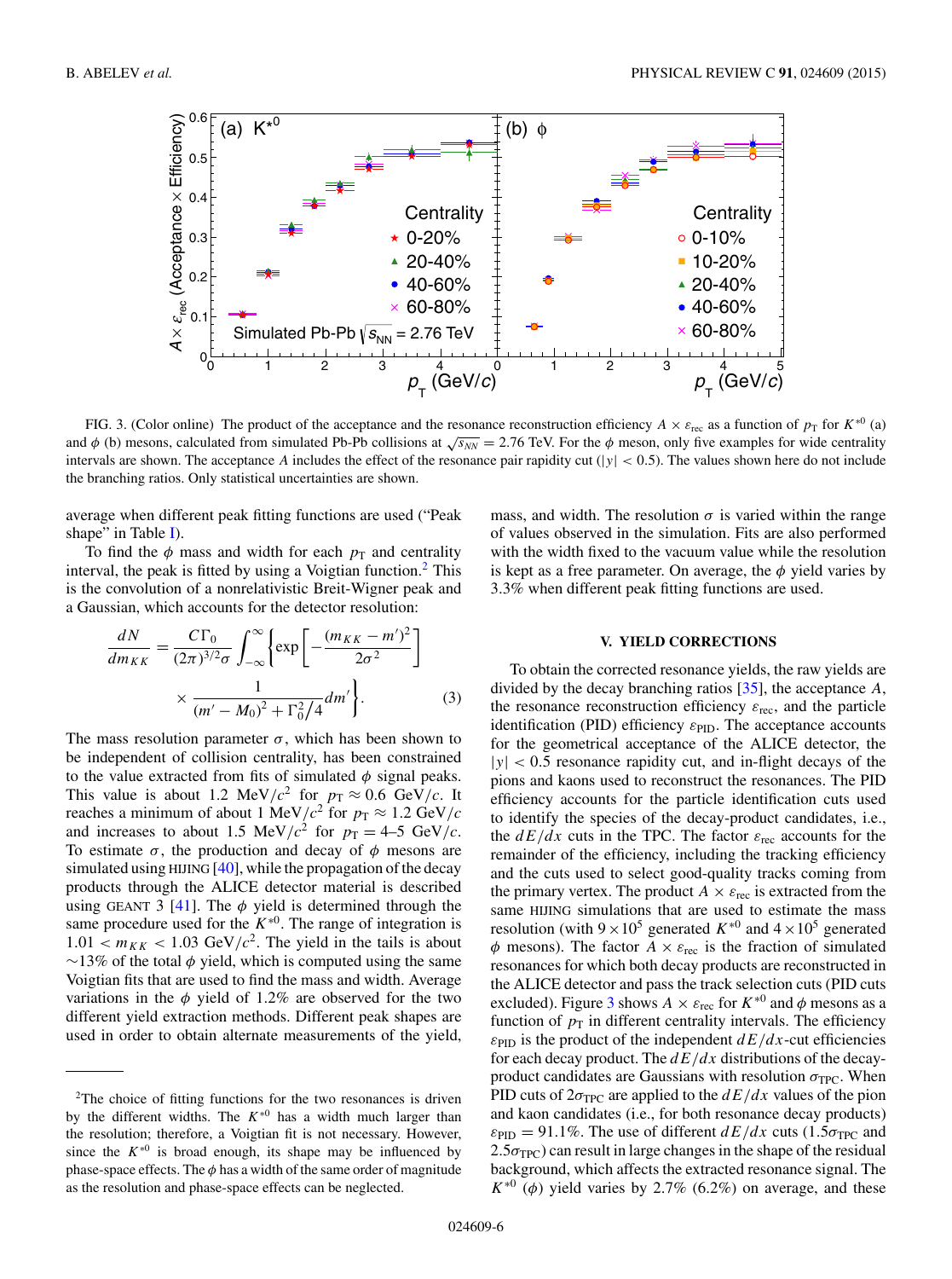FIG. 3. (Color online) The product of the acceptance and the resonance reconstruction efficiency $A \times \varepsilon_{\rm rec}$ as a function of $p_{\rm T}$ for $K^{*0}$ (a) and $\phi$ (b) mesons, calculated from simulated Pb-Pb collisions at $\sqrt{s_{NN}} = 2.76$ TeV. For the $\phi$ meson, only five examples for wide centrality intervals are shown. The acceptance $A$ includes the effect of the resonance pair rapidity cut ($|y| < 0.5$). The values shown here do not include the branching ratios. Only statistical uncertainties are shown.

average when different peak fitting functions are used ("Peak shape" in Table I).

To find the $\phi$ mass and width for each $p_{\rm T}$ and centrality interval, the peak is fitted by using a Voigtian function.[2] This is the convolution of a nonrelativistic Breit-Wigner peak and a Gaussian, which accounts for the detector resolution:

$$\frac{dN}{dm_{KK}} = \frac{C\Gamma_0}{(2\pi)^{3/2}\sigma}\int_{-\infty}^{\infty}\left\{\exp\left[-\frac{(m_{KK}-m')^2}{2\sigma^2}\right]\right.$$
$$\left.\times\frac{1}{(m'-M_0)^2+\Gamma_0^2/4}dm'\right\}. \quad (3)$$

The mass resolution parameter $\sigma$, which has been shown to be independent of collision centrality, has been constrained to the value extracted from fits of simulated $\phi$ signal peaks. This value is about 1.2 MeV/$c^2$ for $p_{\rm T} \approx 0.6$ GeV/$c$. It reaches a minimum of about 1 MeV/$c^2$ for $p_{\rm T} \approx 1.2$ GeV/$c$ and increases to about 1.5 MeV/$c^2$ for $p_{\rm T} = 4$–5 GeV/$c$. To estimate $\sigma$, the production and decay of $\phi$ mesons are simulated using HIJING [40], while the propagation of the decay products through the ALICE detector material is described using GEANT 3 [41]. The $\phi$ yield is determined through the same procedure used for the $K^{*0}$. The range of integration is $1.01 < m_{KK} < 1.03$ GeV/$c^2$. The yield in the tails is about ~13% of the total $\phi$ yield, which is computed using the same Voigtian fits that are used to find the mass and width. Average variations in the $\phi$ yield of 1.2% are observed for the two different yield extraction methods. Different peak shapes are used in order to obtain alternate measurements of the yield, mass, and width. The resolution $\sigma$ is varied within the range of values observed in the simulation. Fits are also performed with the width fixed to the vacuum value while the resolution is kept as a free parameter. On average, the $\phi$ yield varies by 3.3% when different peak fitting functions are used.

## V. YIELD CORRECTIONS

To obtain the corrected resonance yields, the raw yields are divided by the decay branching ratios [35], the acceptance $A$, the resonance reconstruction efficiency $\varepsilon_{\rm rec}$, and the particle identification (PID) efficiency $\varepsilon_{\rm PID}$. The acceptance accounts for the geometrical acceptance of the ALICE detector, the $|y| < 0.5$ resonance rapidity cut, and in-flight decays of the pions and kaons used to reconstruct the resonances. The PID efficiency accounts for the particle identification cuts used to identify the species of the decay-product candidates, i.e., the $dE/dx$ cuts in the TPC. The factor $\varepsilon_{\rm rec}$ accounts for the remainder of the efficiency, including the tracking efficiency and the cuts used to select good-quality tracks coming from the primary vertex. The product $A \times \varepsilon_{\rm rec}$ is extracted from the same HIJING simulations that are used to estimate the mass resolution (with $9\times10^5$ generated $K^{*0}$ and $4\times10^5$ generated $\phi$ mesons). The factor $A \times \varepsilon_{\rm rec}$ is the fraction of simulated resonances for which both decay products are reconstructed in the ALICE detector and pass the track selection cuts (PID cuts excluded). Figure 3 shows $A \times \varepsilon_{\rm rec}$ for $K^{*0}$ and $\phi$ mesons as a function of $p_{\rm T}$ in different centrality intervals. The efficiency $\varepsilon_{\rm PID}$ is the product of the independent $dE/dx$-cut efficiencies for each decay product. The $dE/dx$ distributions of the decay-product candidates are Gaussians with resolution $\sigma_{\rm TPC}$. When PID cuts of $2\sigma_{\rm TPC}$ are applied to the $dE/dx$ values of the pion and kaon candidates (i.e., for both resonance decay products) $\varepsilon_{\rm PID} = 91.1\%$. The use of different $dE/dx$ cuts ($1.5\sigma_{\rm TPC}$ and $2.5\sigma_{\rm TPC}$) can result in large changes in the shape of the residual background, which affects the extracted resonance signal. The $K^{*0}$ ($\phi$) yield varies by 2.7% (6.2%) on average, and these

[2] The choice of fitting functions for the two resonances is driven by the different widths. The $K^{*0}$ has a width much larger than the resolution; therefore, a Voigtian fit is not necessary. However, since the $K^{*0}$ is broad enough, its shape may be influenced by phase-space effects. The $\phi$ has a width of the same order of magnitude as the resolution and phase-space effects can be neglected.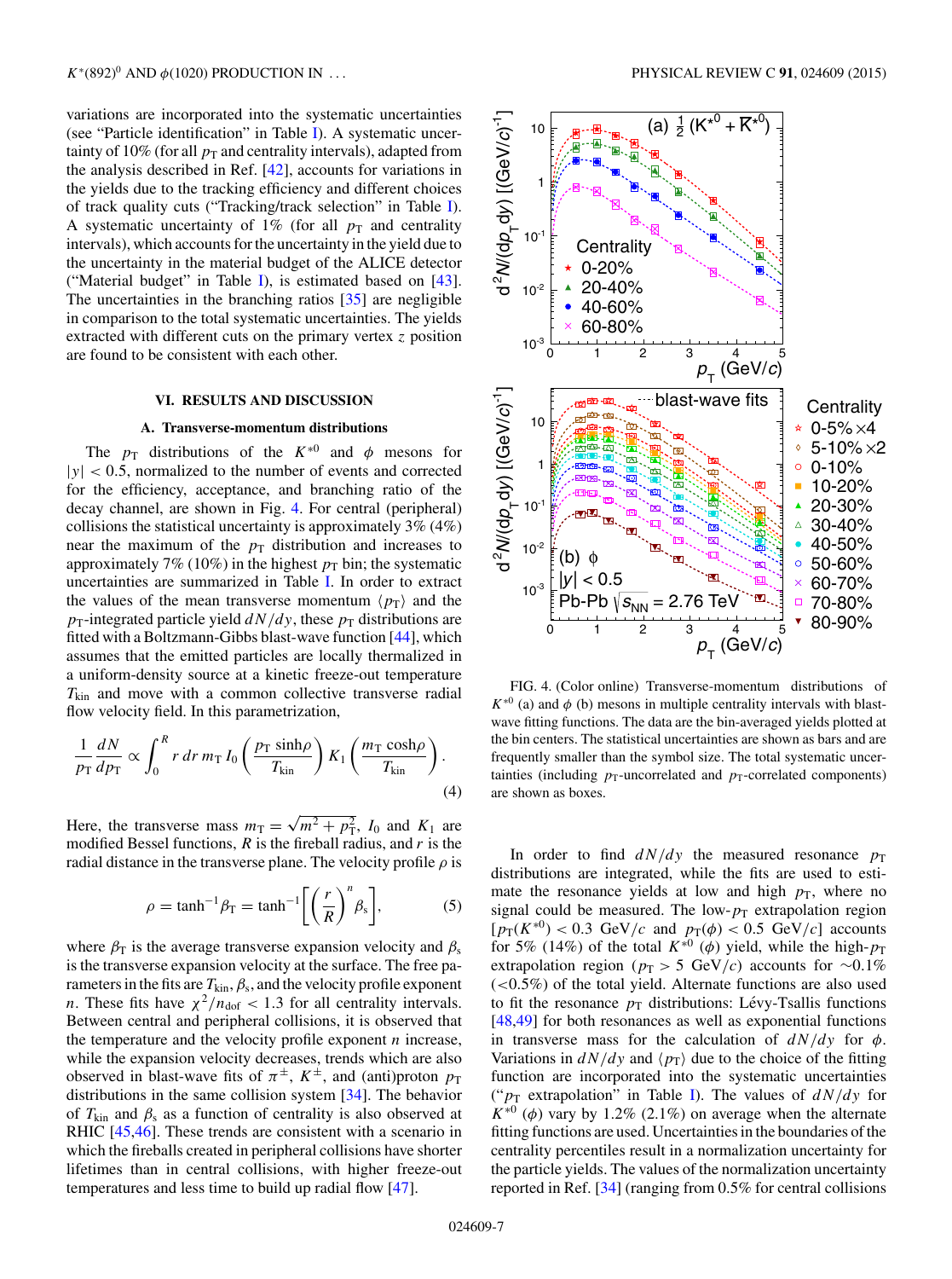variations are incorporated into the systematic uncertainties (see "Particle identification" in Table I). A systematic uncertainty of 10% (for all $p_T$ and centrality intervals), adapted from the analysis described in Ref. [42], accounts for variations in the yields due to the tracking efficiency and different choices of track quality cuts ("Tracking/track selection" in Table I). A systematic uncertainty of 1% (for all $p_T$ and centrality intervals), which accounts for the uncertainty in the yield due to the uncertainty in the material budget of the ALICE detector ("Material budget" in Table I), is estimated based on [43]. The uncertainties in the branching ratios [35] are negligible in comparison to the total systematic uncertainties. The yields extracted with different cuts on the primary vertex $z$ position are found to be consistent with each other.

## VI. RESULTS AND DISCUSSION

### A. Transverse-momentum distributions

The $p_T$ distributions of the $K^{*0}$ and $\phi$ mesons for $|y| < 0.5$, normalized to the number of events and corrected for the efficiency, acceptance, and branching ratio of the decay channel, are shown in Fig. 4. For central (peripheral) collisions the statistical uncertainty is approximately 3% (4%) near the maximum of the $p_T$ distribution and increases to approximately 7% (10%) in the highest $p_T$ bin; the systematic uncertainties are summarized in Table I. In order to extract the values of the mean transverse momentum $\langle p_T \rangle$ and the $p_T$-integrated particle yield $dN/dy$, these $p_T$ distributions are fitted with a Boltzmann-Gibbs blast-wave function [44], which assumes that the emitted particles are locally thermalized in a uniform-density source at a kinetic freeze-out temperature $T_{\text{kin}}$ and move with a common collective transverse radial flow velocity field. In this parametrization,

$$\frac{1}{p_T}\frac{dN}{dp_T} \propto \int_0^R r\, dr\, m_T\, I_0\left(\frac{p_T \sinh\rho}{T_{\text{kin}}}\right) K_1\left(\frac{m_T \cosh\rho}{T_{\text{kin}}}\right). \tag{4}$$

Here, the transverse mass $m_T = \sqrt{m^2 + p_T^2}$, $I_0$ and $K_1$ are modified Bessel functions, $R$ is the fireball radius, and $r$ is the radial distance in the transverse plane. The velocity profile $\rho$ is

$$\rho = \tanh^{-1}\beta_T = \tanh^{-1}\left[\left(\frac{r}{R}\right)^n \beta_s\right], \tag{5}$$

where $\beta_T$ is the average transverse expansion velocity and $\beta_s$ is the transverse expansion velocity at the surface. The free parameters in the fit are $T_{\text{kin}}$, $\beta_s$, and the velocity profile exponent $n$. These fits have $\chi^2/n_{\text{dof}} < 1.3$ for all centrality intervals. Between central and peripheral collisions, it is observed that the temperature and the velocity profile exponent $n$ increase, while the expansion velocity decreases, trends which are also observed in blast-wave fits of $\pi^{\pm}$, $K^{\pm}$, and (anti)proton $p_T$ distributions in the same collision system [34]. The behavior of $T_{\text{kin}}$ and $\beta_s$ as a function of centrality is also observed at RHIC [45,46]. These trends are consistent with a scenario in which the fireballs created in peripheral collisions have shorter lifetimes than in central collisions, with higher freeze-out temperatures and less time to build up radial flow [47].

FIG. 4. (Color online) Transverse-momentum distributions of $K^{*0}$ (a) and $\phi$ (b) mesons in multiple centrality intervals with blast-wave fitting functions. The data are the bin-averaged yields plotted at the bin centers. The statistical uncertainties are shown as bars and are frequently smaller than the symbol size. The total systematic uncertainties (including $p_T$-uncorrelated and $p_T$-correlated components) are shown as boxes.

In order to find $dN/dy$ the measured resonance $p_T$ distributions are integrated, while the fits are used to estimate the resonance yields at low and high $p_T$, where no signal could be measured. The low-$p_T$ extrapolation region [$p_T(K^{*0}) < 0.3$ GeV/$c$ and $p_T(\phi) < 0.5$ GeV/$c$] accounts for 5% (14%) of the total $K^{*0}$ ($\phi$) yield, while the high-$p_T$ extrapolation region ($p_T > 5$ GeV/$c$) accounts for $\sim$0.1% ($<$0.5%) of the total yield. Alternate functions are also used to fit the resonance $p_T$ distributions: Lévy-Tsallis functions [48,49] for both resonances as well as exponential functions in transverse mass for the calculation of $dN/dy$ for $\phi$. Variations in $dN/dy$ and $\langle p_T \rangle$ due to the choice of the fitting function are incorporated into the systematic uncertainties ("$p_T$ extrapolation" in Table I). The values of $dN/dy$ for $K^{*0}$ ($\phi$) vary by 1.2% (2.1%) on average when the alternate fitting functions are used. Uncertainties in the boundaries of the centrality percentiles result in a normalization uncertainty for the particle yields. The values of the normalization uncertainty reported in Ref. [34] (ranging from 0.5% for central collisions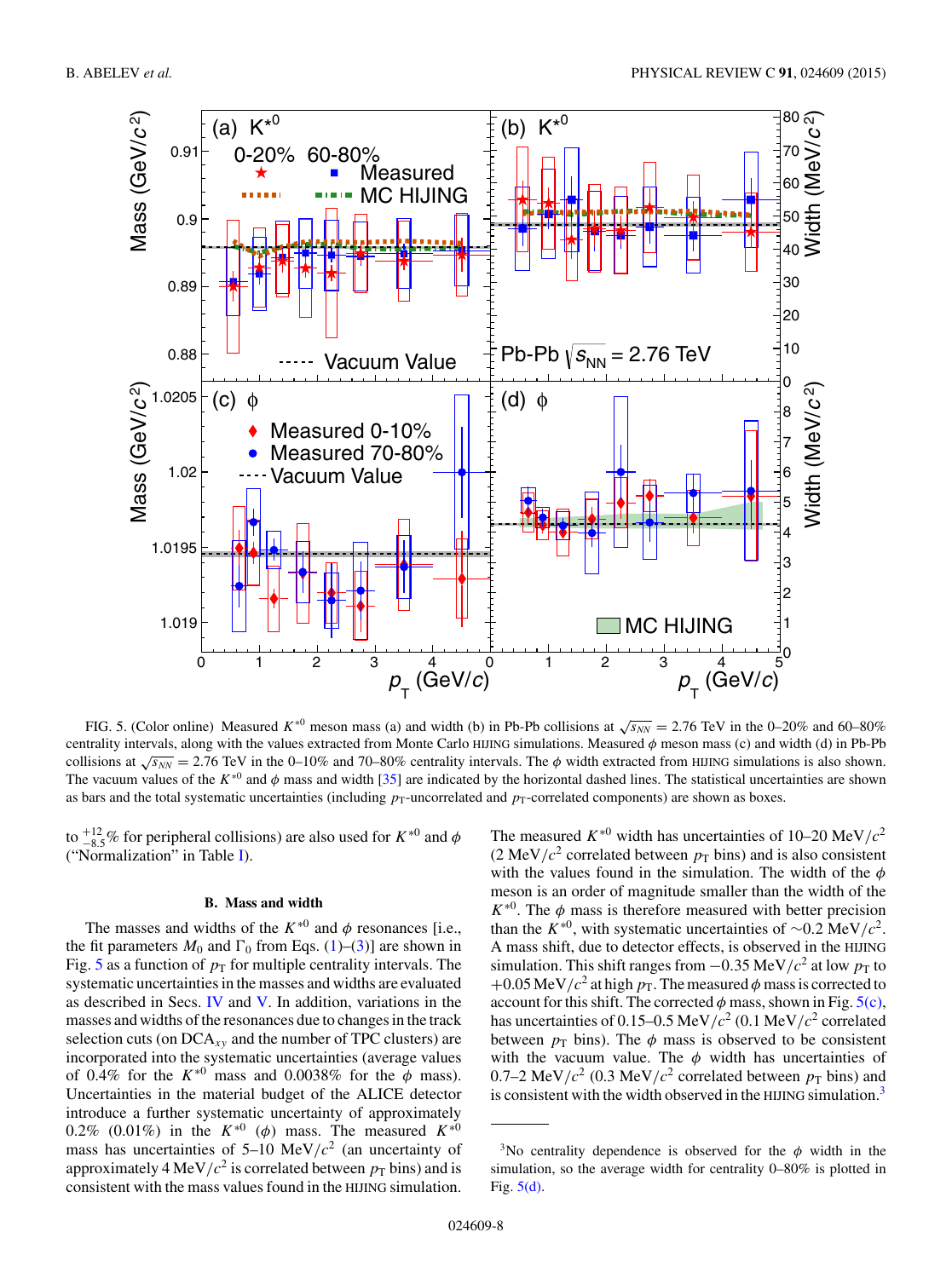FIG. 5. (Color online) Measured $K^{*0}$ meson mass (a) and width (b) in Pb-Pb collisions at $\sqrt{s_{NN}} = 2.76$ TeV in the 0–20% and 60–80% centrality intervals, along with the values extracted from Monte Carlo HIJING simulations. Measured $\phi$ meson mass (c) and width (d) in Pb-Pb collisions at $\sqrt{s_{NN}} = 2.76$ TeV in the 0–10% and 70–80% centrality intervals. The $\phi$ width extracted from HIJING simulations is also shown. The vacuum values of the $K^{*0}$ and $\phi$ mass and width [35] are indicated by the horizontal dashed lines. The statistical uncertainties are shown as bars and the total systematic uncertainties (including $p_T$-uncorrelated and $p_T$-correlated components) are shown as boxes.

to $^{+12}_{-8.5}$% for peripheral collisions) are also used for $K^{*0}$ and $\phi$ ("Normalization" in Table I).

### B. Mass and width

The masses and widths of the $K^{*0}$ and $\phi$ resonances [i.e., the fit parameters $M_0$ and $\Gamma_0$ from Eqs. (1)–(3)] are shown in Fig. 5 as a function of $p_T$ for multiple centrality intervals. The systematic uncertainties in the masses and widths are evaluated as described in Secs. IV and V. In addition, variations in the masses and widths of the resonances due to changes in the track selection cuts (on DCA$_{xy}$ and the number of TPC clusters) are incorporated into the systematic uncertainties (average values of 0.4% for the $K^{*0}$ mass and 0.0038% for the $\phi$ mass). Uncertainties in the material budget of the ALICE detector introduce a further systematic uncertainty of approximately 0.2% (0.01%) in the $K^{*0}$ ($\phi$) mass. The measured $K^{*0}$ mass has uncertainties of 5–10 MeV/$c^2$ (an uncertainty of approximately 4 MeV/$c^2$ is correlated between $p_T$ bins) and is consistent with the mass values found in the HIJING simulation. The measured $K^{*0}$ width has uncertainties of 10–20 MeV/$c^2$ (2 MeV/$c^2$ correlated between $p_T$ bins) and is also consistent with the values found in the simulation. The width of the $\phi$ meson is an order of magnitude smaller than the width of the $K^{*0}$. The $\phi$ mass is therefore measured with better precision than the $K^{*0}$, with systematic uncertainties of $\sim$0.2 MeV/$c^2$. A mass shift, due to detector effects, is observed in the HIJING simulation. This shift ranges from $-0.35$ MeV/$c^2$ at low $p_T$ to $+0.05$ MeV/$c^2$ at high $p_T$. The measured $\phi$ mass is corrected to account for this shift. The corrected $\phi$ mass, shown in Fig. 5(c), has uncertainties of 0.15–0.5 MeV/$c^2$ (0.1 MeV/$c^2$ correlated between $p_T$ bins). The $\phi$ mass is observed to be consistent with the vacuum value. The $\phi$ width has uncertainties of 0.7–2 MeV/$c^2$ (0.3 MeV/$c^2$ correlated between $p_T$ bins) and is consistent with the width observed in the HIJING simulation.[3]

[3]No centrality dependence is observed for the $\phi$ width in the simulation, so the average width for centrality 0–80% is plotted in Fig. 5(d).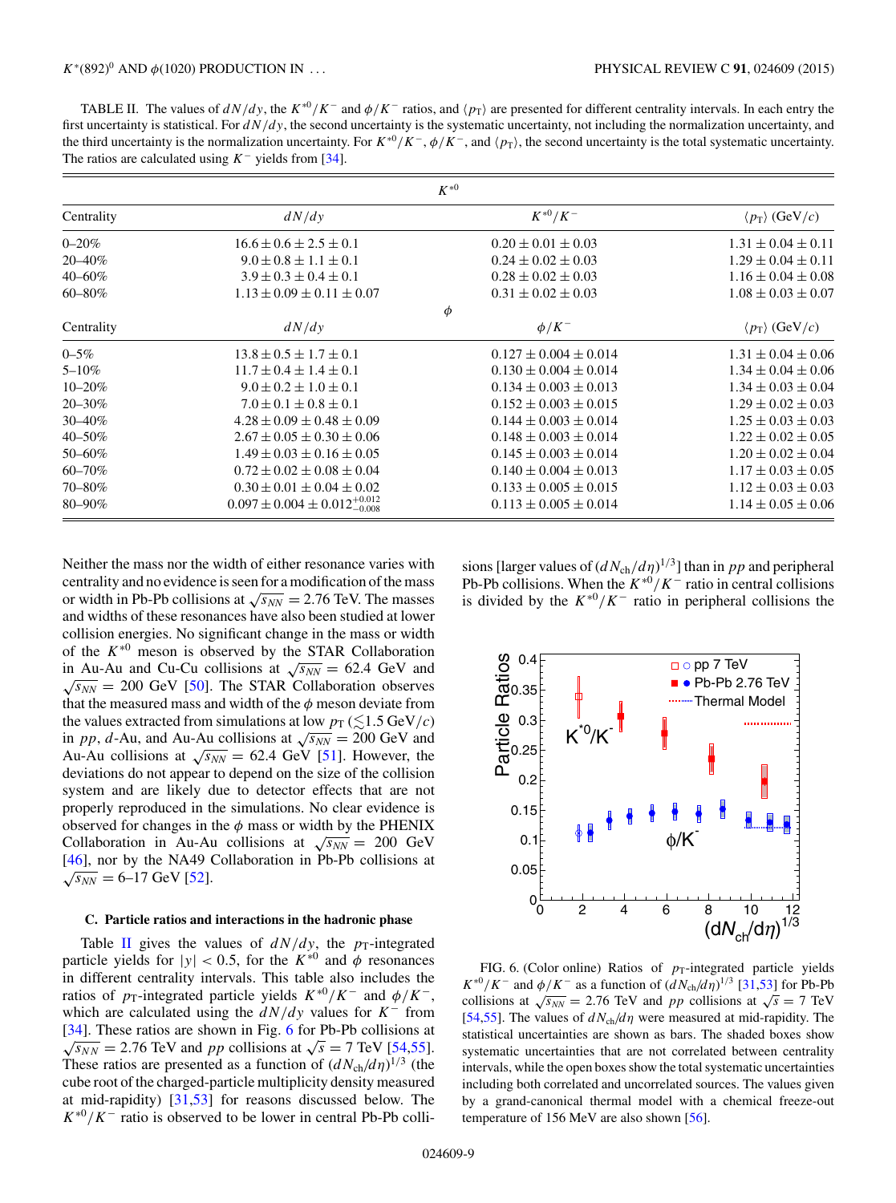TABLE II. The values of $dN/dy$, the $K^{*0}/K^-$ and $\phi/K^-$ ratios, and $\langle p_T \rangle$ are presented for different centrality intervals. In each entry the first uncertainty is statistical. For $dN/dy$, the second uncertainty is the systematic uncertainty, not including the normalization uncertainty, and the third uncertainty is the normalization uncertainty. For $K^{*0}/K^-$, $\phi/K^-$, and $\langle p_T \rangle$, the second uncertainty is the total systematic uncertainty. The ratios are calculated using $K^-$ yields from [34].

| $K^{*0}$ | | | |
|---|---|---|---|
| Centrality | $dN/dy$ | $K^{*0}/K^-$ | $\langle p_T \rangle$ (GeV/$c$) |
| 0–20% | $16.6 \pm 0.6 \pm 2.5 \pm 0.1$ | $0.20 \pm 0.01 \pm 0.03$ | $1.31 \pm 0.04 \pm 0.11$ |
| 20–40% | $9.0 \pm 0.8 \pm 1.1 \pm 0.1$ | $0.24 \pm 0.02 \pm 0.03$ | $1.29 \pm 0.04 \pm 0.11$ |
| 40–60% | $3.9 \pm 0.3 \pm 0.4 \pm 0.1$ | $0.28 \pm 0.02 \pm 0.03$ | $1.16 \pm 0.04 \pm 0.08$ |
| 60–80% | $1.13 \pm 0.09 \pm 0.11 \pm 0.07$ | $0.31 \pm 0.02 \pm 0.03$ | $1.08 \pm 0.03 \pm 0.07$ |
| $\phi$ | | | |
| Centrality | $dN/dy$ | $\phi/K^-$ | $\langle p_T \rangle$ (GeV/$c$) |
| 0–5% | $13.8 \pm 0.5 \pm 1.7 \pm 0.1$ | $0.127 \pm 0.004 \pm 0.014$ | $1.31 \pm 0.04 \pm 0.06$ |
| 5–10% | $11.7 \pm 0.4 \pm 1.4 \pm 0.1$ | $0.130 \pm 0.004 \pm 0.014$ | $1.34 \pm 0.04 \pm 0.06$ |
| 10–20% | $9.0 \pm 0.2 \pm 1.0 \pm 0.1$ | $0.134 \pm 0.003 \pm 0.013$ | $1.34 \pm 0.03 \pm 0.04$ |
| 20–30% | $7.0 \pm 0.1 \pm 0.8 \pm 0.1$ | $0.152 \pm 0.003 \pm 0.015$ | $1.29 \pm 0.02 \pm 0.03$ |
| 30–40% | $4.28 \pm 0.09 \pm 0.48 \pm 0.09$ | $0.144 \pm 0.003 \pm 0.014$ | $1.25 \pm 0.03 \pm 0.03$ |
| 40–50% | $2.67 \pm 0.05 \pm 0.30 \pm 0.06$ | $0.148 \pm 0.003 \pm 0.014$ | $1.22 \pm 0.02 \pm 0.05$ |
| 50–60% | $1.49 \pm 0.03 \pm 0.16 \pm 0.05$ | $0.145 \pm 0.003 \pm 0.014$ | $1.20 \pm 0.02 \pm 0.04$ |
| 60–70% | $0.72 \pm 0.02 \pm 0.08 \pm 0.04$ | $0.140 \pm 0.004 \pm 0.013$ | $1.17 \pm 0.03 \pm 0.05$ |
| 70–80% | $0.30 \pm 0.01 \pm 0.04 \pm 0.02$ | $0.133 \pm 0.005 \pm 0.015$ | $1.12 \pm 0.03 \pm 0.03$ |
| 80–90% | $0.097 \pm 0.004 \pm 0.012^{+0.012}_{-0.008}$ | $0.113 \pm 0.005 \pm 0.014$ | $1.14 \pm 0.05 \pm 0.06$ |

Neither the mass nor the width of either resonance varies with centrality and no evidence is seen for a modification of the mass or width in Pb-Pb collisions at $\sqrt{s_{NN}} = 2.76$ TeV. The masses and widths of these resonances have also been studied at lower collision energies. No significant change in the mass or width of the $K^{*0}$ meson is observed by the STAR Collaboration in Au-Au and Cu-Cu collisions at $\sqrt{s_{NN}} = 62.4$ GeV and $\sqrt{s_{NN}} = 200$ GeV [50]. The STAR Collaboration observes that the measured mass and width of the $\phi$ meson deviate from the values extracted from simulations at low $p_T$ ($\lesssim 1.5$ GeV/$c$) in $pp$, $d$-Au, and Au-Au collisions at $\sqrt{s_{NN}} = 200$ GeV and Au-Au collisions at $\sqrt{s_{NN}} = 62.4$ GeV [51]. However, the deviations do not appear to depend on the size of the collision system and are likely due to detector effects that are not properly reproduced in the simulations. No clear evidence is observed for changes in the $\phi$ mass or width by the PHENIX Collaboration in Au-Au collisions at $\sqrt{s_{NN}} = 200$ GeV [46], nor by the NA49 Collaboration in Pb-Pb collisions at $\sqrt{s_{NN}} = 6$–$17$ GeV [52].

### C. Particle ratios and interactions in the hadronic phase

Table II gives the values of $dN/dy$, the $p_T$-integrated particle yields for $|y| < 0.5$, for the $K^{*0}$ and $\phi$ resonances in different centrality intervals. This table also includes the ratios of $p_T$-integrated particle yields $K^{*0}/K^-$ and $\phi/K^-$, which are calculated using the $dN/dy$ values for $K^-$ from [34]. These ratios are shown in Fig. 6 for Pb-Pb collisions at $\sqrt{s_{NN}} = 2.76$ TeV and $pp$ collisions at $\sqrt{s} = 7$ TeV [54,55]. These ratios are presented as a function of $(dN_{ch}/d\eta)^{1/3}$ (the cube root of the charged-particle multiplicity density measured at mid-rapidity) [31,53] for reasons discussed below. The $K^{*0}/K^-$ ratio is observed to be lower in central Pb-Pb collisions [larger values of $(dN_{ch}/d\eta)^{1/3}$] than in $pp$ and peripheral Pb-Pb collisions. When the $K^{*0}/K^-$ ratio in central collisions is divided by the $K^{*0}/K^-$ ratio in peripheral collisions the

FIG. 6. (Color online) Ratios of $p_T$-integrated particle yields $K^{*0}/K^-$ and $\phi/K^-$ as a function of $(dN_{ch}/d\eta)^{1/3}$ [31,53] for Pb-Pb collisions at $\sqrt{s_{NN}} = 2.76$ TeV and $pp$ collisions at $\sqrt{s} = 7$ TeV [54,55]. The values of $dN_{ch}/d\eta$ were measured at mid-rapidity. The statistical uncertainties are shown as bars. The shaded boxes show systematic uncertainties that are not correlated between centrality intervals, while the open boxes show the total systematic uncertainties including both correlated and uncorrelated sources. The values given by a grand-canonical thermal model with a chemical freeze-out temperature of 156 MeV are also shown [56].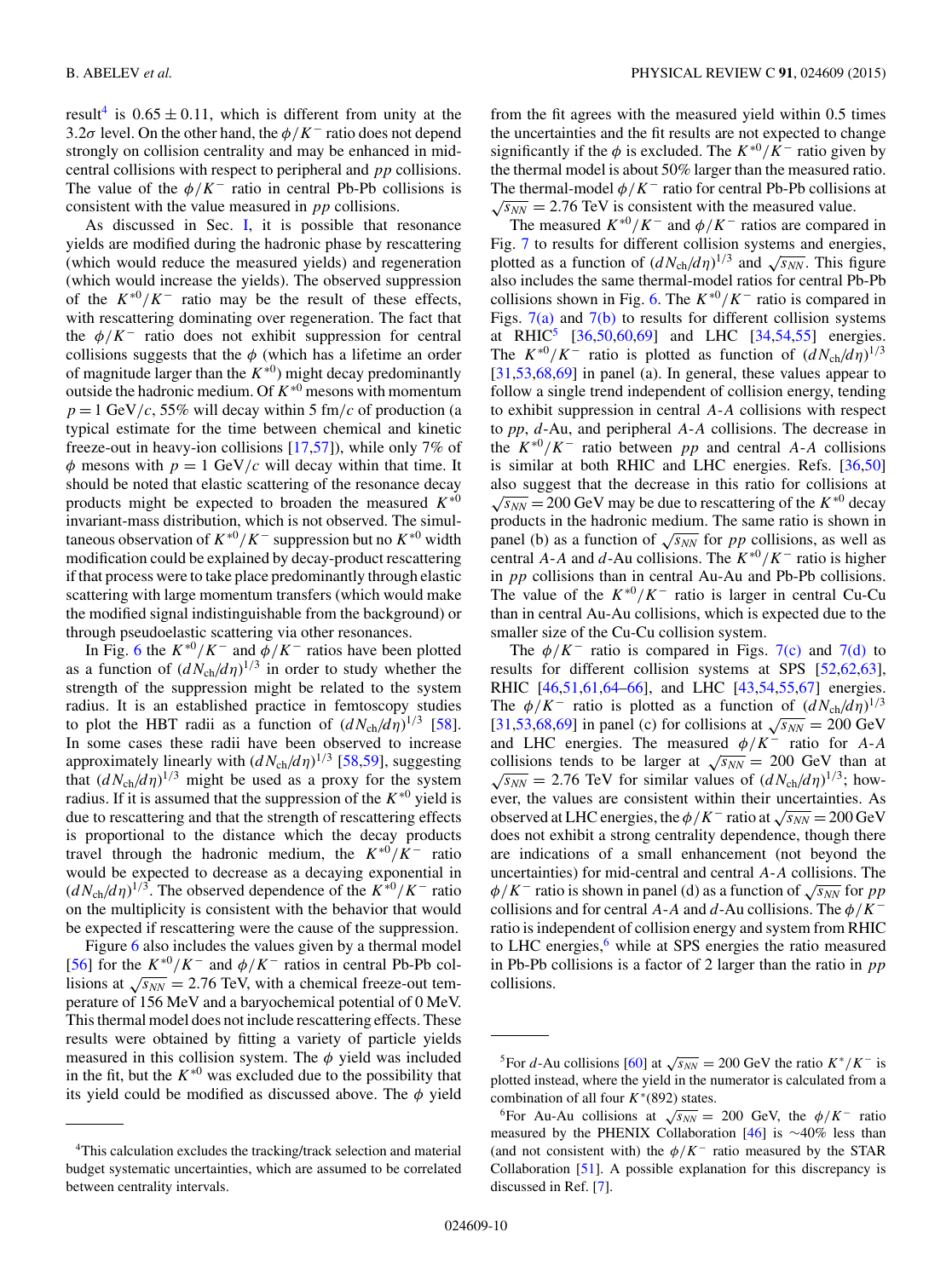result[4] is $0.65 \pm 0.11$, which is different from unity at the $3.2\sigma$ level. On the other hand, the $\phi/K^-$ ratio does not depend strongly on collision centrality and may be enhanced in mid-central collisions with respect to peripheral and $pp$ collisions. The value of the $\phi/K^-$ ratio in central Pb-Pb collisions is consistent with the value measured in $pp$ collisions.

As discussed in Sec. I, it is possible that resonance yields are modified during the hadronic phase by rescattering (which would reduce the measured yields) and regeneration (which would increase the yields). The observed suppression of the $K^{*0}/K^-$ ratio may be the result of these effects, with rescattering dominating over regeneration. The fact that the $\phi/K^-$ ratio does not exhibit suppression for central collisions suggests that the $\phi$ (which has a lifetime an order of magnitude larger than the $K^{*0}$) might decay predominantly outside the hadronic medium. Of $K^{*0}$ mesons with momentum $p = 1$ GeV/$c$, 55% will decay within 5 fm/$c$ of production (a typical estimate for the time between chemical and kinetic freeze-out in heavy-ion collisions [17,57]), while only 7% of $\phi$ mesons with $p = 1$ GeV/$c$ will decay within that time. It should be noted that elastic scattering of the resonance decay products might be expected to broaden the measured $K^{*0}$ invariant-mass distribution, which is not observed. The simultaneous observation of $K^{*0}/K^-$ suppression but no $K^{*0}$ width modification could be explained by decay-product rescattering if that process were to take place predominantly through elastic scattering with large momentum transfers (which would make the modified signal indistinguishable from the background) or through pseudoelastic scattering via other resonances.

In Fig. 6 the $K^{*0}/K^-$ and $\phi/K^-$ ratios have been plotted as a function of $(dN_{ch}/d\eta)^{1/3}$ in order to study whether the strength of the suppression might be related to the system radius. It is an established practice in femtoscopy studies to plot the HBT radii as a function of $(dN_{ch}/d\eta)^{1/3}$ [58]. In some cases these radii have been observed to increase approximately linearly with $(dN_{ch}/d\eta)^{1/3}$ [58,59], suggesting that $(dN_{ch}/d\eta)^{1/3}$ might be used as a proxy for the system radius. If it is assumed that the suppression of the $K^{*0}$ yield is due to rescattering and that the strength of rescattering effects is proportional to the distance which the decay products travel through the hadronic medium, the $K^{*0}/K^-$ ratio would be expected to decrease as a decaying exponential in $(dN_{ch}/d\eta)^{1/3}$. The observed dependence of the $K^{*0}/K^-$ ratio on the multiplicity is consistent with the behavior that would be expected if rescattering were the cause of the suppression.

Figure 6 also includes the values given by a thermal model [56] for the $K^{*0}/K^-$ and $\phi/K^-$ ratios in central Pb-Pb collisions at $\sqrt{s_{NN}} = 2.76$ TeV, with a chemical freeze-out temperature of 156 MeV and a baryochemical potential of 0 MeV. This thermal model does not include rescattering effects. These results were obtained by fitting a variety of particle yields measured in this collision system. The $\phi$ yield was included in the fit, but the $K^{*0}$ was excluded due to the possibility that its yield could be modified as discussed above. The $\phi$ yield from the fit agrees with the measured yield within 0.5 times the uncertainties and the fit results are not expected to change significantly if the $\phi$ is excluded. The $K^{*0}/K^-$ ratio given by the thermal model is about 50% larger than the measured ratio. The thermal-model $\phi/K^-$ ratio for central Pb-Pb collisions at $\sqrt{s_{NN}} = 2.76$ TeV is consistent with the measured value.

The measured $K^{*0}/K^-$ and $\phi/K^-$ ratios are compared in Fig. 7 to results for different collision systems and energies, plotted as a function of $(dN_{ch}/d\eta)^{1/3}$ and $\sqrt{s_{NN}}$. This figure also includes the same thermal-model ratios for central Pb-Pb collisions shown in Fig. 6. The $K^{*0}/K^-$ ratio is compared in Figs. 7(a) and 7(b) to results for different collision systems at RHIC[5] [36,50,60,69] and LHC [34,54,55] energies. The $K^{*0}/K^-$ ratio is plotted as function of $(dN_{ch}/d\eta)^{1/3}$ [31,53,68,69] in panel (a). In general, these values appear to follow a single trend independent of collision energy, tending to exhibit suppression in central $A$-$A$ collisions with respect to $pp$, $d$-Au, and peripheral $A$-$A$ collisions. The decrease in the $K^{*0}/K^-$ ratio between $pp$ and central $A$-$A$ collisions is similar at both RHIC and LHC energies. Refs. [36,50] also suggest that the decrease in this ratio for collisions at $\sqrt{s_{NN}} = 200$ GeV may be due to rescattering of the $K^{*0}$ decay products in the hadronic medium. The same ratio is shown in panel (b) as a function of $\sqrt{s_{NN}}$ for $pp$ collisions, as well as central $A$-$A$ and $d$-Au collisions. The $K^{*0}/K^-$ ratio is higher in $pp$ collisions than in central Au-Au and Pb-Pb collisions. The value of the $K^{*0}/K^-$ ratio is larger in central Cu-Cu than in central Au-Au collisions, which is expected due to the smaller size of the Cu-Cu collision system.

The $\phi/K^-$ ratio is compared in Figs. 7(c) and 7(d) to results for different collision systems at SPS [52,62,63], RHIC [46,51,61,64–66], and LHC [43,54,55,67] energies. The $\phi/K^-$ ratio is plotted as a function of $(dN_{ch}/d\eta)^{1/3}$ [31,53,68,69] in panel (c) for collisions at $\sqrt{s_{NN}} = 200$ GeV and LHC energies. The measured $\phi/K^-$ ratio for $A$-$A$ collisions tends to be larger at $\sqrt{s_{NN}} = 200$ GeV than at $\sqrt{s_{NN}} = 2.76$ TeV for similar values of $(dN_{ch}/d\eta)^{1/3}$; however, the values are consistent within their uncertainties. As observed at LHC energies, the $\phi/K^-$ ratio at $\sqrt{s_{NN}} = 200$ GeV does not exhibit a strong centrality dependence, though there are indications of a small enhancement (not beyond the uncertainties) for mid-central and central $A$-$A$ collisions. The $\phi/K^-$ ratio is shown in panel (d) as a function of $\sqrt{s_{NN}}$ for $pp$ collisions and for central $A$-$A$ and $d$-Au collisions. The $\phi/K^-$ ratio is independent of collision energy and system from RHIC to LHC energies,[6] while at SPS energies the ratio measured in Pb-Pb collisions is a factor of 2 larger than the ratio in $pp$ collisions.

---

[4] This calculation excludes the tracking/track selection and material budget systematic uncertainties, which are assumed to be correlated between centrality intervals.

[5] For $d$-Au collisions [60] at $\sqrt{s_{NN}} = 200$ GeV the ratio $K^*/K^-$ is plotted instead, where the yield in the numerator is calculated from a combination of all four $K^*(892)$ states.

[6] For Au-Au collisions at $\sqrt{s_{NN}} = 200$ GeV, the $\phi/K^-$ ratio measured by the PHENIX Collaboration [46] is ~40% less than (and not consistent with) the $\phi/K^-$ ratio measured by the STAR Collaboration [51]. A possible explanation for this discrepancy is discussed in Ref. [7].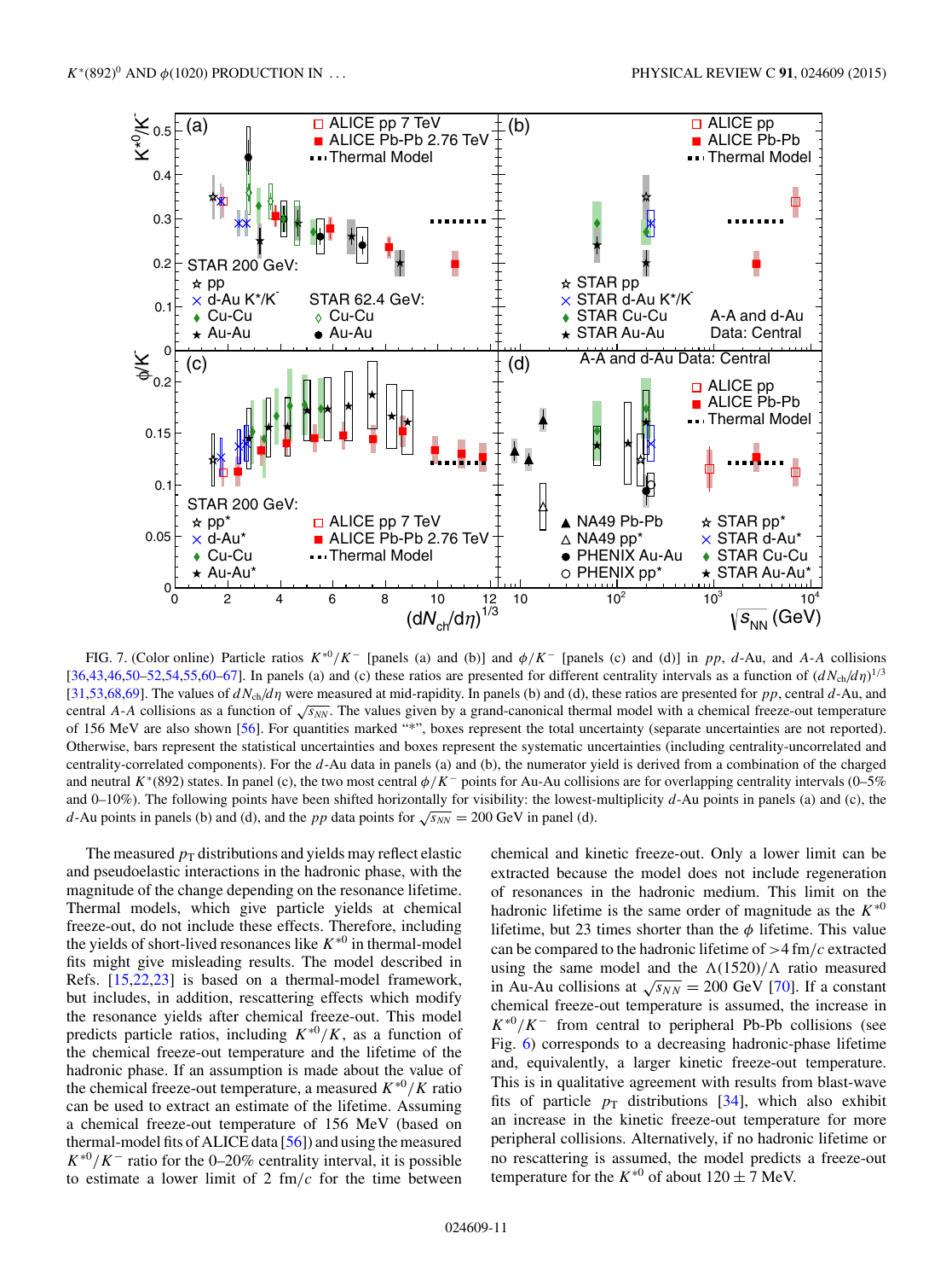FIG. 7. (Color online) Particle ratios $K^{*0}/K^-$ [panels (a) and (b)] and $\phi/K^-$ [panels (c) and (d)] in $pp$, $d$-Au, and $A$-$A$ collisions [36,43,46,50–52,54,55,60–67]. In panels (a) and (c) these ratios are presented for different centrality intervals as a function of $(dN_{ch}/d\eta)^{1/3}$ [31,53,68,69]. The values of $dN_{ch}/d\eta$ were measured at mid-rapidity. In panels (b) and (d), these ratios are presented for $pp$, central $d$-Au, and central $A$-$A$ collisions as a function of $\sqrt{s_{NN}}$. The values given by a grand-canonical thermal model with a chemical freeze-out temperature of 156 MeV are also shown [56]. For quantities marked "*", boxes represent the total uncertainty (separate uncertainties are not reported). Otherwise, bars represent the statistical uncertainties and boxes represent the systematic uncertainties (including centrality-uncorrelated and centrality-correlated components). For the $d$-Au data in panels (a) and (b), the numerator yield is derived from a combination of the charged and neutral $K^*(892)$ states. In panel (c), the two most central $\phi/K^-$ points for Au-Au collisions are for overlapping centrality intervals (0–5% and 0–10%). The following points have been shifted horizontally for visibility: the lowest-multiplicity $d$-Au points in panels (a) and (c), the $d$-Au points in panels (b) and (d), and the $pp$ data points for $\sqrt{s_{NN}} = 200$ GeV in panel (d).

The measured $p_T$ distributions and yields may reflect elastic and pseudoelastic interactions in the hadronic phase, with the magnitude of the change depending on the resonance lifetime. Thermal models, which give particle yields at chemical freeze-out, do not include these effects. Therefore, including the yields of short-lived resonances like $K^{*0}$ in thermal-model fits might give misleading results. The model described in Refs. [15,22,23] is based on a thermal-model framework, but includes, in addition, rescattering effects which modify the resonance yields after chemical freeze-out. This model predicts particle ratios, including $K^{*0}/K$, as a function of the chemical freeze-out temperature and the lifetime of the hadronic phase. If an assumption is made about the value of the chemical freeze-out temperature, a measured $K^{*0}/K$ ratio can be used to extract an estimate of the lifetime. Assuming a chemical freeze-out temperature of 156 MeV (based on thermal-model fits of ALICE data [56]) and using the measured $K^{*0}/K^-$ ratio for the 0–20% centrality interval, it is possible to estimate a lower limit of 2 fm/$c$ for the time between chemical and kinetic freeze-out. Only a lower limit can be extracted because the model does not include regeneration of resonances in the hadronic medium. This limit on the hadronic lifetime is the same order of magnitude as the $K^{*0}$ lifetime, but 23 times shorter than the $\phi$ lifetime. This value can be compared to the hadronic lifetime of >4 fm/$c$ extracted using the same model and the $\Lambda(1520)/\Lambda$ ratio measured in Au-Au collisions at $\sqrt{s_{NN}} = 200$ GeV [70]. If a constant chemical freeze-out temperature is assumed, the increase in $K^{*0}/K^-$ from central to peripheral Pb-Pb collisions (see Fig. 6) corresponds to a decreasing hadronic-phase lifetime and, equivalently, a larger kinetic freeze-out temperature. This is in qualitative agreement with results from blast-wave fits of particle $p_T$ distributions [34], which also exhibit an increase in the kinetic freeze-out temperature for more peripheral collisions. Alternatively, if no hadronic lifetime or no rescattering is assumed, the model predicts a freeze-out temperature for the $K^{*0}$ of about $120 \pm 7$ MeV.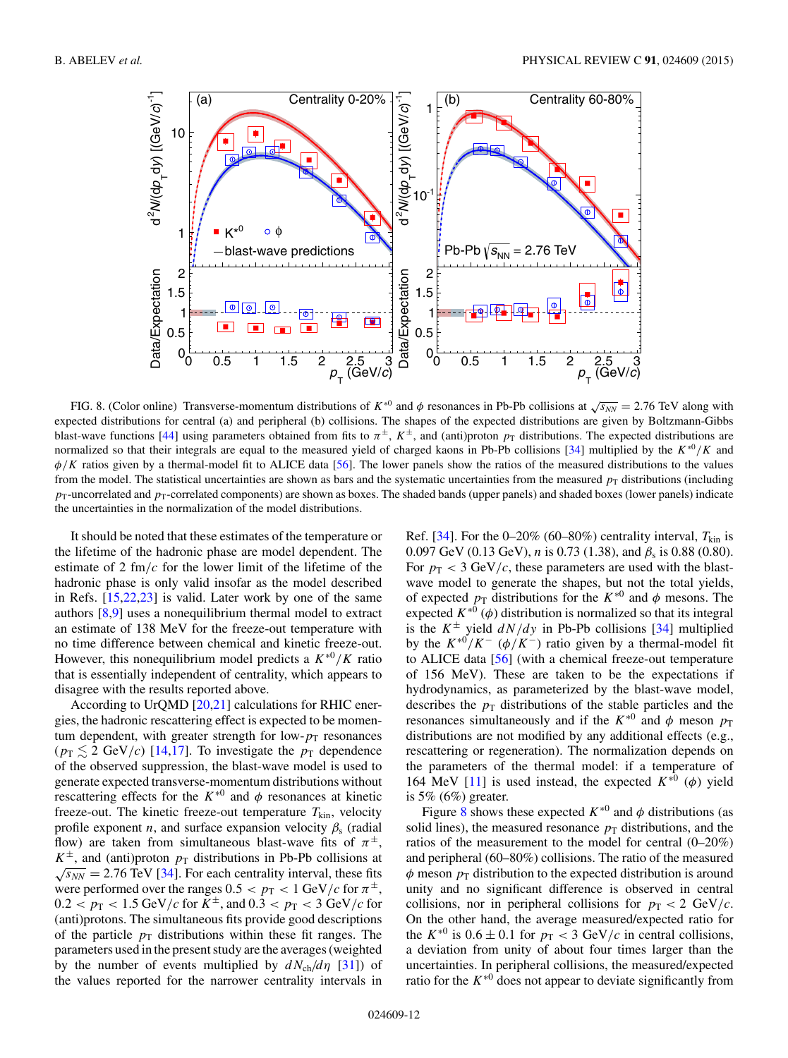FIG. 8. (Color online) Transverse-momentum distributions of $K^{*0}$ and $\phi$ resonances in Pb-Pb collisions at $\sqrt{s_{NN}} = 2.76$ TeV along with expected distributions for central (a) and peripheral (b) collisions. The shapes of the expected distributions are given by Boltzmann-Gibbs blast-wave functions [44] using parameters obtained from fits to $\pi^{\pm}$, $K^{\pm}$, and (anti)proton $p_{\mathrm{T}}$ distributions. The expected distributions are normalized so that their integrals are equal to the measured yield of charged kaons in Pb-Pb collisions [34] multiplied by the $K^{*0}/K$ and $\phi/K$ ratios given by a thermal-model fit to ALICE data [56]. The lower panels show the ratios of the measured distributions to the values from the model. The statistical uncertainties are shown as bars and the systematic uncertainties from the measured $p_{\mathrm{T}}$ distributions (including $p_{\mathrm{T}}$-uncorrelated and $p_{\mathrm{T}}$-correlated components) are shown as boxes. The shaded bands (upper panels) and shaded boxes (lower panels) indicate the uncertainties in the normalization of the model distributions.

It should be noted that these estimates of the temperature or the lifetime of the hadronic phase are model dependent. The estimate of 2 fm/$c$ for the lower limit of the lifetime of the hadronic phase is only valid insofar as the model described in Refs. [15,22,23] is valid. Later work by one of the same authors [8,9] uses a nonequilibrium thermal model to extract an estimate of 138 MeV for the freeze-out temperature with no time difference between chemical and kinetic freeze-out. However, this nonequilibrium model predicts a $K^{*0}/K$ ratio that is essentially independent of centrality, which appears to disagree with the results reported above.

According to UrQMD [20,21] calculations for RHIC energies, the hadronic rescattering effect is expected to be momentum dependent, with greater strength for low-$p_{\mathrm{T}}$ resonances ($p_{\mathrm{T}} \lesssim 2$ GeV/$c$) [14,17]. To investigate the $p_{\mathrm{T}}$ dependence of the observed suppression, the blast-wave model is used to generate expected transverse-momentum distributions without rescattering effects for the $K^{*0}$ and $\phi$ resonances at kinetic freeze-out. The kinetic freeze-out temperature $T_{\mathrm{kin}}$, velocity profile exponent $n$, and surface expansion velocity $\beta_s$ (radial flow) are taken from simultaneous blast-wave fits of $\pi^{\pm}$, $K^{\pm}$, and (anti)proton $p_{\mathrm{T}}$ distributions in Pb-Pb collisions at $\sqrt{s_{NN}} = 2.76$ TeV [34]. For each centrality interval, these fits were performed over the ranges $0.5 < p_{\mathrm{T}} < 1$ GeV/$c$ for $\pi^{\pm}$, $0.2 < p_{\mathrm{T}} < 1.5$ GeV/$c$ for $K^{\pm}$, and $0.3 < p_{\mathrm{T}} < 3$ GeV/$c$ for (anti)protons. The simultaneous fits provide good descriptions of the particle $p_{\mathrm{T}}$ distributions within these fit ranges. The parameters used in the present study are the averages (weighted by the number of events multiplied by $dN_{\mathrm{ch}}/d\eta$ [31]) of the values reported for the narrower centrality intervals in Ref. [34]. For the 0–20% (60–80%) centrality interval, $T_{\mathrm{kin}}$ is 0.097 GeV (0.13 GeV), $n$ is 0.73 (1.38), and $\beta_s$ is 0.88 (0.80). For $p_{\mathrm{T}} < 3$ GeV/$c$, these parameters are used with the blast-wave model to generate the shapes, but not the total yields, of expected $p_{\mathrm{T}}$ distributions for the $K^{*0}$ and $\phi$ mesons. The expected $K^{*0}$ ($\phi$) distribution is normalized so that its integral is the $K^{\pm}$ yield $dN/dy$ in Pb-Pb collisions [34] multiplied by the $K^{*0}/K^{-}$ ($\phi/K^{-}$) ratio given by a thermal-model fit to ALICE data [56] (with a chemical freeze-out temperature of 156 MeV). These are taken to be the expectations if hydrodynamics, as parameterized by the blast-wave model, describes the $p_{\mathrm{T}}$ distributions of the stable particles and the resonances simultaneously and if the $K^{*0}$ and $\phi$ meson $p_{\mathrm{T}}$ distributions are not modified by any additional effects (e.g., rescattering or regeneration). The normalization depends on the parameters of the thermal model: if a temperature of 164 MeV [11] is used instead, the expected $K^{*0}$ ($\phi$) yield is 5% (6%) greater.

Figure 8 shows these expected $K^{*0}$ and $\phi$ distributions (as solid lines), the measured resonance $p_{\mathrm{T}}$ distributions, and the ratios of the measurement to the model for central (0–20%) and peripheral (60–80%) collisions. The ratio of the measured $\phi$ meson $p_{\mathrm{T}}$ distribution to the expected distribution is around unity and no significant difference is observed in central collisions, nor in peripheral collisions for $p_{\mathrm{T}} < 2$ GeV/$c$. On the other hand, the average measured/expected ratio for the $K^{*0}$ is $0.6 \pm 0.1$ for $p_{\mathrm{T}} < 3$ GeV/$c$ in central collisions, a deviation from unity of about four times larger than the uncertainties. In peripheral collisions, the measured/expected ratio for the $K^{*0}$ does not appear to deviate significantly from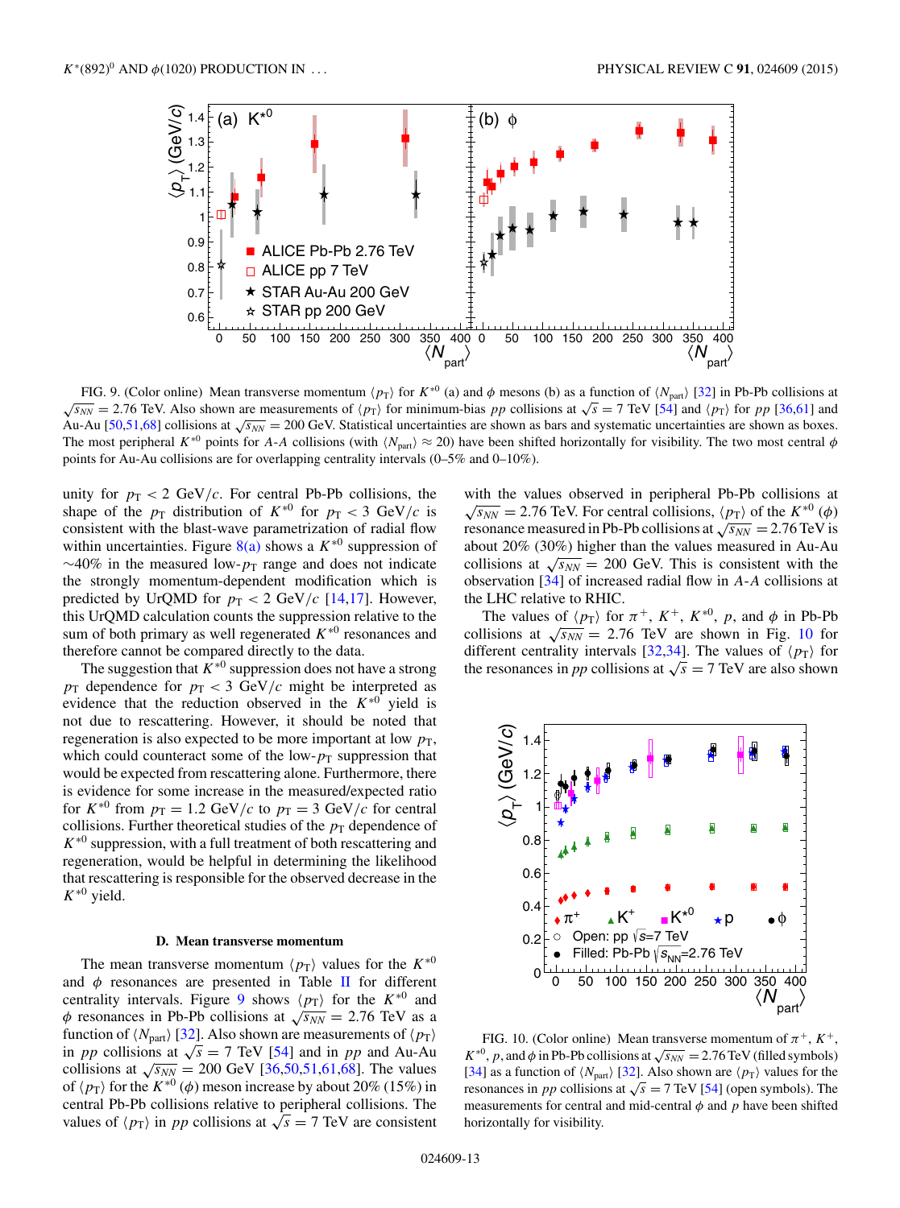FIG. 9. (Color online) Mean transverse momentum $\langle p_T \rangle$ for $K^{*0}$ (a) and $\phi$ mesons (b) as a function of $\langle N_{part} \rangle$ [32] in Pb-Pb collisions at $\sqrt{s_{NN}} = 2.76$ TeV. Also shown are measurements of $\langle p_T \rangle$ for minimum-bias *pp* collisions at $\sqrt{s} = 7$ TeV [54] and $\langle p_T \rangle$ for *pp* [36,61] and Au-Au [50,51,68] collisions at $\sqrt{s_{NN}} = 200$ GeV. Statistical uncertainties are shown as bars and systematic uncertainties are shown as boxes. The most peripheral $K^{*0}$ points for *A-A* collisions (with $\langle N_{part} \rangle \approx 20$) have been shifted horizontally for visibility. The two most central $\phi$ points for Au-Au collisions are for overlapping centrality intervals (0–5% and 0–10%).

unity for $p_T < 2$ GeV/$c$. For central Pb-Pb collisions, the shape of the $p_T$ distribution of $K^{*0}$ for $p_T < 3$ GeV/$c$ is consistent with the blast-wave parametrization of radial flow within uncertainties. Figure 8(a) shows a $K^{*0}$ suppression of ∼40% in the measured low-$p_T$ range and does not indicate the strongly momentum-dependent modification which is predicted by UrQMD for $p_T < 2$ GeV/$c$ [14,17]. However, this UrQMD calculation counts the suppression relative to the sum of both primary as well regenerated $K^{*0}$ resonances and therefore cannot be compared directly to the data.

The suggestion that $K^{*0}$ suppression does not have a strong $p_T$ dependence for $p_T < 3$ GeV/$c$ might be interpreted as evidence that the reduction observed in the $K^{*0}$ yield is not due to rescattering. However, it should be noted that regeneration is also expected to be more important at low $p_T$, which could counteract some of the low-$p_T$ suppression that would be expected from rescattering alone. Furthermore, there is evidence for some increase in the measured/expected ratio for $K^{*0}$ from $p_T = 1.2$ GeV/$c$ to $p_T = 3$ GeV/$c$ for central collisions. Further theoretical studies of the $p_T$ dependence of $K^{*0}$ suppression, with a full treatment of both rescattering and regeneration, would be helpful in determining the likelihood that rescattering is responsible for the observed decrease in the $K^{*0}$ yield.

### D. Mean transverse momentum

The mean transverse momentum $\langle p_T \rangle$ values for the $K^{*0}$ and $\phi$ resonances are presented in Table II for different centrality intervals. Figure 9 shows $\langle p_T \rangle$ for the $K^{*0}$ and $\phi$ resonances in Pb-Pb collisions at $\sqrt{s_{NN}} = 2.76$ TeV as a function of $\langle N_{part} \rangle$ [32]. Also shown are measurements of $\langle p_T \rangle$ in *pp* collisions at $\sqrt{s} = 7$ TeV [54] and in *pp* and Au-Au collisions at $\sqrt{s_{NN}} = 200$ GeV [36,50,51,61,68]. The values of $\langle p_T \rangle$ for the $K^{*0}$ ($\phi$) meson increase by about 20% (15%) in central Pb-Pb collisions relative to peripheral collisions. The values of $\langle p_T \rangle$ in *pp* collisions at $\sqrt{s} = 7$ TeV are consistent with the values observed in peripheral Pb-Pb collisions at $\sqrt{s_{NN}} = 2.76$ TeV. For central collisions, $\langle p_T \rangle$ of the $K^{*0}$ ($\phi$) resonance measured in Pb-Pb collisions at $\sqrt{s_{NN}} = 2.76$ TeV is about 20% (30%) higher than the values measured in Au-Au collisions at $\sqrt{s_{NN}} = 200$ GeV. This is consistent with the observation [34] of increased radial flow in *A-A* collisions at the LHC relative to RHIC.

The values of $\langle p_T \rangle$ for $\pi^+$, $K^+$, $K^{*0}$, $p$, and $\phi$ in Pb-Pb collisions at $\sqrt{s_{NN}} = 2.76$ TeV are shown in Fig. 10 for different centrality intervals [32,34]. The values of $\langle p_T \rangle$ for the resonances in *pp* collisions at $\sqrt{s} = 7$ TeV are also shown

FIG. 10. (Color online) Mean transverse momentum of $\pi^+$, $K^+$, $K^{*0}$, $p$, and $\phi$ in Pb-Pb collisions at $\sqrt{s_{NN}} = 2.76$ TeV (filled symbols) [34] as a function of $\langle N_{part} \rangle$ [32]. Also shown are $\langle p_T \rangle$ values for the resonances in *pp* collisions at $\sqrt{s} = 7$ TeV [54] (open symbols). The measurements for central and mid-central $\phi$ and $p$ have been shifted horizontally for visibility.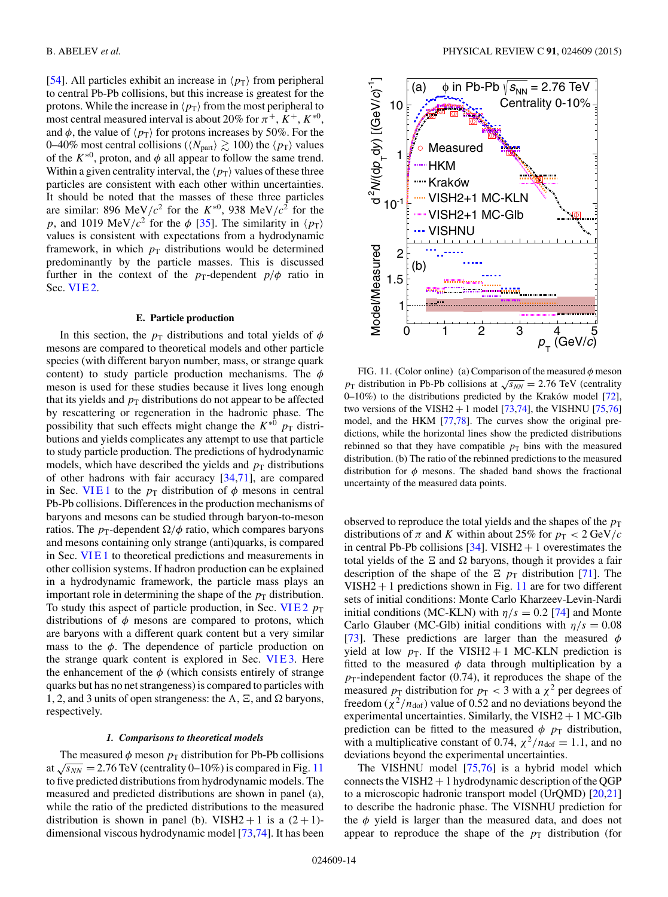[54]. All particles exhibit an increase in $\langle p_T \rangle$ from peripheral to central Pb-Pb collisions, but this increase is greatest for the protons. While the increase in $\langle p_T \rangle$ from the most peripheral to most central measured interval is about 20% for $\pi^+$, $K^+$, $K^{*0}$, and $\phi$, the value of $\langle p_T \rangle$ for protons increases by 50%. For the 0–40% most central collisions ($\langle N_{part} \rangle \gtrsim 100$) the $\langle p_T \rangle$ values of the $K^{*0}$, proton, and $\phi$ all appear to follow the same trend. Within a given centrality interval, the $\langle p_T \rangle$ values of these three particles are consistent with each other within uncertainties. It should be noted that the masses of these three particles are similar: 896 MeV/$c^2$ for the $K^{*0}$, 938 MeV/$c^2$ for the $p$, and 1019 MeV/$c^2$ for the $\phi$ [35]. The similarity in $\langle p_T \rangle$ values is consistent with expectations from a hydrodynamic framework, in which $p_T$ distributions would be determined predominantly by the particle masses. This is discussed further in the context of the $p_T$-dependent $p/\phi$ ratio in Sec. VI E 2.

### E. Particle production

In this section, the $p_T$ distributions and total yields of $\phi$ mesons are compared to theoretical models and other particle species (with different baryon number, mass, or strange quark content) to study particle production mechanisms. The $\phi$ meson is used for these studies because it lives long enough that its yields and $p_T$ distributions do not appear to be affected by rescattering or regeneration in the hadronic phase. The possibility that such effects might change the $K^{*0}$ $p_T$ distributions and yields complicates any attempt to use that particle to study particle production. The predictions of hydrodynamic models, which have described the yields and $p_T$ distributions of other hadrons with fair accuracy [34,71], are compared in Sec. VI E 1 to the $p_T$ distribution of $\phi$ mesons in central Pb-Pb collisions. Differences in the production mechanisms of baryons and mesons can be studied through baryon-to-meson ratios. The $p_T$-dependent $\Omega/\phi$ ratio, which compares baryons and mesons containing only strange (anti)quarks, is compared in Sec. VI E 1 to theoretical predictions and measurements in other collision systems. If hadron production can be explained in a hydrodynamic framework, the particle mass plays an important role in determining the shape of the $p_T$ distribution. To study this aspect of particle production, in Sec. VI E 2 $p_T$ distributions of $\phi$ mesons are compared to protons, which are baryons with a different quark content but a very similar mass to the $\phi$. The dependence of particle production on the strange quark content is explored in Sec. VI E 3. Here the enhancement of the $\phi$ (which consists entirely of strange quarks but has no net strangeness) is compared to particles with 1, 2, and 3 units of open strangeness: the $\Lambda$, $\Xi$, and $\Omega$ baryons, respectively.

#### *1. Comparisons to theoretical models*

The measured $\phi$ meson $p_T$ distribution for Pb-Pb collisions at $\sqrt{s_{NN}} = 2.76$ TeV (centrality 0–10%) is compared in Fig. 11 to five predicted distributions from hydrodynamic models. The measured and predicted distributions are shown in panel (a), while the ratio of the predicted distributions to the measured distribution is shown in panel (b). VISH2 + 1 is a (2 + 1)-dimensional viscous hydrodynamic model [73,74]. It has been observed to reproduce the total yields and the shapes of the $p_T$ distributions of $\pi$ and $K$ within about 25% for $p_T < 2$ GeV/$c$ in central Pb-Pb collisions [34]. VISH2 + 1 overestimates the total yields of the $\Xi$ and $\Omega$ baryons, though it provides a fair description of the shape of the $\Xi$ $p_T$ distribution [71]. The VISH2 + 1 predictions shown in Fig. 11 are for two different sets of initial conditions: Monte Carlo Kharzeev-Levin-Nardi initial conditions (MC-KLN) with $\eta/s = 0.2$ [74] and Monte Carlo Glauber (MC-Glb) initial conditions with $\eta/s = 0.08$ [73]. These predictions are larger than the measured $\phi$ yield at low $p_T$. If the VISH2 + 1 MC-KLN prediction is fitted to the measured $\phi$ data through multiplication by a $p_T$-independent factor (0.74), it reproduces the shape of the measured $p_T$ distribution for $p_T < 3$ with a $\chi^2$ per degrees of freedom ($\chi^2/n_{dof}$) value of 0.52 and no deviations beyond the experimental uncertainties. Similarly, the VISH2 + 1 MC-Glb prediction can be fitted to the measured $\phi$ $p_T$ distribution, with a multiplicative constant of 0.74, $\chi^2/n_{dof} = 1.1$, and no deviations beyond the experimental uncertainties.

The VISHNU model [75,76] is a hybrid model which connects the VISH2 + 1 hydrodynamic description of the QGP to a microscopic hadronic transport model (UrQMD) [20,21] to describe the hadronic phase. The VISHNU prediction for the $\phi$ yield is larger than the measured data, and does not appear to reproduce the shape of the $p_T$ distribution (for

FIG. 11. (Color online) (a) Comparison of the measured $\phi$ meson $p_T$ distribution in Pb-Pb collisions at $\sqrt{s_{NN}} = 2.76$ TeV (centrality 0–10%) to the distributions predicted by the Kraków model [72], two versions of the VISH2 + 1 model [73,74], the VISHNU [75,76] model, and the HKM [77,78]. The curves show the original predictions, while the horizontal lines show the predicted distributions rebinned so that they have compatible $p_T$ bins with the measured distribution. (b) The ratio of the rebinned predictions to the measured distribution for $\phi$ mesons. The shaded band shows the fractional uncertainty of the measured data points.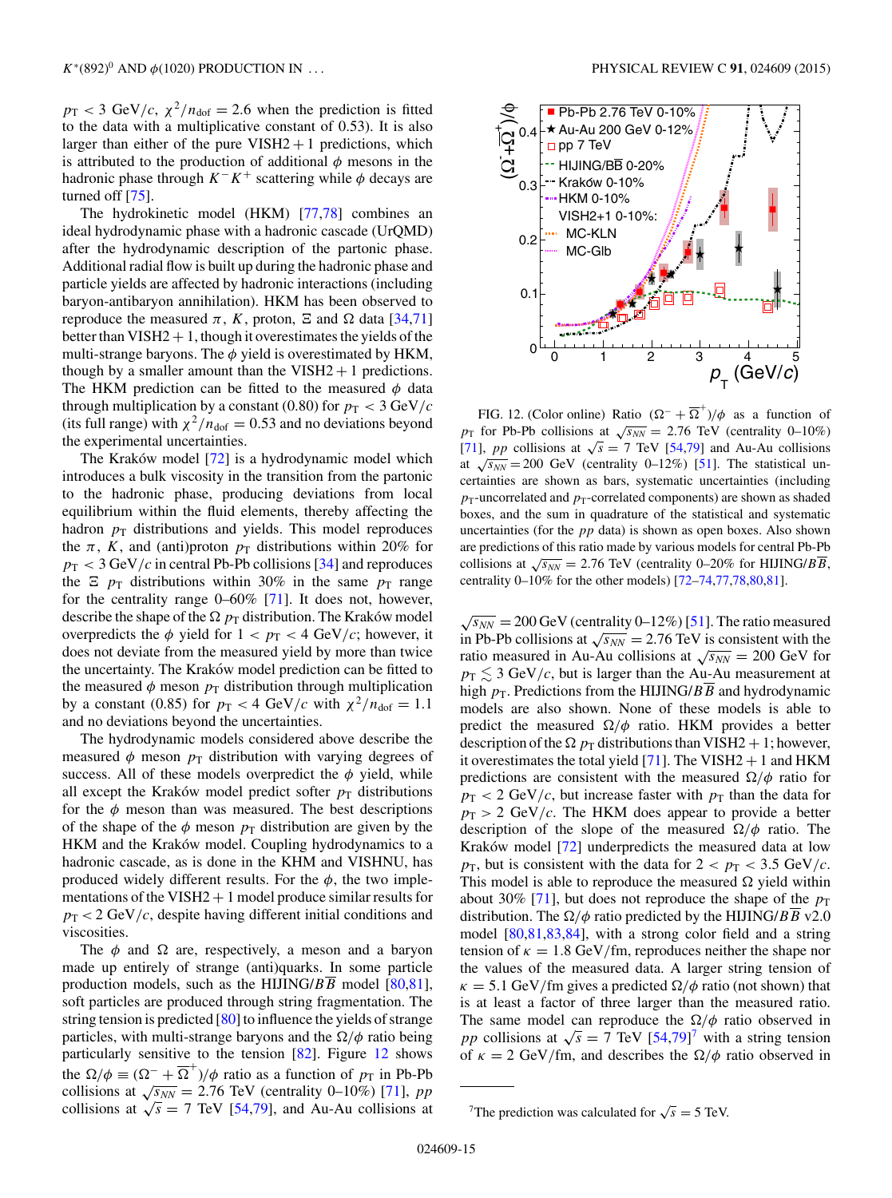$p_T < 3$ GeV/$c$, $\chi^2/n_{dof} = 2.6$ when the prediction is fitted to the data with a multiplicative constant of 0.53). It is also larger than either of the pure VISH2 + 1 predictions, which is attributed to the production of additional $\phi$ mesons in the hadronic phase through $K^-K^+$ scattering while $\phi$ decays are turned off [75].

The hydrokinetic model (HKM) [77,78] combines an ideal hydrodynamic phase with a hadronic cascade (UrQMD) after the hydrodynamic description of the partonic phase. Additional radial flow is built up during the hadronic phase and particle yields are affected by hadronic interactions (including baryon-antibaryon annihilation). HKM has been observed to reproduce the measured $\pi$, $K$, proton, $\Xi$ and $\Omega$ data [34,71] better than VISH2 + 1, though it overestimates the yields of the multi-strange baryons. The $\phi$ yield is overestimated by HKM, though by a smaller amount than the VISH2 + 1 predictions. The HKM prediction can be fitted to the measured $\phi$ data through multiplication by a constant (0.80) for $p_T < 3$ GeV/$c$ (its full range) with $\chi^2/n_{dof} = 0.53$ and no deviations beyond the experimental uncertainties.

The Kraków model [72] is a hydrodynamic model which introduces a bulk viscosity in the transition from the partonic to the hadronic phase, producing deviations from local equilibrium within the fluid elements, thereby affecting the hadron $p_T$ distributions and yields. This model reproduces the $\pi$, $K$, and (anti)proton $p_T$ distributions within 20% for $p_T < 3$ GeV/$c$ in central Pb-Pb collisions [34] and reproduces the $\Xi$ $p_T$ distributions within 30% in the same $p_T$ range for the centrality range 0–60% [71]. It does not, however, describe the shape of the $\Omega$ $p_T$ distribution. The Kraków model overpredicts the $\phi$ yield for $1 < p_T < 4$ GeV/$c$; however, it does not deviate from the measured yield by more than twice the uncertainty. The Kraków model prediction can be fitted to the measured $\phi$ meson $p_T$ distribution through multiplication by a constant (0.85) for $p_T < 4$ GeV/$c$ with $\chi^2/n_{dof} = 1.1$ and no deviations beyond the uncertainties.

The hydrodynamic models considered above describe the measured $\phi$ meson $p_T$ distribution with varying degrees of success. All of these models overpredict the $\phi$ yield, while all except the Kraków model predict softer $p_T$ distributions for the $\phi$ meson than was measured. The best descriptions of the shape of the $\phi$ meson $p_T$ distribution are given by the HKM and the Kraków model. Coupling hydrodynamics to a hadronic cascade, as is done in the KHM and VISHNU, has produced widely different results. For the $\phi$, the two implementations of the VISH2 + 1 model produce similar results for $p_T < 2$ GeV/$c$, despite having different initial conditions and viscosities.

The $\phi$ and $\Omega$ are, respectively, a meson and a baryon made up entirely of strange (anti)quarks. In some particle production models, such as the HIJING/$B\overline{B}$ model [80,81], soft particles are produced through string fragmentation. The string tension is predicted [80] to influence the yields of strange particles, with multi-strange baryons and the $\Omega/\phi$ ratio being particularly sensitive to the tension [82]. Figure 12 shows the $\Omega/\phi \equiv (\Omega^- + \overline{\Omega}^+)/\phi$ ratio as a function of $p_T$ in Pb-Pb collisions at $\sqrt{s_{NN}} = 2.76$ TeV (centrality 0–10%) [71], $pp$ collisions at $\sqrt{s} = 7$ TeV [54,79], and Au-Au collisions at $\sqrt{s_{NN}} = 200$ GeV (centrality 0–12%) [51]. The ratio measured in Pb-Pb collisions at $\sqrt{s_{NN}} = 2.76$ TeV is consistent with the ratio measured in Au-Au collisions at $\sqrt{s_{NN}} = 200$ GeV for $p_T \lesssim 3$ GeV/$c$, but is larger than the Au-Au measurement at high $p_T$. Predictions from the HIJING/$B\overline{B}$ and hydrodynamic models are also shown. None of these models is able to predict the measured $\Omega/\phi$ ratio. HKM provides a better description of the $\Omega$ $p_T$ distributions than VISH2 + 1; however, it overestimates the total yield [71]. The VISH2 + 1 and HKM predictions are consistent with the measured $\Omega/\phi$ ratio for $p_T < 2$ GeV/$c$, but increase faster with $p_T$ than the data for $p_T > 2$ GeV/$c$. The HKM does appear to provide a better description of the slope of the measured $\Omega/\phi$ ratio. The Kraków model [72] underpredicts the measured data at low $p_T$, but is consistent with the data for $2 < p_T < 3.5$ GeV/$c$. This model is able to reproduce the measured $\Omega$ yield within about 30% [71], but does not reproduce the shape of the $p_T$ distribution. The $\Omega/\phi$ ratio predicted by the HIJING/$B\overline{B}$ v2.0 model [80,81,83,84], with a strong color field and a string tension of $\kappa = 1.8$ GeV/fm, reproduces neither the shape nor the values of the measured data. A larger string tension of $\kappa = 5.1$ GeV/fm gives a predicted $\Omega/\phi$ ratio (not shown) that is at least a factor of three larger than the measured ratio. The same model can reproduce the $\Omega/\phi$ ratio observed in $pp$ collisions at $\sqrt{s} = 7$ TeV [54,79][7] with a string tension of $\kappa = 2$ GeV/fm, and describes the $\Omega/\phi$ ratio observed in

FIG. 12. (Color online) Ratio $(\Omega^- + \overline{\Omega}^+)/\phi$ as a function of $p_T$ for Pb-Pb collisions at $\sqrt{s_{NN}} = 2.76$ TeV (centrality 0–10%) [71], $pp$ collisions at $\sqrt{s} = 7$ TeV [54,79] and Au-Au collisions at $\sqrt{s_{NN}} = 200$ GeV (centrality 0–12%) [51]. The statistical uncertainties are shown as bars, systematic uncertainties (including $p_T$-uncorrelated and $p_T$-correlated components) are shown as shaded boxes, and the sum in quadrature of the statistical and systematic uncertainties (for the $pp$ data) is shown as open boxes. Also shown are predictions of this ratio made by various models for central Pb-Pb collisions at $\sqrt{s_{NN}} = 2.76$ TeV (centrality 0–20% for HIJING/$B\overline{B}$, centrality 0–10% for the other models) [72–74,77,78,80,81].

[7] The prediction was calculated for $\sqrt{s} = 5$ TeV.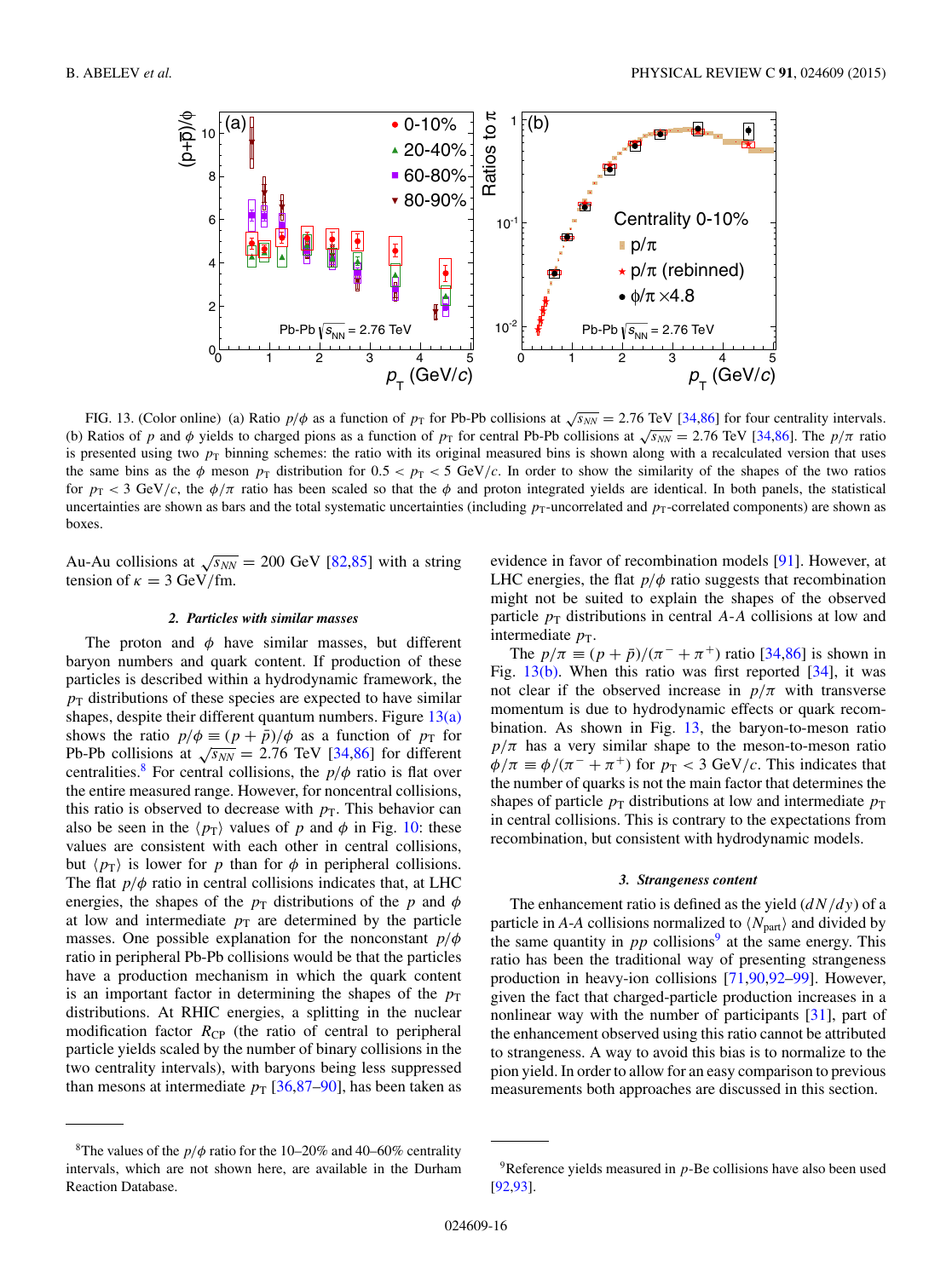FIG. 13. (Color online) (a) Ratio $p/\phi$ as a function of $p_T$ for Pb-Pb collisions at $\sqrt{s_{NN}} = 2.76$ TeV [34,86] for four centrality intervals. (b) Ratios of $p$ and $\phi$ yields to charged pions as a function of $p_T$ for central Pb-Pb collisions at $\sqrt{s_{NN}} = 2.76$ TeV [34,86]. The $p/\pi$ ratio is presented using two $p_T$ binning schemes: the ratio with its original measured bins is shown along with a recalculated version that uses the same bins as the $\phi$ meson $p_T$ distribution for $0.5 < p_T < 5$ GeV/$c$. In order to show the similarity of the shapes of the two ratios for $p_T < 3$ GeV/$c$, the $\phi/\pi$ ratio has been scaled so that the $\phi$ and proton integrated yields are identical. In both panels, the statistical uncertainties are shown as bars and the total systematic uncertainties (including $p_T$-uncorrelated and $p_T$-correlated components) are shown as boxes.

Au-Au collisions at $\sqrt{s_{NN}} = 200$ GeV [82,85] with a string tension of $\kappa = 3$ GeV/fm.

#### 2. Particles with similar masses

The proton and $\phi$ have similar masses, but different baryon numbers and quark content. If production of these particles is described within a hydrodynamic framework, the $p_T$ distributions of these species are expected to have similar shapes, despite their different quantum numbers. Figure 13(a) shows the ratio $p/\phi \equiv (p + \bar{p})/\phi$ as a function of $p_T$ for Pb-Pb collisions at $\sqrt{s_{NN}} = 2.76$ TeV [34,86] for different centralities.[8] For central collisions, the $p/\phi$ ratio is flat over the entire measured range. However, for noncentral collisions, this ratio is observed to decrease with $p_T$. This behavior can also be seen in the $\langle p_T \rangle$ values of $p$ and $\phi$ in Fig. 10: these values are consistent with each other in central collisions, but $\langle p_T \rangle$ is lower for $p$ than for $\phi$ in peripheral collisions. The flat $p/\phi$ ratio in central collisions indicates that, at LHC energies, the shapes of the $p_T$ distributions of the $p$ and $\phi$ at low and intermediate $p_T$ are determined by the particle masses. One possible explanation for the nonconstant $p/\phi$ ratio in peripheral Pb-Pb collisions would be that the particles have a production mechanism in which the quark content is an important factor in determining the shapes of the $p_T$ distributions. At RHIC energies, a splitting in the nuclear modification factor $R_{CP}$ (the ratio of central to peripheral particle yields scaled by the number of binary collisions in the two centrality intervals), with baryons being less suppressed than mesons at intermediate $p_T$ [36,87–90], has been taken as evidence in favor of recombination models [91]. However, at LHC energies, the flat $p/\phi$ ratio suggests that recombination might not be suited to explain the shapes of the observed particle $p_T$ distributions in central $A$-$A$ collisions at low and intermediate $p_T$.

The $p/\pi \equiv (p + \bar{p})/(\pi^- + \pi^+)$ ratio [34,86] is shown in Fig. 13(b). When this ratio was first reported [34], it was not clear if the observed increase in $p/\pi$ with transverse momentum is due to hydrodynamic effects or quark recombination. As shown in Fig. 13, the baryon-to-meson ratio $p/\pi$ has a very similar shape to the meson-to-meson ratio $\phi/\pi \equiv \phi/(\pi^- + \pi^+)$ for $p_T < 3$ GeV/$c$. This indicates that the number of quarks is not the main factor that determines the shapes of particle $p_T$ distributions at low and intermediate $p_T$ in central collisions. This is contrary to the expectations from recombination, but consistent with hydrodynamic models.

#### 3. Strangeness content

The enhancement ratio is defined as the yield ($dN/dy$) of a particle in $A$-$A$ collisions normalized to $\langle N_{\rm part} \rangle$ and divided by the same quantity in $pp$ collisions[9] at the same energy. This ratio has been the traditional way of presenting strangeness production in heavy-ion collisions [71,90,92–99]. However, given the fact that charged-particle production increases in a nonlinear way with the number of participants [31], part of the enhancement observed using this ratio cannot be attributed to strangeness. A way to avoid this bias is to normalize to the pion yield. In order to allow for an easy comparison to previous measurements both approaches are discussed in this section.

[8] The values of the $p/\phi$ ratio for the 10–20% and 40–60% centrality intervals, which are not shown here, are available in the Durham Reaction Database.

[9] Reference yields measured in $p$-Be collisions have also been used [92,93].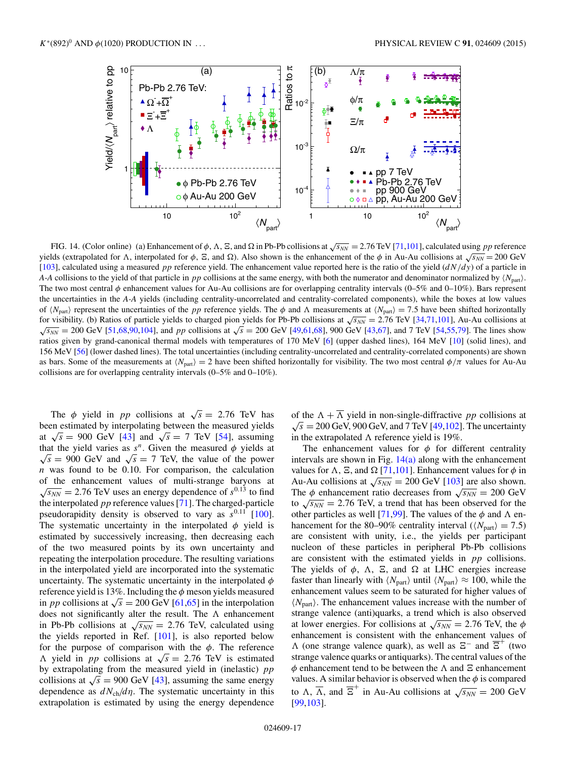FIG. 14. (Color online) (a) Enhancement of $\phi$, $\Lambda$, $\Xi$, and $\Omega$ in Pb-Pb collisions at $\sqrt{s_{NN}} = 2.76$ TeV [71,101], calculated using $pp$ reference yields (extrapolated for $\Lambda$, interpolated for $\phi$, $\Xi$, and $\Omega$). Also shown is the enhancement of the $\phi$ in Au-Au collisions at $\sqrt{s_{NN}} = 200$ GeV [103], calculated using a measured $pp$ reference yield. The enhancement value reported here is the ratio of the yield ($dN/dy$) of a particle in $A$-$A$ collisions to the yield of that particle in $pp$ collisions at the same energy, with both the numerator and denominator normalized by $\langle N_{\rm part}\rangle$. The two most central $\phi$ enhancement values for Au-Au collisions are for overlapping centrality intervals (0–5% and 0–10%). Bars represent the uncertainties in the $A$-$A$ yields (including centrality-uncorrelated and centrality-correlated components), while the boxes at low values of $\langle N_{\rm part}\rangle$ represent the uncertainties of the $pp$ reference yields. The $\phi$ and $\Lambda$ measurements at $\langle N_{\rm part}\rangle = 7.5$ have been shifted horizontally for visibility. (b) Ratios of particle yields to charged pion yields for Pb-Pb collisions at $\sqrt{s_{NN}} = 2.76$ TeV [34,71,101], Au-Au collisions at $\sqrt{s_{NN}} = 200$ GeV [51,68,90,104], and $pp$ collisions at $\sqrt{s} = 200$ GeV [49,61,68], 900 GeV [43,67], and 7 TeV [54,55,79]. The lines show ratios given by grand-canonical thermal models with temperatures of 170 MeV [6] (upper dashed lines), 164 MeV [10] (solid lines), and 156 MeV [56] (lower dashed lines). The total uncertainties (including centrality-uncorrelated and centrality-correlated components) are shown as bars. Some of the measurements at $\langle N_{\rm part}\rangle = 2$ have been shifted horizontally for visibility. The two most central $\phi/\pi$ values for Au-Au collisions are for overlapping centrality intervals (0–5% and 0–10%).

The $\phi$ yield in $pp$ collisions at $\sqrt{s} = 2.76$ TeV has been estimated by interpolating between the measured yields at $\sqrt{s} = 900$ GeV [43] and $\sqrt{s} = 7$ TeV [54], assuming that the yield varies as $s^n$. Given the measured $\phi$ yields at $\sqrt{s} = 900$ GeV and $\sqrt{s} = 7$ TeV, the value of the power $n$ was found to be 0.10. For comparison, the calculation of the enhancement values of multi-strange baryons at $\sqrt{s_{NN}} = 2.76$ TeV uses an energy dependence of $s^{0.13}$ to find the interpolated $pp$ reference values [71]. The charged-particle pseudorapidity density is observed to vary as $s^{0.11}$ [100]. The systematic uncertainty in the interpolated $\phi$ yield is estimated by successively increasing, then decreasing each of the two measured points by its own uncertainty and repeating the interpolation procedure. The resulting variations in the interpolated yield are incorporated into the systematic uncertainty. The systematic uncertainty in the interpolated $\phi$ reference yield is 13%. Including the $\phi$ meson yields measured in $pp$ collisions at $\sqrt{s} = 200$ GeV [61,65] in the interpolation does not significantly alter the result. The $\Lambda$ enhancement in Pb-Pb collisions at $\sqrt{s_{NN}} = 2.76$ TeV, calculated using the yields reported in Ref. [101], is also reported below for the purpose of comparison with the $\phi$. The reference $\Lambda$ yield in $pp$ collisions at $\sqrt{s} = 2.76$ TeV is estimated by extrapolating from the measured yield in (inelastic) $pp$ collisions at $\sqrt{s} = 900$ GeV [43], assuming the same energy dependence as $dN_{\rm ch}/d\eta$. The systematic uncertainty in this extrapolation is estimated by using the energy dependence of the $\Lambda + \overline{\Lambda}$ yield in non-single-diffractive $pp$ collisions at $\sqrt{s} = 200$ GeV, 900 GeV, and 7 TeV [49,102]. The uncertainty in the extrapolated $\Lambda$ reference yield is 19%.

The enhancement values for $\phi$ for different centrality intervals are shown in Fig. 14(a) along with the enhancement values for $\Lambda$, $\Xi$, and $\Omega$ [71,101]. Enhancement values for $\phi$ in Au-Au collisions at $\sqrt{s_{NN}} = 200$ GeV [103] are also shown. The $\phi$ enhancement ratio decreases from $\sqrt{s_{NN}} = 200$ GeV to $\sqrt{s_{NN}} = 2.76$ TeV, a trend that has been observed for the other particles as well [71,99]. The values of the $\phi$ and $\Lambda$ enhancement for the 80–90% centrality interval ($\langle N_{\rm part}\rangle = 7.5$) are consistent with unity, i.e., the yields per participant nucleon of these particles in peripheral Pb-Pb collisions are consistent with the estimated yields in $pp$ collisions. The yields of $\phi$, $\Lambda$, $\Xi$, and $\Omega$ at LHC energies increase faster than linearly with $\langle N_{\rm part}\rangle$ until $\langle N_{\rm part}\rangle \approx 100$, while the enhancement values seem to be saturated for higher values of $\langle N_{\rm part}\rangle$. The enhancement values increase with the number of strange valence (anti)quarks, a trend which is also observed at lower energies. For collisions at $\sqrt{s_{NN}} = 2.76$ TeV, the $\phi$ enhancement is consistent with the enhancement values of $\Lambda$ (one strange valence quark), as well as $\Xi^-$ and $\overline{\Xi}^+$ (two strange valence quarks or antiquarks). The central values of the $\phi$ enhancement tend to be between the $\Lambda$ and $\Xi$ enhancement values. A similar behavior is observed when the $\phi$ is compared to $\Lambda$, $\overline{\Lambda}$, and $\overline{\Xi}^+$ in Au-Au collisions at $\sqrt{s_{NN}} = 200$ GeV [99,103].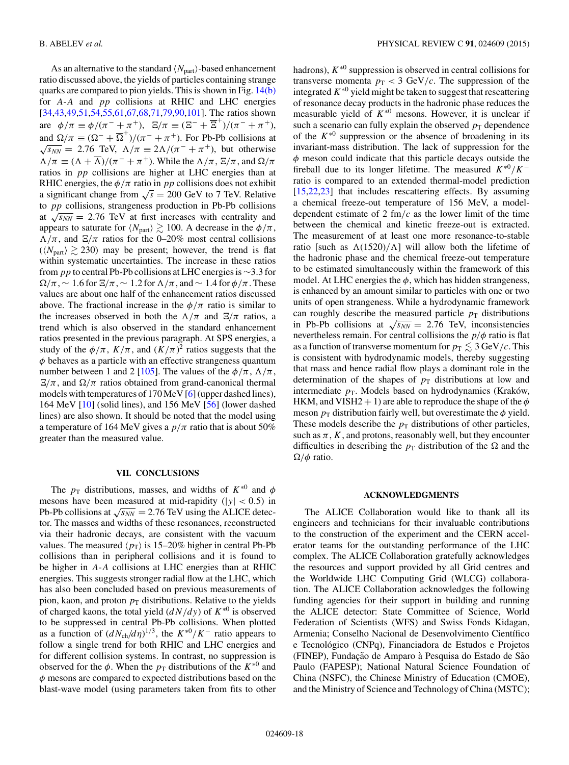As an alternative to the standard $\langle N_{\rm part}\rangle$-based enhancement ratio discussed above, the yields of particles containing strange quarks are compared to pion yields. This is shown in Fig. 14(b) for A-A and pp collisions at RHIC and LHC energies [34,43,49,51,54,55,61,67,68,71,79,90,101]. The ratios shown are $\phi/\pi \equiv \phi/(\pi^- + \pi^+)$, $\Xi/\pi \equiv (\Xi^- + \overline{\Xi}^+)/(\pi^- + \pi^+)$, and $\Omega/\pi \equiv (\Omega^- + \overline{\Omega}^+)/(\pi^- + \pi^+)$. For Pb-Pb collisions at $\sqrt{s_{NN}} = 2.76$ TeV, $\Lambda/\pi \equiv 2\Lambda/(\pi^- + \pi^+)$, but otherwise $\Lambda/\pi \equiv (\Lambda + \overline{\Lambda})/(\pi^- + \pi^+)$. While the $\Lambda/\pi$, $\Xi/\pi$, and $\Omega/\pi$ ratios in pp collisions are higher at LHC energies than at RHIC energies, the $\phi/\pi$ ratio in pp collisions does not exhibit a significant change from $\sqrt{s} = 200$ GeV to 7 TeV. Relative to pp collisions, strangeness production in Pb-Pb collisions at $\sqrt{s_{NN}} = 2.76$ TeV at first increases with centrality and appears to saturate for $\langle N_{\rm part}\rangle \gtrsim 100$. A decrease in the $\phi/\pi$, $\Lambda/\pi$, and $\Xi/\pi$ ratios for the 0–20% most central collisions ($\langle N_{\rm part}\rangle \gtrsim 230$) may be present; however, the trend is flat within systematic uncertainties. The increase in these ratios from pp to central Pb-Pb collisions at LHC energies is $\sim$3.3 for $\Omega/\pi$, $\sim 1.6$ for $\Xi/\pi$, $\sim 1.2$ for $\Lambda/\pi$, and $\sim 1.4$ for $\phi/\pi$. These values are about one half of the enhancement ratios discussed above. The fractional increase in the $\phi/\pi$ ratio is similar to the increases observed in both the $\Lambda/\pi$ and $\Xi/\pi$ ratios, a trend which is also observed in the standard enhancement ratios presented in the previous paragraph. At SPS energies, a study of the $\phi/\pi$, $K/\pi$, and $(K/\pi)^2$ ratios suggests that the $\phi$ behaves as a particle with an effective strangeness quantum number between 1 and 2 [105]. The values of the $\phi/\pi$, $\Lambda/\pi$, $\Xi/\pi$, and $\Omega/\pi$ ratios obtained from grand-canonical thermal models with temperatures of 170 MeV [6] (upper dashed lines), 164 MeV [10] (solid lines), and 156 MeV [56] (lower dashed lines) are also shown. It should be noted that the model using a temperature of 164 MeV gives a $p/\pi$ ratio that is about 50% greater than the measured value.

## VII. CONCLUSIONS

The $p_{\rm T}$ distributions, masses, and widths of $K^{*0}$ and $\phi$ mesons have been measured at mid-rapidity ($|y| < 0.5$) in Pb-Pb collisions at $\sqrt{s_{NN}} = 2.76$ TeV using the ALICE detector. The masses and widths of these resonances, reconstructed via their hadronic decays, are consistent with the vacuum values. The measured $\langle p_{\rm T}\rangle$ is 15–20% higher in central Pb-Pb collisions than in peripheral collisions and it is found to be higher in A-A collisions at LHC energies than at RHIC energies. This suggests stronger radial flow at the LHC, which has also been concluded based on previous measurements of pion, kaon, and proton $p_{\rm T}$ distributions. Relative to the yields of charged kaons, the total yield ($dN/dy$) of $K^{*0}$ is observed to be suppressed in central Pb-Pb collisions. When plotted as a function of $(dN_{\rm ch}/d\eta)^{1/3}$, the $K^{*0}/K^-$ ratio appears to follow a single trend for both RHIC and LHC energies and for different collision systems. In contrast, no suppression is observed for the $\phi$. When the $p_{\rm T}$ distributions of the $K^{*0}$ and $\phi$ mesons are compared to expected distributions based on the blast-wave model (using parameters taken from fits to other hadrons), $K^{*0}$ suppression is observed in central collisions for transverse momenta $p_{\rm T} < 3$ GeV/$c$. The suppression of the integrated $K^{*0}$ yield might be taken to suggest that rescattering of resonance decay products in the hadronic phase reduces the measurable yield of $K^{*0}$ mesons. However, it is unclear if such a scenario can fully explain the observed $p_{\rm T}$ dependence of the $K^{*0}$ suppression or the absence of broadening in its invariant-mass distribution. The lack of suppression for the $\phi$ meson could indicate that this particle decays outside the fireball due to its longer lifetime. The measured $K^{*0}/K^-$ ratio is compared to an extended thermal-model prediction [15,22,23] that includes rescattering effects. By assuming a chemical freeze-out temperature of 156 MeV, a model-dependent estimate of 2 fm/$c$ as the lower limit of the time between the chemical and kinetic freeze-out is extracted. The measurement of at least one more resonance-to-stable ratio [such as $\Lambda(1520)/\Lambda$] will allow both the lifetime of the hadronic phase and the chemical freeze-out temperature to be estimated simultaneously within the framework of this model. At LHC energies the $\phi$, which has hidden strangeness, is enhanced by an amount similar to particles with one or two units of open strangeness. While a hydrodynamic framework can roughly describe the measured particle $p_{\rm T}$ distributions in Pb-Pb collisions at $\sqrt{s_{NN}} = 2.76$ TeV, inconsistencies nevertheless remain. For central collisions the $p/\phi$ ratio is flat as a function of transverse momentum for $p_{\rm T} \lesssim 3$ GeV/$c$. This is consistent with hydrodynamic models, thereby suggesting that mass and hence radial flow plays a dominant role in the determination of the shapes of $p_{\rm T}$ distributions at low and intermediate $p_{\rm T}$. Models based on hydrodynamics (Kraków, HKM, and VISH2 + 1) are able to reproduce the shape of the $\phi$ meson $p_{\rm T}$ distribution fairly well, but overestimate the $\phi$ yield. These models describe the $p_{\rm T}$ distributions of other particles, such as $\pi$, $K$, and protons, reasonably well, but they encounter difficulties in describing the $p_{\rm T}$ distribution of the $\Omega$ and the $\Omega/\phi$ ratio.

## ACKNOWLEDGMENTS

The ALICE Collaboration would like to thank all its engineers and technicians for their invaluable contributions to the construction of the experiment and the CERN accelerator teams for the outstanding performance of the LHC complex. The ALICE Collaboration gratefully acknowledges the resources and support provided by all Grid centres and the Worldwide LHC Computing Grid (WLCG) collaboration. The ALICE Collaboration acknowledges the following funding agencies for their support in building and running the ALICE detector: State Committee of Science, World Federation of Scientists (WFS) and Swiss Fonds Kidagan, Armenia; Conselho Nacional de Desenvolvimento Científico e Tecnológico (CNPq), Financiadora de Estudos e Projetos (FINEP), Fundação de Amparo à Pesquisa do Estado de São Paulo (FAPESP); National Natural Science Foundation of China (NSFC), the Chinese Ministry of Education (CMOE), and the Ministry of Science and Technology of China (MSTC);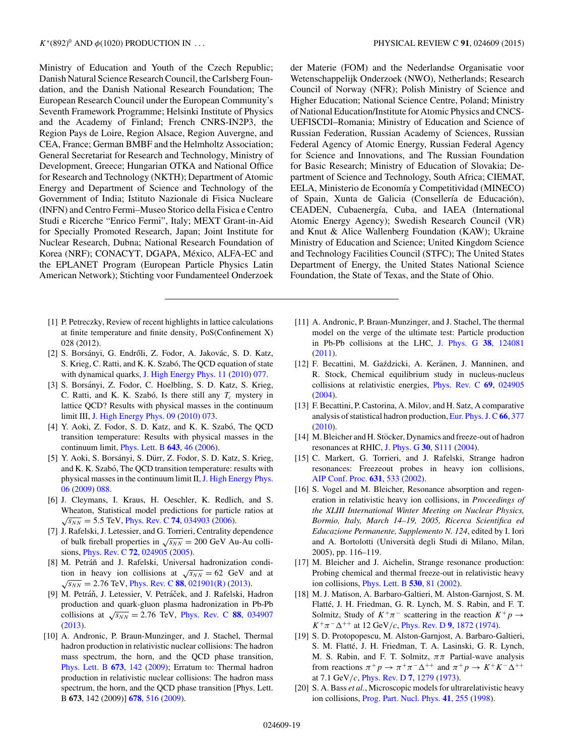Ministry of Education and Youth of the Czech Republic; Danish Natural Science Research Council, the Carlsberg Foundation, and the Danish National Research Foundation; The European Research Council under the European Community's Seventh Framework Programme; Helsinki Institute of Physics and the Academy of Finland; French CNRS-IN2P3, the Region Pays de Loire, Region Alsace, Region Auvergne, and CEA, France; German BMBF and the Helmholtz Association; General Secretariat for Research and Technology, Ministry of Development, Greece; Hungarian OTKA and National Office for Research and Technology (NKTH); Department of Atomic Energy and Department of Science and Technology of the Government of India; Istituto Nazionale di Fisica Nucleare (INFN) and Centro Fermi–Museo Storico della Fisica e Centro Studi e Ricerche "Enrico Fermi", Italy; MEXT Grant-in-Aid for Specially Promoted Research, Japan; Joint Institute for Nuclear Research, Dubna; National Research Foundation of Korea (NRF); CONACYT, DGAPA, México, ALFA-EC and the EPLANET Program (European Particle Physics Latin American Network); Stichting voor Fundamenteel Onderzoek der Materie (FOM) and the Nederlandse Organisatie voor Wetenschappelijk Onderzoek (NWO), Netherlands; Research Council of Norway (NFR); Polish Ministry of Science and Higher Education; National Science Centre, Poland; Ministry of National Education/Institute for Atomic Physics and CNCS-UEFISCDI–Romania; Ministry of Education and Science of Russian Federation, Russian Academy of Sciences, Russian Federal Agency of Atomic Energy, Russian Federal Agency for Science and Innovations, and The Russian Foundation for Basic Research; Ministry of Education of Slovakia; Department of Science and Technology, South Africa; CIEMAT, EELA, Ministerio de Economía y Competitividad (MINECO) of Spain, Xunta de Galicia (Consellería de Educación), CEADEN, Cubaenergía, Cuba, and IAEA (International Atomic Energy Agency); Swedish Research Council (VR) and Knut & Alice Wallenberg Foundation (KAW); Ukraine Ministry of Education and Science; United Kingdom Science and Technology Facilities Council (STFC); The United States Department of Energy, the United States National Science Foundation, the State of Texas, and the State of Ohio.

---

[1] P. Petreczky, Review of recent highlights in lattice calculations at finite temperature and finite density, PoS(Confinement X) 028 (2012).

[2] S. Borsányi, G. Endrőli, Z. Fodor, A. Jakovác, S. D. Katz, S. Krieg, C. Ratti, and K. K. Szabó, The QCD equation of state with dynamical quarks, J. High Energy Phys. 11 (2010) 077.

[3] S. Borsányi, Z. Fodor, C. Hoelbling, S. D. Katz, S. Krieg, C. Ratti, and K. K. Szabó, Is there still any $T_c$ mystery in lattice QCD? Results with physical masses in the continuum limit III, J. High Energy Phys. 09 (2010) 073.

[4] Y. Aoki, Z. Fodor, S. D. Katz, and K. K. Szabó, The QCD transition temperature: Results with physical masses in the continuum limit, Phys. Lett. B **643**, 46 (2006).

[5] Y. Aoki, S. Borsányi, S. Dürr, Z. Fodor, S. D. Katz, S. Krieg, and K. K. Szabó, The QCD transition temperature: results with physical masses in the continuum limit II, J. High Energy Phys. 06 (2009) 088.

[6] J. Cleymans, I. Kraus, H. Oeschler, K. Redlich, and S. Wheaton, Statistical model predictions for particle ratios at $\sqrt{s_{NN}} = 5.5$ TeV, Phys. Rev. C **74**, 034903 (2006).

[7] J. Rafelski, J. Letessier, and G. Torrieri, Centrality dependence of bulk fireball properties in $\sqrt{s_{NN}} = 200$ GeV Au-Au collisions, Phys. Rev. C **72**, 024905 (2005).

[8] M. Petráň and J. Rafelski, Universal hadronization condition in heavy ion collisions at $\sqrt{s_{NN}} = 62$ GeV and at $\sqrt{s_{NN}} = 2.76$ TeV, Phys. Rev. C **88**, 021901(R) (2013).

[9] M. Petráň, J. Letessier, V. Petráček, and J. Rafelski, Hadron production and quark-gluon plasma hadronization in Pb-Pb collisions at $\sqrt{s_{NN}} = 2.76$ TeV, Phys. Rev. C **88**, 034907 (2013).

[10] A. Andronic, P. Braun-Munzinger, and J. Stachel, Thermal hadron production in relativistic nuclear collisions: The hadron mass spectrum, the horn, and the QCD phase transition, Phys. Lett. B **673**, 142 (2009); Erratum to: Thermal hadron production in relativistic nuclear collisions: The hadron mass spectrum, the horn, and the QCD phase transition [Phys. Lett. B **673**, 142 (2009)] **678**, 516 (2009).

[11] A. Andronic, P. Braun-Munzinger, and J. Stachel, The thermal model on the verge of the ultimate test: Particle production in Pb-Pb collisions at the LHC, J. Phys. G **38**, 124081 (2011).

[12] F. Becattini, M. Gaździcki, A. Keränen, J. Manninen, and R. Stock, Chemical equilibrium study in nucleus-nucleus collisions at relativistic energies, Phys. Rev. C **69**, 024905 (2004).

[13] F. Becattini, P. Castorina, A. Milov, and H. Satz, A comparative analysis of statistical hadron production, Eur. Phys. J. C **66**, 377 (2010).

[14] M. Bleicher and H. Stöcker, Dynamics and freeze-out of hadron resonances at RHIC, J. Phys. G **30**, S111 (2004).

[15] C. Markert, G. Torrieri, and J. Rafelski, Strange hadron resonances: Freezeout probes in heavy ion collisions, AIP Conf. Proc. **631**, 533 (2002).

[16] S. Vogel and M. Bleicher, Resonance absorption and regeneration in relativistic heavy ion collisions, in *Proceedings of the XLIII International Winter Meeting on Nuclear Physics, Bormio, Italy, March 14–19, 2005, Ricerca Scientifica ed Educazione Permanente, Supplemento N. 124*, edited by I. Iori and A. Bortolotti (Università degli Studi di Milano, Milan, 2005), pp. 116–119.

[17] M. Bleicher and J. Aichelin, Strange resonance production: Probing chemical and thermal freeze-out in relativistic heavy ion collisions, Phys. Lett. B **530**, 81 (2002).

[18] M. J. Matison, A. Barbaro-Galtieri, M. Alston-Garnjost, S. M. Flatté, J. H. Friedman, G. R. Lynch, M. S. Rabin, and F. T. Solmitz, Study of $K^+\pi^-$ scattering in the reaction $K^+p \to K^+\pi^-\Delta^{++}$ at 12 GeV/$c$, Phys. Rev. D **9**, 1872 (1974).

[19] S. D. Protopopescu, M. Alston-Garnjost, A. Barbaro-Galtieri, S. M. Flatté, J. H. Friedman, T. A. Lasinski, G. R. Lynch, M. S. Rabin, and F. T. Solmitz, $\pi\pi$ Partial-wave analysis from reactions $\pi^+p \to \pi^+\pi^-\Delta^{++}$ and $\pi^+p \to K^+K^-\Delta^{++}$ at 7.1 GeV/$c$, Phys. Rev. D **7**, 1279 (1973).

[20] S. A. Bass *et al.*, Microscopic models for ultrarelativistic heavy ion collisions, Prog. Part. Nucl. Phys. **41**, 255 (1998).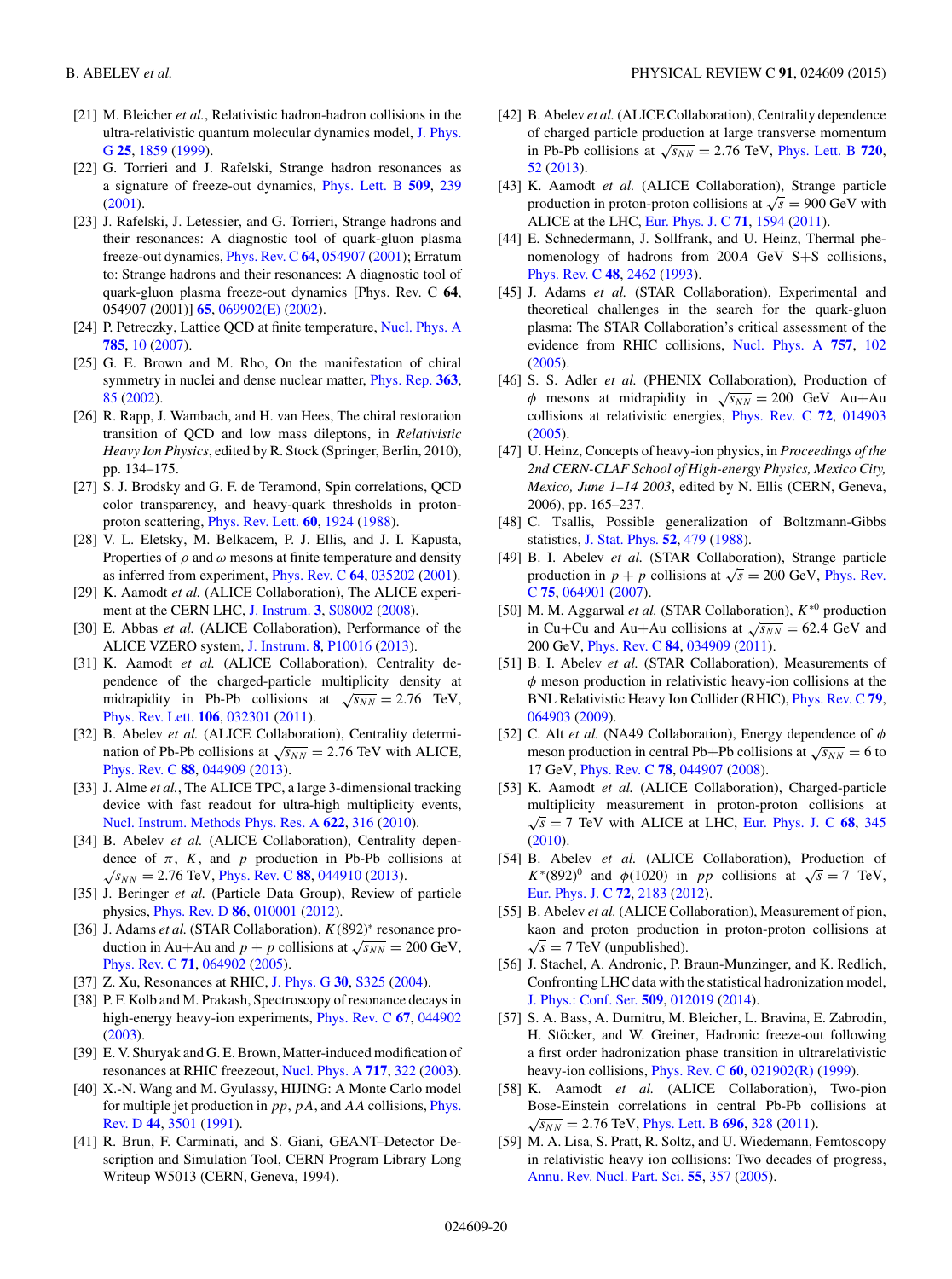[21] M. Bleicher *et al.*, Relativistic hadron-hadron collisions in the ultra-relativistic quantum molecular dynamics model, J. Phys. G **25**, 1859 (1999).

[22] G. Torrieri and J. Rafelski, Strange hadron resonances as a signature of freeze-out dynamics, Phys. Lett. B **509**, 239 (2001).

[23] J. Rafelski, J. Letessier, and G. Torrieri, Strange hadrons and their resonances: A diagnostic tool of quark-gluon plasma freeze-out dynamics, Phys. Rev. C **64**, 054907 (2001); Erratum to: Strange hadrons and their resonances: A diagnostic tool of quark-gluon plasma freeze-out dynamics [Phys. Rev. C **64**, 054907 (2001)] **65**, 069902(E) (2002).

[24] P. Petreczky, Lattice QCD at finite temperature, Nucl. Phys. A **785**, 10 (2007).

[25] G. E. Brown and M. Rho, On the manifestation of chiral symmetry in nuclei and dense nuclear matter, Phys. Rep. **363**, 85 (2002).

[26] R. Rapp, J. Wambach, and H. van Hees, The chiral restoration transition of QCD and low mass dileptons, in *Relativistic Heavy Ion Physics*, edited by R. Stock (Springer, Berlin, 2010), pp. 134–175.

[27] S. J. Brodsky and G. F. de Teramond, Spin correlations, QCD color transparency, and heavy-quark thresholds in proton-proton scattering, Phys. Rev. Lett. **60**, 1924 (1988).

[28] V. L. Eletsky, M. Belkacem, P. J. Ellis, and J. I. Kapusta, Properties of $\rho$ and $\omega$ mesons at finite temperature and density as inferred from experiment, Phys. Rev. C **64**, 035202 (2001).

[29] K. Aamodt *et al.* (ALICE Collaboration), The ALICE experiment at the CERN LHC, J. Instrum. **3**, S08002 (2008).

[30] E. Abbas *et al.* (ALICE Collaboration), Performance of the ALICE VZERO system, J. Instrum. **8**, P10016 (2013).

[31] K. Aamodt *et al.* (ALICE Collaboration), Centrality dependence of the charged-particle multiplicity density at midrapidity in Pb-Pb collisions at $\sqrt{s_{NN}} = 2.76$ TeV, Phys. Rev. Lett. **106**, 032301 (2011).

[32] B. Abelev *et al.* (ALICE Collaboration), Centrality determination of Pb-Pb collisions at $\sqrt{s_{NN}} = 2.76$ TeV with ALICE, Phys. Rev. C **88**, 044909 (2013).

[33] J. Alme *et al.*, The ALICE TPC, a large 3-dimensional tracking device with fast readout for ultra-high multiplicity events, Nucl. Instrum. Methods Phys. Res. A **622**, 316 (2010).

[34] B. Abelev *et al.* (ALICE Collaboration), Centrality dependence of $\pi$, $K$, and $p$ production in Pb-Pb collisions at $\sqrt{s_{NN}} = 2.76$ TeV, Phys. Rev. C **88**, 044910 (2013).

[35] J. Beringer *et al.* (Particle Data Group), Review of particle physics, Phys. Rev. D **86**, 010001 (2012).

[36] J. Adams *et al.* (STAR Collaboration), $K(892)^*$ resonance production in Au+Au and $p + p$ collisions at $\sqrt{s_{NN}} = 200$ GeV, Phys. Rev. C **71**, 064902 (2005).

[37] Z. Xu, Resonances at RHIC, J. Phys. G **30**, S325 (2004).

[38] P. F. Kolb and M. Prakash, Spectroscopy of resonance decays in high-energy heavy-ion experiments, Phys. Rev. C **67**, 044902 (2003).

[39] E. V. Shuryak and G. E. Brown, Matter-induced modification of resonances at RHIC freezeout, Nucl. Phys. A **717**, 322 (2003).

[40] X.-N. Wang and M. Gyulassy, HIJING: A Monte Carlo model for multiple jet production in $pp$, $pA$, and $AA$ collisions, Phys. Rev. D **44**, 3501 (1991).

[41] R. Brun, F. Carminati, and S. Giani, GEANT–Detector Description and Simulation Tool, CERN Program Library Long Writeup W5013 (CERN, Geneva, 1994).

[42] B. Abelev *et al.* (ALICE Collaboration), Centrality dependence of charged particle production at large transverse momentum in Pb-Pb collisions at $\sqrt{s_{NN}} = 2.76$ TeV, Phys. Lett. B **720**, 52 (2013).

[43] K. Aamodt *et al.* (ALICE Collaboration), Strange particle production in proton-proton collisions at $\sqrt{s} = 900$ GeV with ALICE at the LHC, Eur. Phys. J. C **71**, 1594 (2011).

[44] E. Schnedermann, J. Sollfrank, and U. Heinz, Thermal phenomenology of hadrons from 200$A$ GeV S+S collisions, Phys. Rev. C **48**, 2462 (1993).

[45] J. Adams *et al.* (STAR Collaboration), Experimental and theoretical challenges in the search for the quark-gluon plasma: The STAR Collaboration's critical assessment of the evidence from RHIC collisions, Nucl. Phys. A **757**, 102 (2005).

[46] S. S. Adler *et al.* (PHENIX Collaboration), Production of $\phi$ mesons at midrapidity in $\sqrt{s_{NN}} = 200$ GeV Au+Au collisions at relativistic energies, Phys. Rev. C **72**, 014903 (2005).

[47] U. Heinz, Concepts of heavy-ion physics, in *Proceedings of the 2nd CERN-CLAF School of High-energy Physics, Mexico City, Mexico, June 1–14 2003*, edited by N. Ellis (CERN, Geneva, 2006), pp. 165–237.

[48] C. Tsallis, Possible generalization of Boltzmann-Gibbs statistics, J. Stat. Phys. **52**, 479 (1988).

[49] B. I. Abelev *et al.* (STAR Collaboration), Strange particle production in $p + p$ collisions at $\sqrt{s} = 200$ GeV, Phys. Rev. C **75**, 064901 (2007).

[50] M. M. Aggarwal *et al.* (STAR Collaboration), $K^{*0}$ production in Cu+Cu and Au+Au collisions at $\sqrt{s_{NN}} = 62.4$ GeV and 200 GeV, Phys. Rev. C **84**, 034909 (2011).

[51] B. I. Abelev *et al.* (STAR Collaboration), Measurements of $\phi$ meson production in relativistic heavy-ion collisions at the BNL Relativistic Heavy Ion Collider (RHIC), Phys. Rev. C **79**, 064903 (2009).

[52] C. Alt *et al.* (NA49 Collaboration), Energy dependence of $\phi$ meson production in central Pb+Pb collisions at $\sqrt{s_{NN}} = 6$ to 17 GeV, Phys. Rev. C **78**, 044907 (2008).

[53] K. Aamodt *et al.* (ALICE Collaboration), Charged-particle multiplicity measurement in proton-proton collisions at $\sqrt{s} = 7$ TeV with ALICE at LHC, Eur. Phys. J. C **68**, 345 (2010).

[54] B. Abelev *et al.* (ALICE Collaboration), Production of $K^*(892)^0$ and $\phi(1020)$ in $pp$ collisions at $\sqrt{s} = 7$ TeV, Eur. Phys. J. C **72**, 2183 (2012).

[55] B. Abelev *et al.* (ALICE Collaboration), Measurement of pion, kaon and proton production in proton-proton collisions at $\sqrt{s} = 7$ TeV (unpublished).

[56] J. Stachel, A. Andronic, P. Braun-Munzinger, and K. Redlich, Confronting LHC data with the statistical hadronization model, J. Phys.: Conf. Ser. **509**, 012019 (2014).

[57] S. A. Bass, A. Dumitru, M. Bleicher, L. Bravina, E. Zabrodin, H. Stöcker, and W. Greiner, Hadronic freeze-out following a first order hadronization phase transition in ultrarelativistic heavy-ion collisions, Phys. Rev. C **60**, 021902(R) (1999).

[58] K. Aamodt *et al.* (ALICE Collaboration), Two-pion Bose-Einstein correlations in central Pb-Pb collisions at $\sqrt{s_{NN}} = 2.76$ TeV, Phys. Lett. B **696**, 328 (2011).

[59] M. A. Lisa, S. Pratt, R. Soltz, and U. Wiedemann, Femtoscopy in relativistic heavy ion collisions: Two decades of progress, Annu. Rev. Nucl. Part. Sci. **55**, 357 (2005).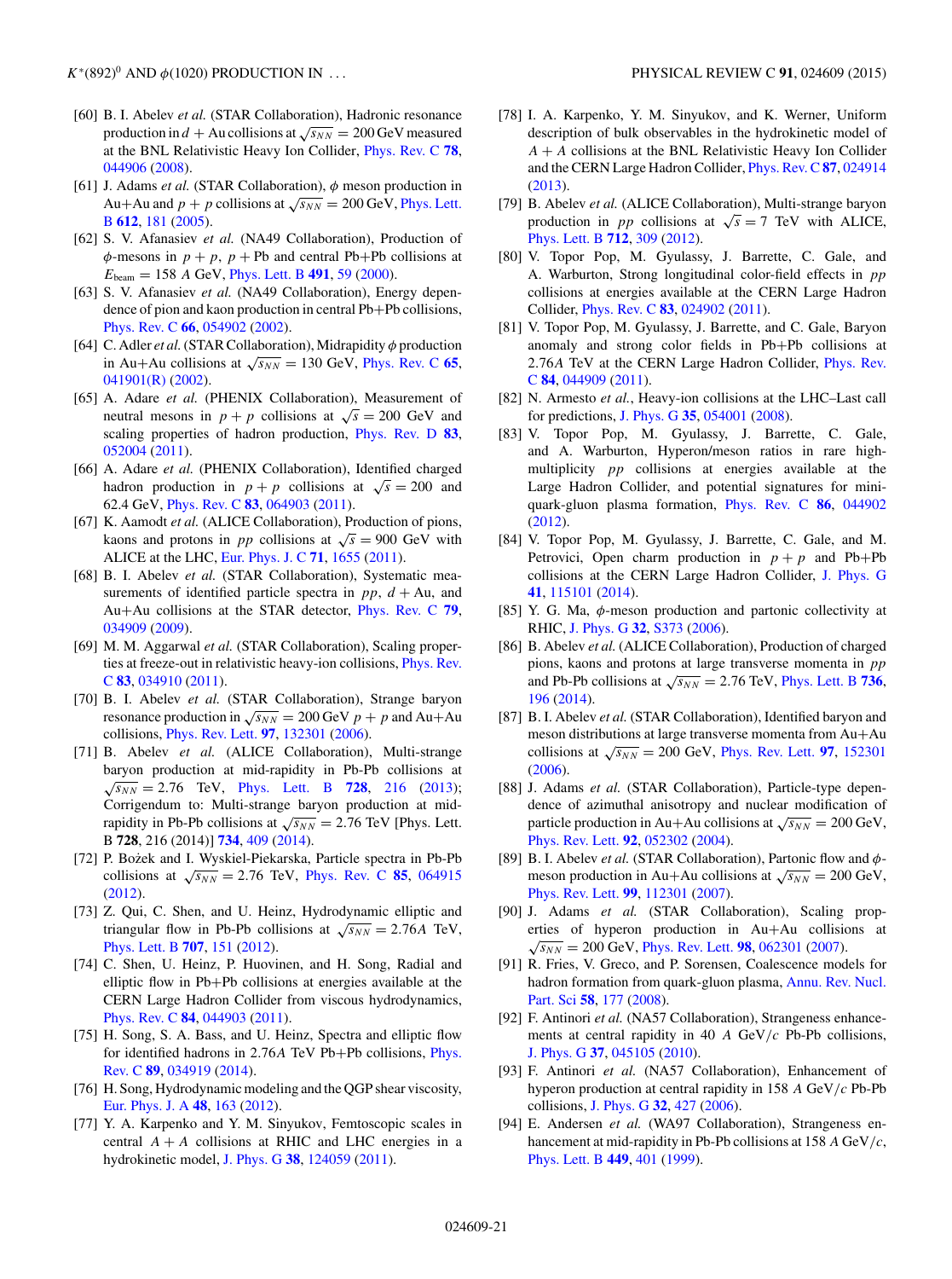[60] B. I. Abelev *et al.* (STAR Collaboration), Hadronic resonance production in $d$ + Au collisions at $\sqrt{s_{NN}} = 200$ GeV measured at the BNL Relativistic Heavy Ion Collider, Phys. Rev. C **78**, 044906 (2008).

[61] J. Adams *et al.* (STAR Collaboration), $\phi$ meson production in Au+Au and $p + p$ collisions at $\sqrt{s_{NN}} = 200$ GeV, Phys. Lett. B **612**, 181 (2005).

[62] S. V. Afanasiev *et al.* (NA49 Collaboration), Production of $\phi$-mesons in $p + p$, $p$ + Pb and central Pb+Pb collisions at $E_{\rm beam} = 158$ $A$ GeV, Phys. Lett. B **491**, 59 (2000).

[63] S. V. Afanasiev *et al.* (NA49 Collaboration), Energy dependence of pion and kaon production in central Pb+Pb collisions, Phys. Rev. C **66**, 054902 (2002).

[64] C. Adler *et al.* (STAR Collaboration), Midrapidity $\phi$ production in Au+Au collisions at $\sqrt{s_{NN}} = 130$ GeV, Phys. Rev. C **65**, 041901(R) (2002).

[65] A. Adare *et al.* (PHENIX Collaboration), Measurement of neutral mesons in $p + p$ collisions at $\sqrt{s} = 200$ GeV and scaling properties of hadron production, Phys. Rev. D **83**, 052004 (2011).

[66] A. Adare *et al.* (PHENIX Collaboration), Identified charged hadron production in $p + p$ collisions at $\sqrt{s} = 200$ and 62.4 GeV, Phys. Rev. C **83**, 064903 (2011).

[67] K. Aamodt *et al.* (ALICE Collaboration), Production of pions, kaons and protons in $pp$ collisions at $\sqrt{s} = 900$ GeV with ALICE at the LHC, Eur. Phys. J. C **71**, 1655 (2011).

[68] B. I. Abelev *et al.* (STAR Collaboration), Systematic measurements of identified particle spectra in $pp$, $d$ + Au, and Au+Au collisions at the STAR detector, Phys. Rev. C **79**, 034909 (2009).

[69] M. M. Aggarwal *et al.* (STAR Collaboration), Scaling properties at freeze-out in relativistic heavy-ion collisions, Phys. Rev. C **83**, 034910 (2011).

[70] B. I. Abelev *et al.* (STAR Collaboration), Strange baryon resonance production in $\sqrt{s_{NN}} = 200$ GeV $p + p$ and Au+Au collisions, Phys. Rev. Lett. **97**, 132301 (2006).

[71] B. Abelev *et al.* (ALICE Collaboration), Multi-strange baryon production at mid-rapidity in Pb-Pb collisions at $\sqrt{s_{NN}} = 2.76$ TeV, Phys. Lett. B **728**, 216 (2013); Corrigendum to: Multi-strange baryon production at mid-rapidity in Pb-Pb collisions at $\sqrt{s_{NN}} = 2.76$ TeV [Phys. Lett. B **728**, 216 (2014)] **734**, 409 (2014).

[72] P. Bożek and I. Wyskiel-Piekarska, Particle spectra in Pb-Pb collisions at $\sqrt{s_{NN}} = 2.76$ TeV, Phys. Rev. C **85**, 064915 (2012).

[73] Z. Qui, C. Shen, and U. Heinz, Hydrodynamic elliptic and triangular flow in Pb-Pb collisions at $\sqrt{s_{NN}} = 2.76A$ TeV, Phys. Lett. B **707**, 151 (2012).

[74] C. Shen, U. Heinz, P. Huovinen, and H. Song, Radial and elliptic flow in Pb+Pb collisions at energies available at the CERN Large Hadron Collider from viscous hydrodynamics, Phys. Rev. C **84**, 044903 (2011).

[75] H. Song, S. A. Bass, and U. Heinz, Spectra and elliptic flow for identified hadrons in 2.76$A$ TeV Pb+Pb collisions, Phys. Rev. C **89**, 034919 (2014).

[76] H. Song, Hydrodynamic modeling and the QGP shear viscosity, Eur. Phys. J. A **48**, 163 (2012).

[77] Y. A. Karpenko and Y. M. Sinyukov, Femtoscopic scales in central $A + A$ collisions at RHIC and LHC energies in a hydrokinetic model, J. Phys. G **38**, 124059 (2011).

[78] I. A. Karpenko, Y. M. Sinyukov, and K. Werner, Uniform description of bulk observables in the hydrokinetic model of $A + A$ collisions at the BNL Relativistic Heavy Ion Collider and the CERN Large Hadron Collider, Phys. Rev. C **87**, 024914 (2013).

[79] B. Abelev *et al.* (ALICE Collaboration), Multi-strange baryon production in $pp$ collisions at $\sqrt{s} = 7$ TeV with ALICE, Phys. Lett. B **712**, 309 (2012).

[80] V. Topor Pop, M. Gyulassy, J. Barrette, C. Gale, and A. Warburton, Strong longitudinal color-field effects in $pp$ collisions at energies available at the CERN Large Hadron Collider, Phys. Rev. C **83**, 024902 (2011).

[81] V. Topor Pop, M. Gyulassy, J. Barrette, and C. Gale, Baryon anomaly and strong color fields in Pb+Pb collisions at 2.76$A$ TeV at the CERN Large Hadron Collider, Phys. Rev. C **84**, 044909 (2011).

[82] N. Armesto *et al.*, Heavy-ion collisions at the LHC–Last call for predictions, J. Phys. G **35**, 054001 (2008).

[83] V. Topor Pop, M. Gyulassy, J. Barrette, C. Gale, and A. Warburton, Hyperon/meson ratios in rare high-multiplicity $pp$ collisions at energies available at the Large Hadron Collider, and potential signatures for mini-quark-gluon plasma formation, Phys. Rev. C **86**, 044902 (2012).

[84] V. Topor Pop, M. Gyulassy, J. Barrette, C. Gale, and M. Petrovici, Open charm production in $p + p$ and Pb+Pb collisions at the CERN Large Hadron Collider, J. Phys. G **41**, 115101 (2014).

[85] Y. G. Ma, $\phi$-meson production and partonic collectivity at RHIC, J. Phys. G **32**, S373 (2006).

[86] B. Abelev *et al.* (ALICE Collaboration), Production of charged pions, kaons and protons at large transverse momenta in $pp$ and Pb-Pb collisions at $\sqrt{s_{NN}} = 2.76$ TeV, Phys. Lett. B **736**, 196 (2014).

[87] B. I. Abelev *et al.* (STAR Collaboration), Identified baryon and meson distributions at large transverse momenta from Au+Au collisions at $\sqrt{s_{NN}} = 200$ GeV, Phys. Rev. Lett. **97**, 152301 (2006).

[88] J. Adams *et al.* (STAR Collaboration), Particle-type dependence of azimuthal anisotropy and nuclear modification of particle production in Au+Au collisions at $\sqrt{s_{NN}} = 200$ GeV, Phys. Rev. Lett. **92**, 052302 (2004).

[89] B. I. Abelev *et al.* (STAR Collaboration), Partonic flow and $\phi$-meson production in Au+Au collisions at $\sqrt{s_{NN}} = 200$ GeV, Phys. Rev. Lett. **99**, 112301 (2007).

[90] J. Adams *et al.* (STAR Collaboration), Scaling properties of hyperon production in Au+Au collisions at $\sqrt{s_{NN}} = 200$ GeV, Phys. Rev. Lett. **98**, 062301 (2007).

[91] R. Fries, V. Greco, and P. Sorensen, Coalescence models for hadron formation from quark-gluon plasma, Annu. Rev. Nucl. Part. Sci **58**, 177 (2008).

[92] F. Antinori *et al.* (NA57 Collaboration), Strangeness enhancements at central rapidity in 40 $A$ GeV/$c$ Pb-Pb collisions, J. Phys. G **37**, 045105 (2010).

[93] F. Antinori *et al.* (NA57 Collaboration), Enhancement of hyperon production at central rapidity in 158 $A$ GeV/$c$ Pb-Pb collisions, J. Phys. G **32**, 427 (2006).

[94] E. Andersen *et al.* (WA97 Collaboration), Strangeness enhancement at mid-rapidity in Pb-Pb collisions at 158 $A$ GeV/$c$, Phys. Lett. B **449**, 401 (1999).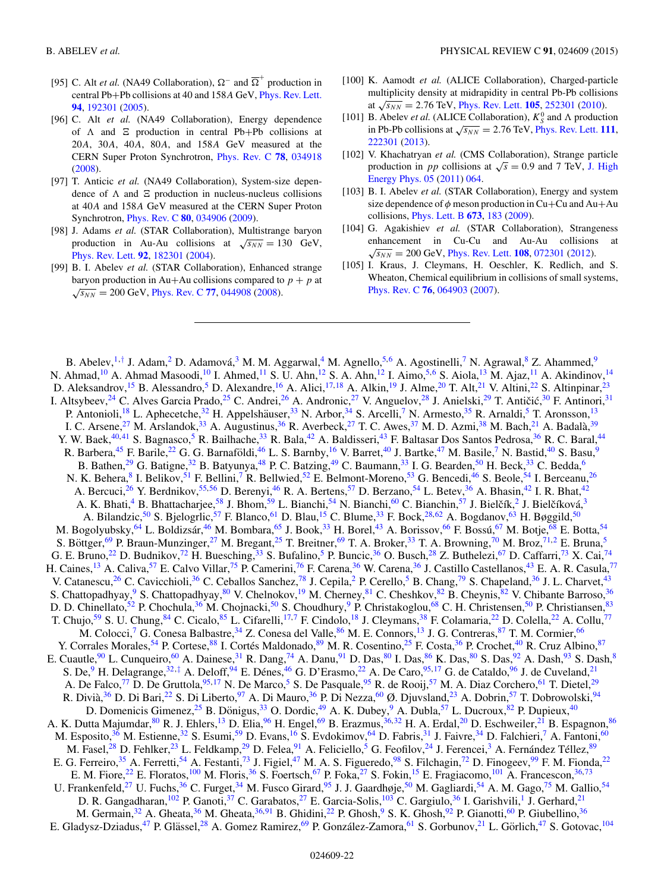[95] C. Alt *et al.* (NA49 Collaboration), $\Omega^-$ and $\overline{\Omega}^+$ production in central Pb+Pb collisions at 40 and 158$A$ GeV, Phys. Rev. Lett. **94**, 192301 (2005).

[96] C. Alt *et al.* (NA49 Collaboration), Energy dependence of $\Lambda$ and $\Xi$ production in central Pb+Pb collisions at 20$A$, 30$A$, 40$A$, 80$A$, and 158$A$ GeV measured at the CERN Super Proton Synchrotron, Phys. Rev. C **78**, 034918 (2008).

[97] T. Anticic *et al.* (NA49 Collaboration), System-size dependence of $\Lambda$ and $\Xi$ production in nucleus-nucleus collisions at 40$A$ and 158$A$ GeV measured at the CERN Super Proton Synchrotron, Phys. Rev. C **80**, 034906 (2009).

[98] J. Adams *et al.* (STAR Collaboration), Multistrange baryon production in Au-Au collisions at $\sqrt{s_{NN}} = 130$ GeV, Phys. Rev. Lett. **92**, 182301 (2004).

[99] B. I. Abelev *et al.* (STAR Collaboration), Enhanced strange baryon production in Au+Au collisions compared to $p + p$ at $\sqrt{s_{NN}} = 200$ GeV, Phys. Rev. C **77**, 044908 (2008).

[100] K. Aamodt *et al.* (ALICE Collaboration), Charged-particle multiplicity density at midrapidity in central Pb-Pb collisions at $\sqrt{s_{NN}} = 2.76$ TeV, Phys. Rev. Lett. **105**, 252301 (2010).

[101] B. Abelev *et al.* (ALICE Collaboration), $K_S^0$ and $\Lambda$ production in Pb-Pb collisions at $\sqrt{s_{NN}} = 2.76$ TeV, Phys. Rev. Lett. **111**, 222301 (2013).

[102] V. Khachatryan *et al.* (CMS Collaboration), Strange particle production in $pp$ collisions at $\sqrt{s} = 0.9$ and 7 TeV, J. High Energy Phys. 05 (2011) 064.

[103] B. I. Abelev *et al.* (STAR Collaboration), Energy and system size dependence of $\phi$ meson production in Cu+Cu and Au+Au collisions, Phys. Lett. B **673**, 183 (2009).

[104] G. Agakishiev *et al.* (STAR Collaboration), Strangeness enhancement in Cu-Cu and Au-Au collisions at $\sqrt{s_{NN}} = 200$ GeV, Phys. Rev. Lett. **108**, 072301 (2012).

[105] I. Kraus, J. Cleymans, H. Oeschler, K. Redlich, and S. Wheaton, Chemical equilibrium in collisions of small systems, Phys. Rev. C **76**, 064903 (2007).

---

B. Abelev,[1,†] J. Adam,[2] D. Adamová,[3] M. M. Aggarwal,[4] M. Agnello,[5,6] A. Agostinelli,[7] N. Agrawal,[8] Z. Ahammed,[9] N. Ahmad,[10] A. Ahmad Masoodi,[10] I. Ahmed,[11] S. U. Ahn,[12] S. A. Ahn,[12] I. Aimo,[5,6] S. Aiola,[13] M. Ajaz,[11] A. Akindinov,[14] D. Aleksandrov,[15] B. Alessandro,[5] D. Alexandre,[16] A. Alici,[17,18] A. Alkin,[19] J. Alme,[20] T. Alt,[21] V. Altini,[22] S. Altinpinar,[23] I. Altsybeev,[24] C. Alves Garcia Prado,[25] C. Andrei,[26] A. Andronic,[27] V. Anguelov,[28] J. Anielski,[29] T. Antičić,[30] F. Antinori,[31] P. Antonioli,[18] L. Aphecetche,[32] H. Appelshäuser,[33] N. Arbor,[34] S. Arcelli,[7] N. Armesto,[35] R. Arnaldi,[5] T. Aronsson,[13] I. C. Arsene,[27] M. Arslandok,[33] A. Augustinus,[36] R. Averbeck,[27] T. C. Awes,[37] M. D. Azmi,[38] M. Bach,[21] A. Badalà,[39] Y. W. Baek,[40,41] S. Bagnasco,[5] R. Bailhache,[33] R. Bala,[42] A. Baldisseri,[43] F. Baltasar Dos Santos Pedrosa,[36] R. C. Baral,[44] R. Barbera,[45] F. Barile,[22] G. G. Barnaföldi,[46] L. S. Barnby,[16] V. Barret,[40] J. Bartke,[47] M. Basile,[7] N. Bastid,[40] S. Basu,[9] B. Bathen,[29] G. Batigne,[32] B. Batyunya,[48] P. C. Batzing,[49] C. Baumann,[33] I. G. Bearden,[50] H. Beck,[33] C. Bedda,[6] N. K. Behera,[8] I. Belikov,[51] F. Bellini,[7] R. Bellwied,[52] E. Belmont-Moreno,[53] G. Bencedi,[46] S. Beole,[54] I. Berceanu,[26] A. Bercuci,[26] Y. Berdnikov,[55,56] D. Berenyi,[46] R. A. Bertens,[57] D. Berzano,[54] L. Betev,[36] A. Bhasin,[42] I. R. Bhat,[42] A. K. Bhati,[4] B. Bhattacharjee,[58] J. Bhom,[59] L. Bianchi,[54] N. Bianchi,[60] C. Bianchin,[57] J. Bielčík,[2] J. Bielčíková,[3] A. Bilandzic,[50] S. Bjelogrlic,[57] F. Blanco,[61] D. Blau,[15] C. Blume,[33] F. Bock,[28,62] A. Bogdanov,[63] H. Bøggild,[50] M. Bogolyubsky,[64] L. Boldizsár,[46] M. Bombara,[65] J. Book,[33] H. Borel,[43] A. Borissov,[66] F. Bossú,[67] M. Botje,[68] E. Botta,[54] S. Böttger,[69] P. Braun-Munzinger,[27] M. Bregant,[25] T. Breitner,[69] T. A. Broker,[33] T. A. Browning,[70] M. Broz,[71,2] E. Bruna,[5] G. E. Bruno,[22] D. Budnikov,[72] H. Buesching,[33] S. Bufalino,[5] P. Buncic,[36] O. Busch,[28] Z. Buthelezi,[67] D. Caffarri,[73] X. Cai,[74] H. Caines,[13] A. Caliva,[57] E. Calvo Villar,[75] P. Camerini,[76] F. Carena,[36] W. Carena,[36] J. Castillo Castellanos,[43] E. A. R. Casula,[77] V. Catanescu,[26] C. Cavicchioli,[36] C. Ceballos Sanchez,[78] J. Cepila,[2] P. Cerello,[5] B. Chang,[79] S. Chapeland,[36] J. L. Charvet,[43] S. Chattopadhyay,[9] S. Chattopadhyay,[80] V. Chelnokov,[19] M. Cherney,[81] C. Cheshkov,[82] B. Cheynis,[82] V. Chibante Barroso,[36] D. D. Chinellato,[52] P. Chochula,[36] M. Chojnacki,[50] S. Choudhury,[9] P. Christakoglou,[68] C. H. Christensen,[50] P. Christiansen,[83] T. Chujo,[59] S. U. Chung,[84] C. Cicalo,[85] L. Cifarelli,[17,7] F. Cindolo,[18] J. Cleymans,[38] F. Colamaria,[22] D. Colella,[22] A. Collu,[77] M. Colocci,[7] G. Conesa Balbastre,[34] Z. Conesa del Valle,[86] M. E. Connors,[13] J. G. Contreras,[87] T. M. Cormier,[66] Y. Corrales Morales,[54] P. Cortese,[88] I. Cortés Maldonado,[89] M. R. Cosentino,[25] F. Costa,[36] P. Crochet,[40] R. Cruz Albino,[87] E. Cuautle,[90] L. Cunqueiro,[60] A. Dainese,[31] R. Dang,[74] A. Danu,[91] D. Das,[80] I. Das,[86] K. Das,[80] S. Das,[92] A. Dash,[93] S. Dash,[8] S. De,[9] H. Delagrange,[32,‡] A. Deloff,[94] E. Dénes,[46] G. D'Erasmo,[22] A. De Caro,[95,17] G. de Cataldo,[96] J. de Cuveland,[21] A. De Falco,[77] D. De Gruttola,[95,17] N. De Marco,[5] S. De Pasquale,[95] R. de Rooij,[57] M. A. Diaz Corchero,[61] T. Dietel,[29] R. Divià,[36] D. Di Bari,[22] S. Di Liberto,[97] A. Di Mauro,[36] P. Di Nezza,[60] Ø. Djuvsland,[23] A. Dobrin,[57] T. Dobrowolski,[94] D. Domenicis Gimenez,[25] B. Dönigus,[33] O. Dordic,[49] A. K. Dubey,[9] A. Dubla,[57] L. Ducroux,[82] P. Dupieux,[40] A. K. Dutta Majumdar,[80] R. J. Ehlers,[13] D. Elia,[96] H. Engel,[69] B. Erazmus,[36,32] H. A. Erdal,[20] D. Eschweiler,[21] B. Espagnon,[86] M. Esposito,[36] M. Estienne,[32] S. Esumi,[59] D. Evans,[16] S. Evdokimov,[64] D. Fabris,[31] J. Faivre,[34] D. Falchieri,[7] A. Fantoni,[60] M. Fasel,[28] D. Fehlker,[23] L. Feldkamp,[29] D. Felea,[91] A. Feliciello,[5] G. Feofilov,[24] J. Ferencei,[3] A. Fernández Téllez,[89] E. G. Ferreiro,[35] A. Ferretti,[54] A. Festanti,[73] J. Figiel,[47] M. A. S. Figueredo,[98] S. Filchagin,[72] D. Finogeev,[99] F. M. Fionda,[22] E. M. Fiore,[22] E. Floratos,[100] M. Floris,[36] S. Foertsch,[67] P. Foka,[27] S. Fokin,[15] E. Fragiacomo,[101] A. Francescon,[36,73] U. Frankenfeld,[27] U. Fuchs,[36] C. Furget,[34] M. Fusco Girard,[95] J. J. Gaardhøje,[50] M. Gagliardi,[54] A. M. Gago,[75] M. Gallio,[54] D. R. Gangadharan,[102] P. Ganoti,[37] C. Garabatos,[27] E. Garcia-Solis,[103] C. Gargiulo,[36] I. Garishvili,[1] J. Gerhard,[21] M. Germain,[32] A. Gheata,[36] M. Gheata,[36,91] B. Ghidini,[22] P. Ghosh,[9] S. K. Ghosh,[92] P. Gianotti,[60] P. Giubellino,[36] E. Gladysz-Dziadus,[47] P. Glässel,[28] A. Gomez Ramirez,[69] P. González-Zamora,[61] S. Gorbunov,[21] L. Görlich,[47] S. Gotovac,[104]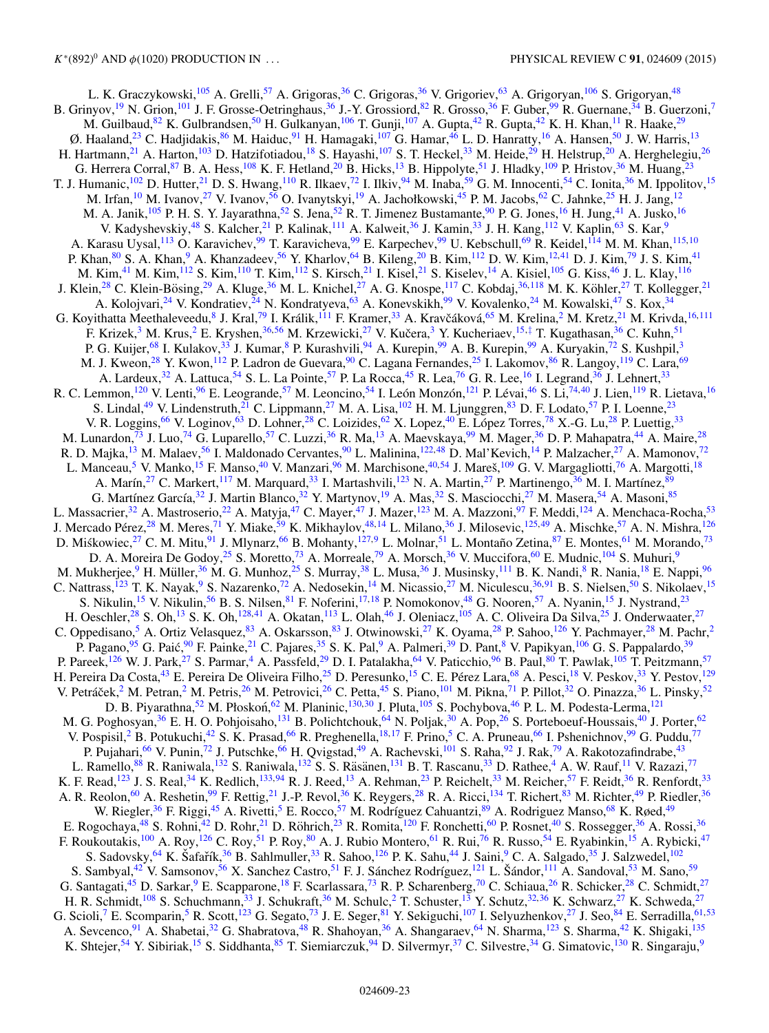L. K. Graczykowski,[105] A. Grelli,[57] A. Grigoras,[36] C. Grigoras,[36] V. Grigoriev,[63] A. Grigoryan,[106] S. Grigoryan,[48] B. Grinyov,[19] N. Grion,[101] J. F. Grosse-Oetringhaus,[36] J.-Y. Grossiord,[82] R. Grosso,[36] F. Guber,[99] R. Guernane,[34] B. Guerzoni,[7] M. Guilbaud,[82] K. Gulbrandsen,[50] H. Gulkanyan,[106] T. Gunji,[107] A. Gupta,[42] R. Gupta,[42] K. H. Khan,[11] R. Haake,[29] Ø. Haaland,[23] C. Hadjidakis,[86] M. Haiduc,[91] H. Hamagaki,[107] G. Hamar,[46] L. D. Hanratty,[16] A. Hansen,[50] J. W. Harris,[13] H. Hartmann,[21] A. Harton,[103] D. Hatzifotiadou,[18] S. Hayashi,[107] S. T. Heckel,[33] M. Heide,[29] H. Helstrup,[20] A. Herghelegiu,[26] G. Herrera Corral,[87] B. A. Hess,[108] K. F. Hetland,[20] B. Hicks,[13] B. Hippolyte,[51] J. Hladky,[109] P. Hristov,[36] M. Huang,[23] T. J. Humanic,[102] D. Hutter,[21] D. S. Hwang,[110] R. Ilkaev,[72] I. Ilkiv,[94] M. Inaba,[59] G. M. Innocenti,[54] C. Ionita,[36] M. Ippolitov,[15] M. Irfan,[10] M. Ivanov,[27] V. Ivanov,[56] O. Ivanytskyi,[19] A. Jachołkowski,[45] P. M. Jacobs,[62] C. Jahnke,[25] H. J. Jang,[12] M. A. Janik,[105] P. H. S. Y. Jayarathna,[52] S. Jena,[52] R. T. Jimenez Bustamante,[90] P. G. Jones,[16] H. Jung,[41] A. Jusko,[16] V. Kadyshevskiy,[48] S. Kalcher,[21] P. Kalinak,[111] A. Kalweit,[36] J. Kamin,[33] J. H. Kang,[112] V. Kaplin,[63] S. Kar,[9] A. Karasu Uysal,[113] O. Karavichev,[99] T. Karavicheva,[99] E. Karpechev,[99] U. Kebschull,[69] R. Keidel,[114] M. M. Khan,[115,10] P. Khan,[80] S. A. Khan,[9] A. Khanzadeev,[56] Y. Kharlov,[64] B. Kileng,[20] B. Kim,[112] D. W. Kim,[12,41] D. J. Kim,[79] J. S. Kim,[41] M. Kim,[41] M. Kim,[112] S. Kim,[110] T. Kim,[112] S. Kirsch,[21] I. Kisel,[21] S. Kiselev,[14] A. Kisiel,[105] G. Kiss,[46] J. L. Klay,[116] J. Klein,[28] C. Klein-Bösing,[29] A. Kluge,[36] M. L. Knichel,[27] A. G. Knospe,[117] C. Kobdaj,[36,118] M. K. Köhler,[27] T. Kollegger,[21] A. Kolojvari,[24] V. Kondratiev,[24] N. Kondratyeva,[63] A. Konevskikh,[99] V. Kovalenko,[24] M. Kowalski,[47] S. Kox,[34] G. Koyithatta Meethaleveedu,[8] J. Kral,[79] I. Králik,[111] F. Kramer,[33] A. Kravčáková,[65] M. Krelina,[2] M. Kretz,[21] M. Krivda,[16,111] F. Krizek,[3] M. Krus,[2] E. Kryshen,[36,56] M. Krzewicki,[27] V. Kučera,[3] Y. Kucheriaev,[15,‡] T. Kugathasan,[36] C. Kuhn,[51] P. G. Kuijer,[68] I. Kulakov,[33] J. Kumar,[8] P. Kurashvili,[94] A. Kurepin,[99] A. B. Kurepin,[99] A. Kuryakin,[72] S. Kushpil,[3] M. J. Kweon,[28] Y. Kwon,[112] P. Ladron de Guevara,[90] C. Lagana Fernandes,[25] I. Lakomov,[86] R. Langoy,[119] C. Lara,[69] A. Lardeux,[32] A. Lattuca,[54] S. L. La Pointe,[57] P. La Rocca,[45] R. Lea,[76] G. R. Lee,[16] I. Legrand,[36] J. Lehnert,[33] R. C. Lemmon,[120] V. Lenti,[96] E. Leogrande,[57] M. Leoncino,[54] I. León Monzón,[121] P. Lévai,[46] S. Li,[74,40] J. Lien,[119] R. Lietava,[16] S. Lindal,[49] V. Lindenstruth,[21] C. Lippmann,[27] M. A. Lisa,[102] H. M. Ljunggren,[83] D. F. Lodato,[57] P. I. Loenne,[23] V. R. Loggins,[66] V. Loginov,[63] D. Lohner,[28] C. Loizides,[62] X. Lopez,[40] E. López Torres,[78] X.-G. Lu,[28] P. Luettig,[33] M. Lunardon,[73] J. Luo,[74] G. Luparello,[57] C. Luzzi,[36] R. Ma,[13] A. Maevskaya,[99] M. Mager,[36] D. P. Mahapatra,[44] A. Maire,[28] R. D. Majka,[13] M. Malaev,[56] I. Maldonado Cervantes,[90] L. Malinina,[122,48] D. Mal'Kevich,[14] P. Malzacher,[27] A. Mamonov,[72] L. Manceau,[5] V. Manko,[15] F. Manso,[40] V. Manzari,[96] M. Marchisone,[40,54] J. Mareš,[109] G. V. Margagliotti,[76] A. Margotti,[18] A. Marín,[27] C. Markert,[117] M. Marquard,[33] I. Martashvili,[123] N. A. Martin,[27] P. Martinengo,[36] M. I. Martínez,[89] G. Martínez García,[32] J. Martin Blanco,[32] Y. Martynov,[19] A. Mas,[32] S. Masciocchi,[27] M. Masera,[54] A. Masoni,[85] L. Massacrier,[32] A. Mastroserio,[22] A. Matyja,[47] C. Mayer,[47] J. Mazer,[123] M. A. Mazzoni,[97] F. Meddi,[124] A. Menchaca-Rocha,[53] J. Mercado Pérez,[28] M. Meres,[71] Y. Miake,[59] K. Mikhaylov,[48,14] L. Milano,[36] J. Milosevic,[125,49] A. Mischke,[57] A. N. Mishra,[126] D. Miśkowiec,[27] C. M. Mitu,[91] J. Mlynarz,[66] B. Mohanty,[127,9] L. Molnar,[51] L. Montaño Zetina,[87] E. Montes,[61] M. Morando,[73] D. A. Moreira De Godoy,[25] S. Moretto,[73] A. Morreale,[79] A. Morsch,[36] V. Muccifora,[60] E. Mudnic,[104] S. Muhuri,[9] M. Mukherjee,[9] H. Müller,[36] M. G. Munhoz,[25] S. Murray,[38] L. Musa,[36] J. Musinsky,[111] B. K. Nandi,[8] R. Nania,[18] E. Nappi,[96] C. Nattrass,[123] T. K. Nayak,[9] S. Nazarenko,[72] A. Nedosekin,[14] M. Nicassio,[27] M. Niculescu,[36,91] B. S. Nielsen,[50] S. Nikolaev,[15] S. Nikulin,[15] V. Nikulin,[56] B. S. Nilsen,[81] F. Noferini,[17,18] P. Nomokonov,[48] G. Nooren,[57] A. Nyanin,[15] J. Nystrand,[23] H. Oeschler,[28] S. Oh,[13] S. K. Oh,[128,41] A. Okatan,[113] L. Olah,[46] J. Oleniacz,[105] A. C. Oliveira Da Silva,[25] J. Onderwaater,[27] C. Oppedisano,[5] A. Ortiz Velasquez,[83] A. Oskarsson,[83] J. Otwinowski,[27] K. Oyama,[28] P. Sahoo,[126] Y. Pachmayer,[28] M. Pachr,[2] P. Pagano,[95] G. Paić,[90] F. Painke,[21] C. Pajares,[35] S. K. Pal,[9] A. Palmeri,[39] D. Pant,[8] V. Papikyan,[106] G. S. Pappalardo,[39] P. Pareek,[126] W. J. Park,[27] S. Parmar,[4] A. Passfeld,[29] D. I. Patalakha,[64] V. Paticchio,[96] B. Paul,[80] T. Pawlak,[105] T. Peitzmann,[57] H. Pereira Da Costa,[43] E. Pereira De Oliveira Filho,[25] D. Peresunko,[15] C. E. Pérez Lara,[68] A. Pesci,[18] V. Peskov,[33] Y. Pestov,[129] V. Petráček,[2] M. Petran,[2] M. Petris,[26] M. Petrovici,[26] C. Petta,[45] S. Piano,[101] M. Pikna,[71] P. Pillot,[32] O. Pinazza,[36] L. Pinsky,[52] D. B. Piyarathna,[52] M. Płoskoń,[62] M. Planinic,[130,30] J. Pluta,[105] S. Pochybova,[46] P. L. M. Podesta-Lerma,[121] M. G. Poghosyan,[36] E. H. O. Pohjoisaho,[131] B. Polichtchouk,[64] N. Poljak,[30] A. Pop,[26] S. Porteboeuf-Houssais,[40] J. Porter,[62] V. Pospisil,[2] B. Potukuchi,[42] S. K. Prasad,[66] R. Preghenella,[18,17] F. Prino,[5] C. A. Pruneau,[66] I. Pshenichnov,[99] G. Puddu,[77] P. Pujahari,[66] V. Punin,[72] J. Putschke,[66] H. Qvigstad,[49] A. Rachevski,[101] S. Raha,[92] J. Rak,[79] A. Rakotozafindrabe,[43] L. Ramello,[88] R. Raniwala,[132] S. Raniwala,[132] S. S. Räsänen,[131] B. T. Rascanu,[33] D. Rathee,[4] A. W. Rauf,[11] V. Razazi,[77] K. F. Read,[123] J. S. Real,[34] K. Redlich,[133,94] R. J. Reed,[13] A. Rehman,[23] P. Reichelt,[33] M. Reicher,[57] F. Reidt,[36] R. Renfordt,[33] A. R. Reolon,[60] A. Reshetin,[99] F. Rettig,[21] J.-P. Revol,[36] K. Reygers,[28] R. A. Ricci,[134] T. Richert,[83] M. Richter,[49] P. Riedler,[36] W. Riegler,[36] F. Riggi,[45] A. Rivetti,[5] E. Rocco,[57] M. Rodríguez Cahuantzi,[89] A. Rodriguez Manso,[68] K. Røed,[49] E. Rogochaya,[48] S. Rohni,[42] D. Rohr,[21] D. Röhrich,[23] R. Romita,[120] F. Ronchetti,[60] P. Rosnet,[40] S. Rossegger,[36] A. Rossi,[36] F. Roukoutakis,[100] A. Roy,[126] C. Roy,[51] P. Roy,[80] A. J. Rubio Montero,[61] R. Rui,[76] R. Russo,[54] E. Ryabinkin,[15] A. Rybicki,[47] S. Sadovsky,[64] K. Šafařík,[36] B. Sahlmuller,[33] R. Sahoo,[126] P. K. Sahu,[44] J. Saini,[9] C. A. Salgado,[35] J. Salzwedel,[102] S. Sambyal,[42] V. Samsonov,[56] X. Sanchez Castro,[51] F. J. Sánchez Rodríguez,[121] L. Šándor,[111] A. Sandoval,[53] M. Sano,[59] G. Santagati,[45] D. Sarkar,[9] E. Scapparone,[18] F. Scarlassara,[73] R. P. Scharenberg,[70] C. Schiaua,[26] R. Schicker,[28] C. Schmidt,[27] H. R. Schmidt,[108] S. Schuchmann,[33] J. Schukraft,[36] M. Schulc,[2] T. Schuster,[13] Y. Schutz,[32,36] K. Schwarz,[27] K. Schweda,[27] G. Scioli,[7] E. Scomparin,[5] R. Scott,[123] G. Segato,[73] J. E. Seger,[81] Y. Sekiguchi,[107] I. Selyuzhenkov,[27] J. Seo,[84] E. Serradilla,[61,53] A. Sevcenco,[91] A. Shabetai,[32] G. Shabratova,[48] R. Shahoyan,[36] A. Shangaraev,[64] N. Sharma,[123] S. Sharma,[42] K. Shigaki,[135] K. Shtejer,[54] Y. Sibiriak,[15] S. Siddhanta,[85] T. Siemiarczuk,[94] D. Silvermyr,[37] C. Silvestre,[34] G. Simatovic,[130] R. Singaraju,[9]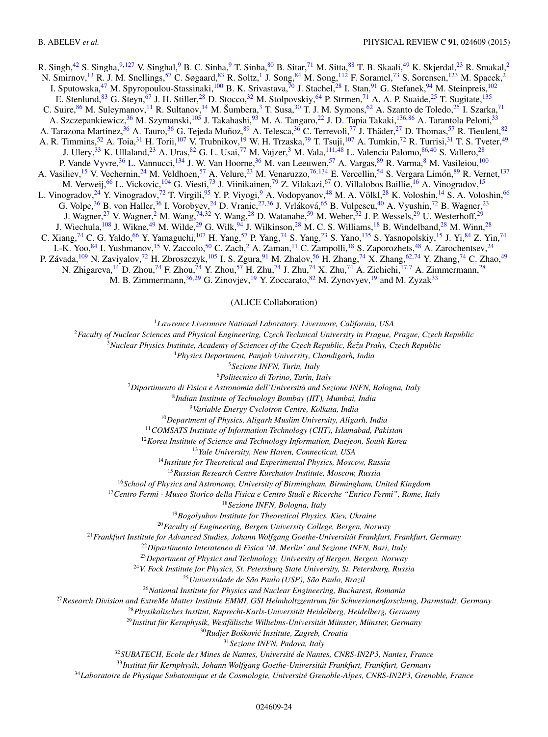R. Singh,[42] S. Singha,[9,127] V. Singhal,[9] B. C. Sinha,[9] T. Sinha,[80] B. Sitar,[71] M. Sitta,[88] T. B. Skaali,[49] K. Skjerdal,[23] R. Smakal,[2] N. Smirnov,[13] R. J. M. Snellings,[57] C. Søgaard,[83] R. Soltz,[1] J. Song,[84] M. Song,[112] F. Soramel,[73] S. Sorensen,[123] M. Spacek,[2] I. Sputowska,[47] M. Spyropoulou-Stassinaki,[100] B. K. Srivastava,[70] J. Stachel,[28] I. Stan,[91] G. Stefanek,[94] M. Steinpreis,[102] E. Stenlund,[83] G. Steyn,[67] J. H. Stiller,[28] D. Stocco,[32] M. Stolpovskiy,[64] P. Strmen,[71] A. A. P. Suaide,[25] T. Sugitate,[135] C. Suire,[86] M. Suleymanov,[11] R. Sultanov,[14] M. Šumbera,[3] T. Susa,[30] T. J. M. Symons,[62] A. Szanto de Toledo,[25] I. Szarka,[71] A. Szczepankiewicz,[36] M. Szymanski,[105] J. Takahashi,[93] M. A. Tangaro,[22] J. D. Tapia Takaki,[136,86] A. Tarantola Peloni,[33] A. Tarazona Martinez,[36] A. Tauro,[36] G. Tejeda Muñoz,[89] A. Telesca,[36] C. Terrevoli,[77] J. Thäder,[27] D. Thomas,[57] R. Tieulent,[82] A. R. Timmins,[52] A. Toia,[31] H. Torii,[107] V. Trubnikov,[19] W. H. Trzaska,[79] T. Tsuji,[107] A. Tumkin,[72] R. Turrisi,[31] T. S. Tveter,[49] J. Ulery,[33] K. Ullaland,[23] A. Uras,[82] G. L. Usai,[77] M. Vajzer,[3] M. Vala,[111,48] L. Valencia Palomo,[86,40] S. Vallero,[28] P. Vande Vyvre,[36] L. Vannucci,[134] J. W. Van Hoorne,[36] M. van Leeuwen,[57] A. Vargas,[89] R. Varma,[8] M. Vasileiou,[100] A. Vasiliev,[15] V. Vechernin,[24] M. Veldhoen,[57] A. Velure,[23] M. Venaruzzo,[76,134] E. Vercellin,[54] S. Vergara Limón,[89] R. Vernet,[137] M. Verweij,[66] L. Vickovic,[104] G. Viesti,[73] J. Viinikainen,[79] Z. Vilakazi,[67] O. Villalobos Baillie,[16] A. Vinogradov,[15] L. Vinogradov,[24] Y. Vinogradov,[72] T. Virgili,[95] Y. P. Viyogi,[9] A. Vodopyanov,[48] M. A. Völkl,[28] K. Voloshin,[14] S. A. Voloshin,[66] G. Volpe,[36] B. von Haller,[36] I. Vorobyev,[24] D. Vranic,[27,36] J. Vrláková,[65] B. Vulpescu,[40] A. Vyushin,[72] B. Wagner,[23] J. Wagner,[27] V. Wagner,[2] M. Wang,[74,32] Y. Wang,[28] D. Watanabe,[59] M. Weber,[52] J. P. Wessels,[29] U. Westerhoff,[29] J. Wiechula,[108] J. Wikne,[49] M. Wilde,[29] G. Wilk,[94] J. Wilkinson,[28] M. C. S. Williams,[18] B. Windelband,[28] M. Winn,[28] C. Xiang,[74] C. G. Yaldo,[66] Y. Yamaguchi,[107] H. Yang,[57] P. Yang,[74] S. Yang,[23] S. Yano,[135] S. Yasnopolskiy,[15] J. Yi,[84] Z. Yin,[74] I.-K. Yoo,[84] I. Yushmanov,[15] V. Zaccolo,[50] C. Zach,[2] A. Zaman,[11] C. Zampolli,[18] S. Zaporozhets,[48] A. Zarochentsev,[24] P. Závada,[109] N. Zaviyalov,[72] H. Zbroszczyk,[105] I. S. Zgura,[91] M. Zhalov,[56] H. Zhang,[74] X. Zhang,[62,74] Y. Zhang,[74] C. Zhao,[49] N. Zhigareva,[14] D. Zhou,[74] F. Zhou,[74] Y. Zhou,[57] H. Zhu,[74] J. Zhu,[74] X. Zhu,[74] A. Zichichi,[17,7] A. Zimmermann,[28] M. B. Zimmermann,[36,29] G. Zinovjev,[19] Y. Zoccarato,[82] M. Zynovyev,[19] and M. Zyzak[33]

(ALICE Collaboration)

[1]*Lawrence Livermore National Laboratory, Livermore, California, USA*  
[2]*Faculty of Nuclear Sciences and Physical Engineering, Czech Technical University in Prague, Prague, Czech Republic*  
[3]*Nuclear Physics Institute, Academy of Sciences of the Czech Republic, Řežu Prahy, Czech Republic*  
[4]*Physics Department, Panjab University, Chandigarh, India*  
[5]*Sezione INFN, Turin, Italy*  
[6]*Politecnico di Torino, Turin, Italy*  
[7]*Dipartimento di Fisica e Astronomia dell'Università and Sezione INFN, Bologna, Italy*  
[8]*Indian Institute of Technology Bombay (IIT), Mumbai, India*  
[9]*Variable Energy Cyclotron Centre, Kolkata, India*  
[10]*Department of Physics, Aligarh Muslim University, Aligarh, India*  
[11]*COMSATS Institute of Information Technology (CIIT), Islamabad, Pakistan*  
[12]*Korea Institute of Science and Technology Information, Daejeon, South Korea*  
[13]*Yale University, New Haven, Connecticut, USA*  
[14]*Institute for Theoretical and Experimental Physics, Moscow, Russia*  
[15]*Russian Research Centre Kurchatov Institute, Moscow, Russia*  
[16]*School of Physics and Astronomy, University of Birmingham, Birmingham, United Kingdom*  
[17]*Centro Fermi - Museo Storico della Fisica e Centro Studi e Ricerche "Enrico Fermi", Rome, Italy*  
[18]*Sezione INFN, Bologna, Italy*  
[19]*Bogolyubov Institute for Theoretical Physics, Kiev, Ukraine*  
[20]*Faculty of Engineering, Bergen University College, Bergen, Norway*  
[21]*Frankfurt Institute for Advanced Studies, Johann Wolfgang Goethe-Universität Frankfurt, Frankfurt, Germany*  
[22]*Dipartimento Interateneo di Fisica 'M. Merlin' and Sezione INFN, Bari, Italy*  
[23]*Department of Physics and Technology, University of Bergen, Bergen, Norway*  
[24]*V. Fock Institute for Physics, St. Petersburg State University, St. Petersburg, Russia*  
[25]*Universidade de São Paulo (USP), São Paulo, Brazil*  
[26]*National Institute for Physics and Nuclear Engineering, Bucharest, Romania*  
[27]*Research Division and ExtreMe Matter Institute EMMI, GSI Helmholtzzentrum für Schwerionenforschung, Darmstadt, Germany*  
[28]*Physikalisches Institut, Ruprecht-Karls-Universität Heidelberg, Heidelberg, Germany*  
[29]*Institut für Kernphysik, Westfälische Wilhelms-Universität Münster, Münster, Germany*  
[30]*Rudjer Bošković Institute, Zagreb, Croatia*  
[31]*Sezione INFN, Padova, Italy*  
[32]*SUBATECH, Ecole des Mines de Nantes, Université de Nantes, CNRS-IN2P3, Nantes, France*  
[33]*Institut für Kernphysik, Johann Wolfgang Goethe-Universität Frankfurt, Frankfurt, Germany*  
[34]*Laboratoire de Physique Subatomique et de Cosmologie, Université Grenoble-Alpes, CNRS-IN2P3, Grenoble, France*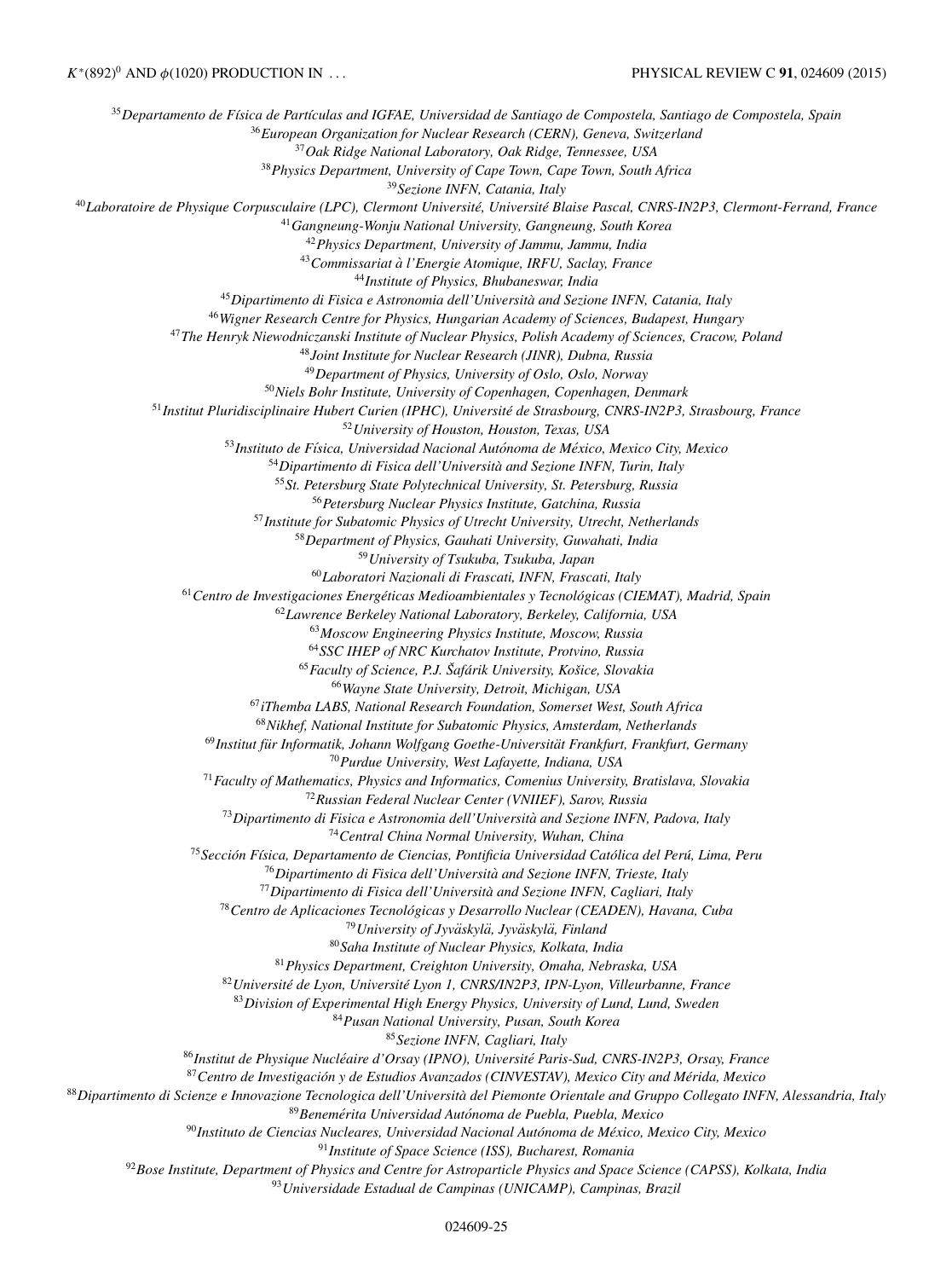[35]Departamento de Física de Partículas and IGFAE, Universidad de Santiago de Compostela, Santiago de Compostela, Spain
[36]European Organization for Nuclear Research (CERN), Geneva, Switzerland
[37]Oak Ridge National Laboratory, Oak Ridge, Tennessee, USA
[38]Physics Department, University of Cape Town, Cape Town, South Africa
[39]Sezione INFN, Catania, Italy
[40]Laboratoire de Physique Corpusculaire (LPC), Clermont Université, Université Blaise Pascal, CNRS-IN2P3, Clermont-Ferrand, France
[41]Gangneung-Wonju National University, Gangneung, South Korea
[42]Physics Department, University of Jammu, Jammu, India
[43]Commissariat à l'Energie Atomique, IRFU, Saclay, France
[44]Institute of Physics, Bhubaneswar, India
[45]Dipartimento di Fisica e Astronomia dell'Università and Sezione INFN, Catania, Italy
[46]Wigner Research Centre for Physics, Hungarian Academy of Sciences, Budapest, Hungary
[47]The Henryk Niewodniczanski Institute of Nuclear Physics, Polish Academy of Sciences, Cracow, Poland
[48]Joint Institute for Nuclear Research (JINR), Dubna, Russia
[49]Department of Physics, University of Oslo, Oslo, Norway
[50]Niels Bohr Institute, University of Copenhagen, Copenhagen, Denmark
[51]Institut Pluridisciplinaire Hubert Curien (IPHC), Université de Strasbourg, CNRS-IN2P3, Strasbourg, France
[52]University of Houston, Houston, Texas, USA
[53]Instituto de Física, Universidad Nacional Autónoma de México, Mexico City, Mexico
[54]Dipartimento di Fisica dell'Università and Sezione INFN, Turin, Italy
[55]St. Petersburg State Polytechnical University, St. Petersburg, Russia
[56]Petersburg Nuclear Physics Institute, Gatchina, Russia
[57]Institute for Subatomic Physics of Utrecht University, Utrecht, Netherlands
[58]Department of Physics, Gauhati University, Guwahati, India
[59]University of Tsukuba, Tsukuba, Japan
[60]Laboratori Nazionali di Frascati, INFN, Frascati, Italy
[61]Centro de Investigaciones Energéticas Medioambientales y Tecnológicas (CIEMAT), Madrid, Spain
[62]Lawrence Berkeley National Laboratory, Berkeley, California, USA
[63]Moscow Engineering Physics Institute, Moscow, Russia
[64]SSC IHEP of NRC Kurchatov Institute, Protvino, Russia
[65]Faculty of Science, P.J. Šafárik University, Košice, Slovakia
[66]Wayne State University, Detroit, Michigan, USA
[67]iThemba LABS, National Research Foundation, Somerset West, South Africa
[68]Nikhef, National Institute for Subatomic Physics, Amsterdam, Netherlands
[69]Institut für Informatik, Johann Wolfgang Goethe-Universität Frankfurt, Frankfurt, Germany
[70]Purdue University, West Lafayette, Indiana, USA
[71]Faculty of Mathematics, Physics and Informatics, Comenius University, Bratislava, Slovakia
[72]Russian Federal Nuclear Center (VNIIEF), Sarov, Russia
[73]Dipartimento di Fisica e Astronomia dell'Università and Sezione INFN, Padova, Italy
[74]Central China Normal University, Wuhan, China
[75]Sección Física, Departamento de Ciencias, Pontificia Universidad Católica del Perú, Lima, Peru
[76]Dipartimento di Fisica dell'Università and Sezione INFN, Trieste, Italy
[77]Dipartimento di Fisica dell'Università and Sezione INFN, Cagliari, Italy
[78]Centro de Aplicaciones Tecnológicas y Desarrollo Nuclear (CEADEN), Havana, Cuba
[79]University of Jyväskylä, Jyväskylä, Finland
[80]Saha Institute of Nuclear Physics, Kolkata, India
[81]Physics Department, Creighton University, Omaha, Nebraska, USA
[82]Université de Lyon, Université Lyon 1, CNRS/IN2P3, IPN-Lyon, Villeurbanne, France
[83]Division of Experimental High Energy Physics, University of Lund, Lund, Sweden
[84]Pusan National University, Pusan, South Korea
[85]Sezione INFN, Cagliari, Italy
[86]Institut de Physique Nucléaire d'Orsay (IPNO), Université Paris-Sud, CNRS-IN2P3, Orsay, France
[87]Centro de Investigación y de Estudios Avanzados (CINVESTAV), Mexico City and Mérida, Mexico
[88]Dipartimento di Scienze e Innovazione Tecnologica dell'Università del Piemonte Orientale and Gruppo Collegato INFN, Alessandria, Italy
[89]Benemérita Universidad Autónoma de Puebla, Puebla, Mexico
[90]Instituto de Ciencias Nucleares, Universidad Nacional Autónoma de México, Mexico City, Mexico
[91]Institute of Space Science (ISS), Bucharest, Romania
[92]Bose Institute, Department of Physics and Centre for Astroparticle Physics and Space Science (CAPSS), Kolkata, India
[93]Universidade Estadual de Campinas (UNICAMP), Campinas, Brazil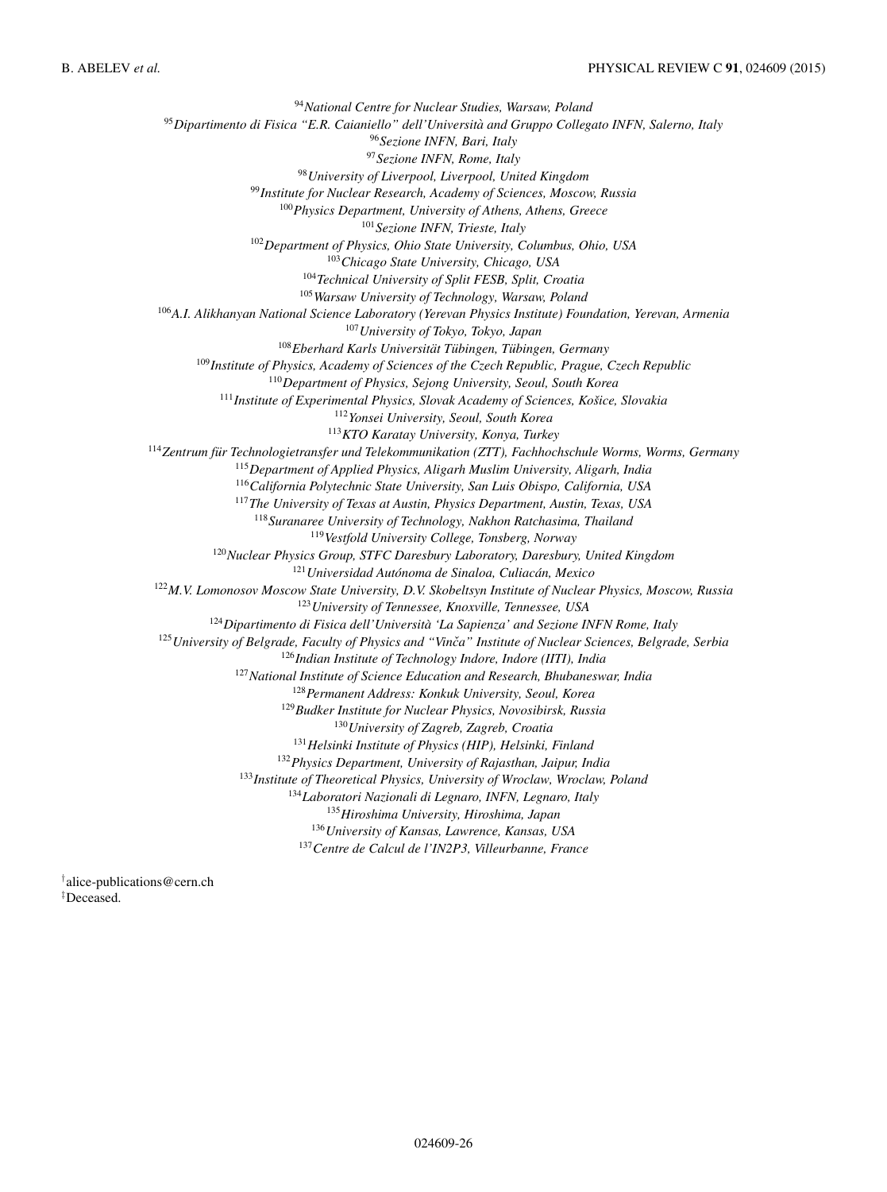[94]*National Centre for Nuclear Studies, Warsaw, Poland*

[95]*Dipartimento di Fisica "E.R. Caianiello" dell'Università and Gruppo Collegato INFN, Salerno, Italy*

[96]*Sezione INFN, Bari, Italy*

[97]*Sezione INFN, Rome, Italy*

[98]*University of Liverpool, Liverpool, United Kingdom*

[99]*Institute for Nuclear Research, Academy of Sciences, Moscow, Russia*

[100]*Physics Department, University of Athens, Athens, Greece*

[101]*Sezione INFN, Trieste, Italy*

[102]*Department of Physics, Ohio State University, Columbus, Ohio, USA*

[103]*Chicago State University, Chicago, USA*

[104]*Technical University of Split FESB, Split, Croatia*

[105]*Warsaw University of Technology, Warsaw, Poland*

[106]*A.I. Alikhanyan National Science Laboratory (Yerevan Physics Institute) Foundation, Yerevan, Armenia*

[107]*University of Tokyo, Tokyo, Japan*

[108]*Eberhard Karls Universität Tübingen, Tübingen, Germany*

[109]*Institute of Physics, Academy of Sciences of the Czech Republic, Prague, Czech Republic*

[110]*Department of Physics, Sejong University, Seoul, South Korea*

[111]*Institute of Experimental Physics, Slovak Academy of Sciences, Košice, Slovakia*

[112]*Yonsei University, Seoul, South Korea*

[113]*KTO Karatay University, Konya, Turkey*

[114]*Zentrum für Technologietransfer und Telekommunikation (ZTT), Fachhochschule Worms, Worms, Germany*

[115]*Department of Applied Physics, Aligarh Muslim University, Aligarh, India*

[116]*California Polytechnic State University, San Luis Obispo, California, USA*

[117]*The University of Texas at Austin, Physics Department, Austin, Texas, USA*

[118]*Suranaree University of Technology, Nakhon Ratchasima, Thailand*

[119]*Vestfold University College, Tonsberg, Norway*

[120]*Nuclear Physics Group, STFC Daresbury Laboratory, Daresbury, United Kingdom*

[121]*Universidad Autónoma de Sinaloa, Culiacán, Mexico*

[122]*M.V. Lomonosov Moscow State University, D.V. Skobeltsyn Institute of Nuclear Physics, Moscow, Russia*

[123]*University of Tennessee, Knoxville, Tennessee, USA*

[124]*Dipartimento di Fisica dell'Università 'La Sapienza' and Sezione INFN Rome, Italy*

[125]*University of Belgrade, Faculty of Physics and "Vinča" Institute of Nuclear Sciences, Belgrade, Serbia*

[126]*Indian Institute of Technology Indore, Indore (IITI), India*

[127]*National Institute of Science Education and Research, Bhubaneswar, India*

[128]*Permanent Address: Konkuk University, Seoul, Korea*

[129]*Budker Institute for Nuclear Physics, Novosibirsk, Russia*

[130]*University of Zagreb, Zagreb, Croatia*

[131]*Helsinki Institute of Physics (HIP), Helsinki, Finland*

[132]*Physics Department, University of Rajasthan, Jaipur, India*

[133]*Institute of Theoretical Physics, University of Wroclaw, Wroclaw, Poland*

[134]*Laboratori Nazionali di Legnaro, INFN, Legnaro, Italy*

[135]*Hiroshima University, Hiroshima, Japan*

[136]*University of Kansas, Lawrence, Kansas, USA*

[137]*Centre de Calcul de l'IN2P3, Villeurbanne, France*

[†]alice-publications@cern.ch

[‡]Deceased.